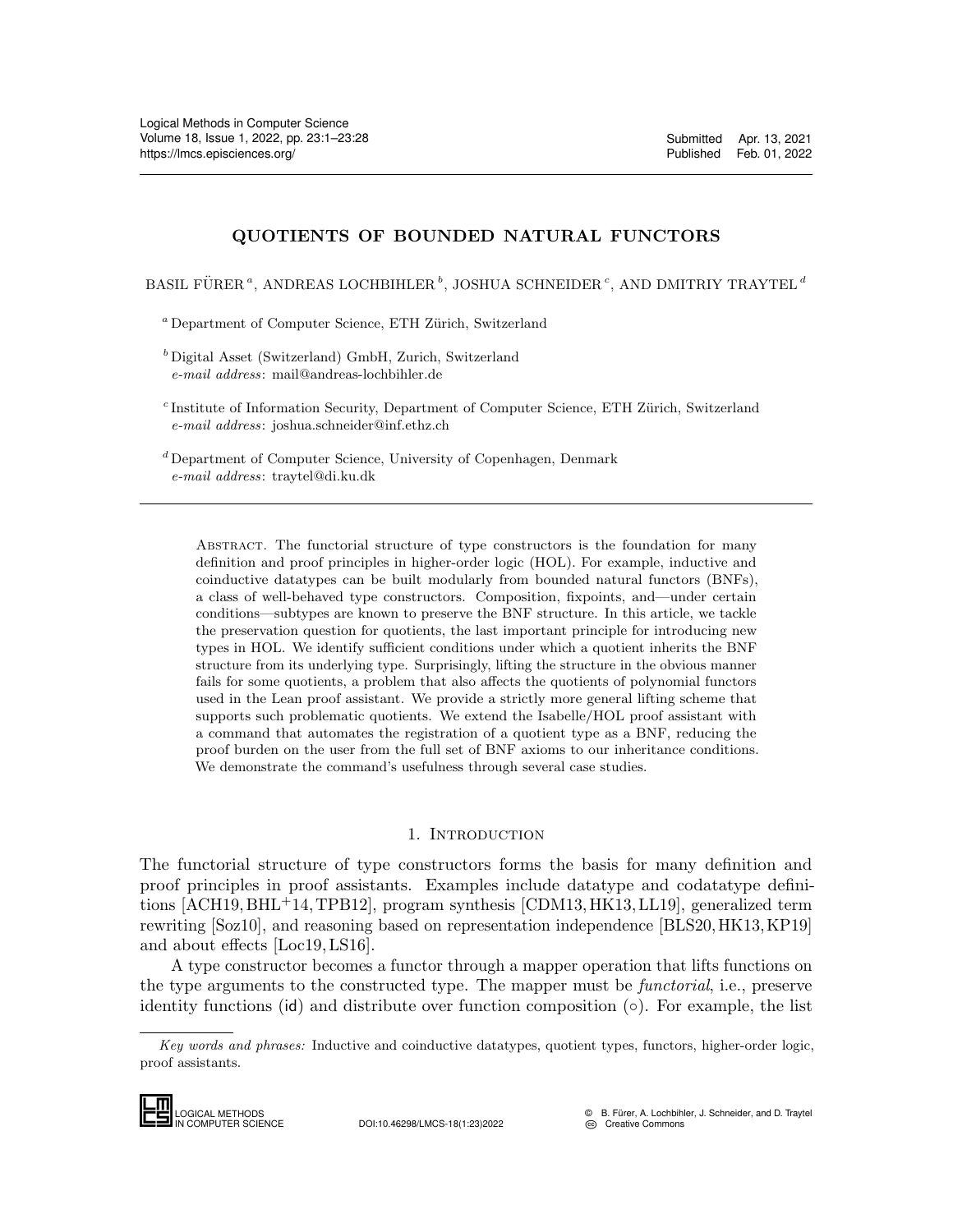# QUOTIENTS OF BOUNDED NATURAL FUNCTORS

BASIL FÜRER [a], ANDREAS LOCHBIHLER [b], JOSHUA SCHNEIDER [c], AND DMITRIY TRAYTEL [d]

[a] Department of Computer Science, ETH Zürich, Switzerland

[b] Digital Asset (Switzerland) GmbH, Zurich, Switzerland
*e-mail address*: mail@andreas-lochbihler.de

[c] Institute of Information Security, Department of Computer Science, ETH Zürich, Switzerland
*e-mail address*: joshua.schneider@inf.ethz.ch

[d] Department of Computer Science, University of Copenhagen, Denmark
*e-mail address*: traytel@di.ku.dk

Abstract. The functorial structure of type constructors is the foundation for many definition and proof principles in higher-order logic (HOL). For example, inductive and coinductive datatypes can be built modularly from bounded natural functors (BNFs), a class of well-behaved type constructors. Composition, fixpoints, and—under certain conditions—subtypes are known to preserve the BNF structure. In this article, we tackle the preservation question for quotients, the last important principle for introducing new types in HOL. We identify sufficient conditions under which a quotient inherits the BNF structure from its underlying type. Surprisingly, lifting the structure in the obvious manner fails for some quotients, a problem that also affects the quotients of polynomial functors used in the Lean proof assistant. We provide a strictly more general lifting scheme that supports such problematic quotients. We extend the Isabelle/HOL proof assistant with a command that automates the registration of a quotient type as a BNF, reducing the proof burden on the user from the full set of BNF axioms to our inheritance conditions. We demonstrate the command's usefulness through several case studies.

## 1. Introduction

The functorial structure of type constructors forms the basis for many definition and proof principles in proof assistants. Examples include datatype and codatatype definitions [ACH19, BHL+14, TPB12], program synthesis [CDM13, HK13, LL19], generalized term rewriting [Soz10], and reasoning based on representation independence [BLS20, HK13, KP19] and about effects [Loc19, LS16].

A type constructor becomes a functor through a mapper operation that lifts functions on the type arguments to the constructed type. The mapper must be *functorial*, i.e., preserve identity functions (id) and distribute over function composition (∘). For example, the list

*Key words and phrases:* Inductive and coinductive datatypes, quotient types, functors, higher-order logic, proof assistants.

DOI:10.46298/LMCS-18(1:23)2022

© B. Fürer, A. Lochbihler, J. Schneider, and D. Traytel
Creative Commons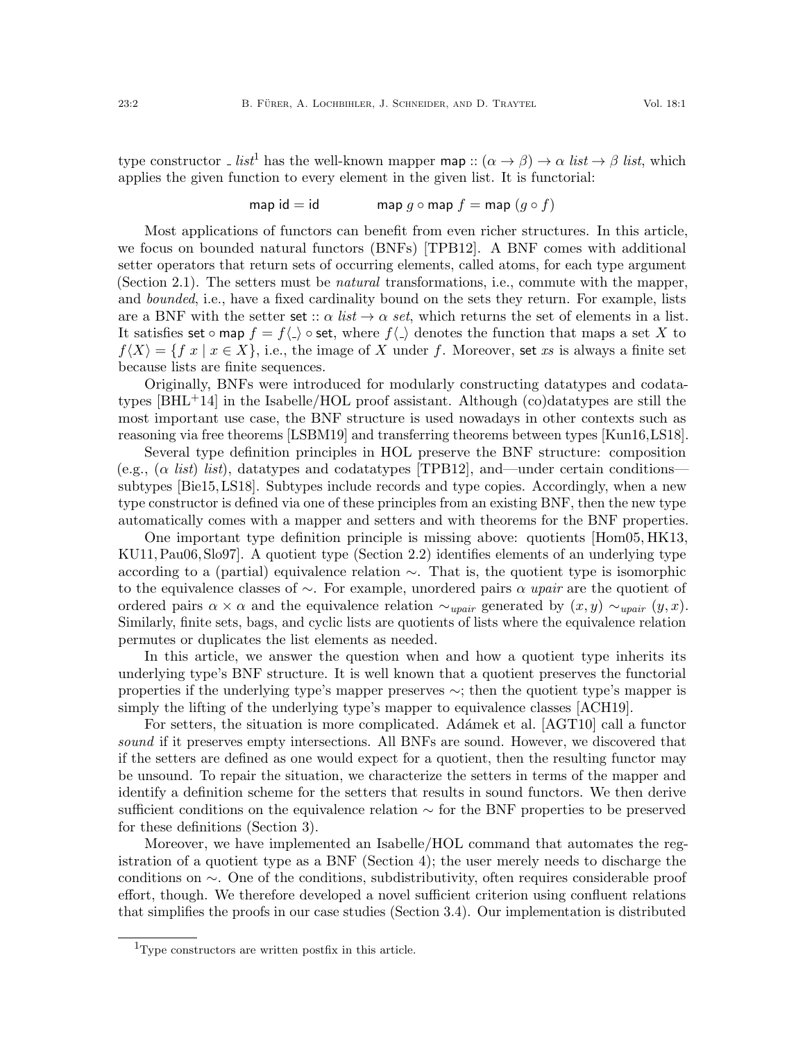type constructor $\_\ list$[1] has the well-known mapper $\mathsf{map} :: (\alpha \to \beta) \to \alpha\ list \to \beta\ list$, which applies the given function to every element in the given list. It is functorial:

$$\mathsf{map}\ \mathsf{id} = \mathsf{id} \qquad\qquad \mathsf{map}\ g \circ \mathsf{map}\ f = \mathsf{map}\ (g \circ f)$$

Most applications of functors can benefit from even richer structures. In this article, we focus on bounded natural functors (BNFs) [TPB12]. A BNF comes with additional setter operators that return sets of occurring elements, called atoms, for each type argument (Section 2.1). The setters must be *natural* transformations, i.e., commute with the mapper, and *bounded*, i.e., have a fixed cardinality bound on the sets they return. For example, lists are a BNF with the setter $\mathsf{set} :: \alpha\ list \to \alpha\ set$, which returns the set of elements in a list. It satisfies $\mathsf{set} \circ \mathsf{map}\ f = f\langle\_\rangle \circ \mathsf{set}$, where $f\langle\_\rangle$ denotes the function that maps a set $X$ to $f\langle X\rangle = \{f\ x \mid x \in X\}$, i.e., the image of $X$ under $f$. Moreover, $\mathsf{set}\ xs$ is always a finite set because lists are finite sequences.

Originally, BNFs were introduced for modularly constructing datatypes and codatatypes [BHL+14] in the Isabelle/HOL proof assistant. Although (co)datatypes are still the most important use case, the BNF structure is used nowadays in other contexts such as reasoning via free theorems [LSBM19] and transferring theorems between types [Kun16,LS18].

Several type definition principles in HOL preserve the BNF structure: composition (e.g., $(\alpha\ list)\ list$), datatypes and codatatypes [TPB12], and—under certain conditions—subtypes [Bie15,LS18]. Subtypes include records and type copies. Accordingly, when a new type constructor is defined via one of these principles from an existing BNF, then the new type automatically comes with a mapper and setters and with theorems for the BNF properties.

One important type definition principle is missing above: quotients [Hom05, HK13, KU11, Pau06, Slo97]. A quotient type (Section 2.2) identifies elements of an underlying type according to a (partial) equivalence relation $\sim$. That is, the quotient type is isomorphic to the equivalence classes of $\sim$. For example, unordered pairs $\alpha\ upair$ are the quotient of ordered pairs $\alpha \times \alpha$ and the equivalence relation $\sim_{upair}$ generated by $(x, y) \sim_{upair} (y, x)$. Similarly, finite sets, bags, and cyclic lists are quotients of lists where the equivalence relation permutes or duplicates the list elements as needed.

In this article, we answer the question when and how a quotient type inherits its underlying type's BNF structure. It is well known that a quotient preserves the functorial properties if the underlying type's mapper preserves $\sim$; then the quotient type's mapper is simply the lifting of the underlying type's mapper to equivalence classes [ACH19].

For setters, the situation is more complicated. Adámek et al. [AGT10] call a functor *sound* if it preserves empty intersections. All BNFs are sound. However, we discovered that if the setters are defined as one would expect for a quotient, then the resulting functor may be unsound. To repair the situation, we characterize the setters in terms of the mapper and identify a definition scheme for the setters that results in sound functors. We then derive sufficient conditions on the equivalence relation $\sim$ for the BNF properties to be preserved for these definitions (Section 3).

Moreover, we have implemented an Isabelle/HOL command that automates the registration of a quotient type as a BNF (Section 4); the user merely needs to discharge the conditions on $\sim$. One of the conditions, subdistributivity, often requires considerable proof effort, though. We therefore developed a novel sufficient criterion using confluent relations that simplifies the proofs in our case studies (Section 3.4). Our implementation is distributed

[1] Type constructors are written postfix in this article.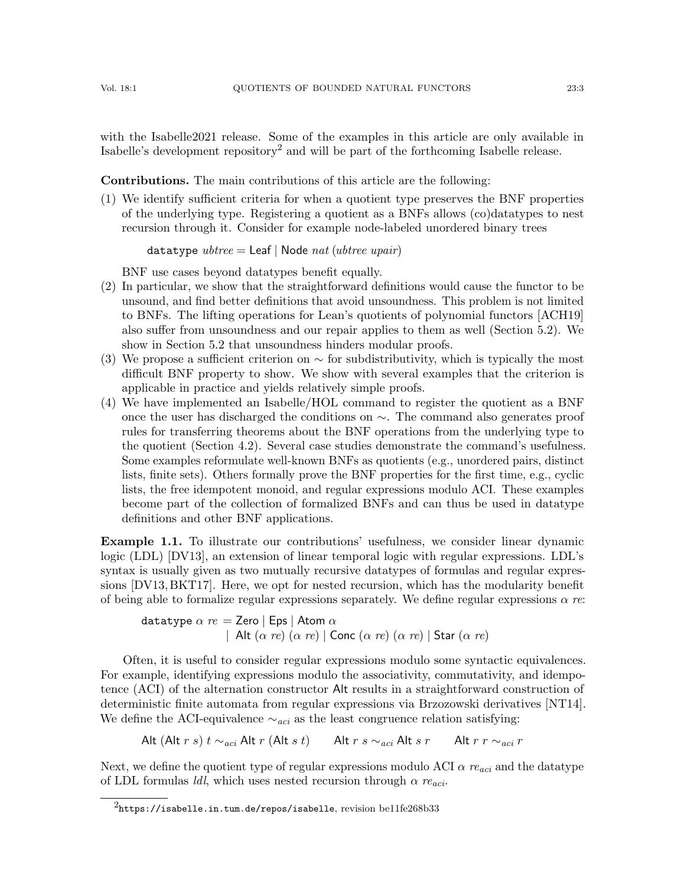with the Isabelle2021 release. Some of the examples in this article are only available in Isabelle's development repository[2] and will be part of the forthcoming Isabelle release.

**Contributions.** The main contributions of this article are the following:

1. We identify sufficient criteria for when a quotient type preserves the BNF properties of the underlying type. Registering a quotient as a BNFs allows (co)datatypes to nest recursion through it. Consider for example node-labeled unordered binary trees

   $\texttt{datatype}\ \mathit{ubtree} = \mathsf{Leaf} \mid \mathsf{Node}\ \mathit{nat}\ (\mathit{ubtree}\ \mathit{upair})$

   BNF use cases beyond datatypes benefit equally.
2. In particular, we show that the straightforward definitions would cause the functor to be unsound, and find better definitions that avoid unsoundness. This problem is not limited to BNFs. The lifting operations for Lean's quotients of polynomial functors [ACH19] also suffer from unsoundness and our repair applies to them as well (Section 5.2). We show in Section 5.2 that unsoundness hinders modular proofs.
3. We propose a sufficient criterion on $\sim$ for subdistributivity, which is typically the most difficult BNF property to show. We show with several examples that the criterion is applicable in practice and yields relatively simple proofs.
4. We have implemented an Isabelle/HOL command to register the quotient as a BNF once the user has discharged the conditions on $\sim$. The command also generates proof rules for transferring theorems about the BNF operations from the underlying type to the quotient (Section 4.2). Several case studies demonstrate the command's usefulness. Some examples reformulate well-known BNFs as quotients (e.g., unordered pairs, distinct lists, finite sets). Others formally prove the BNF properties for the first time, e.g., cyclic lists, the free idempotent monoid, and regular expressions modulo ACI. These examples become part of the collection of formalized BNFs and can thus be used in datatype definitions and other BNF applications.

**Example 1.1.** To illustrate our contributions' usefulness, we consider linear dynamic logic (LDL) [DV13], an extension of linear temporal logic with regular expressions. LDL's syntax is usually given as two mutually recursive datatypes of formulas and regular expressions [DV13, BKT17]. Here, we opt for nested recursion, which has the modularity benefit of being able to formalize regular expressions separately. We define regular expressions $\alpha\ \mathit{re}$:

$$\begin{aligned}\texttt{datatype}\ \alpha\ \mathit{re} = {} & \mathsf{Zero} \mid \mathsf{Eps} \mid \mathsf{Atom}\ \alpha \\ \mid {} & \mathsf{Alt}\ (\alpha\ \mathit{re})\ (\alpha\ \mathit{re}) \mid \mathsf{Conc}\ (\alpha\ \mathit{re})\ (\alpha\ \mathit{re}) \mid \mathsf{Star}\ (\alpha\ \mathit{re})\end{aligned}$$

Often, it is useful to consider regular expressions modulo some syntactic equivalences. For example, identifying expressions modulo the associativity, commutativity, and idempotence (ACI) of the alternation constructor Alt results in a straightforward construction of deterministic finite automata from regular expressions via Brzozowski derivatives [NT14]. We define the ACI-equivalence $\sim_{aci}$ as the least congruence relation satisfying:

$$\mathsf{Alt}\ (\mathsf{Alt}\ r\ s)\ t \sim_{aci} \mathsf{Alt}\ r\ (\mathsf{Alt}\ s\ t) \qquad \mathsf{Alt}\ r\ s \sim_{aci} \mathsf{Alt}\ s\ r \qquad \mathsf{Alt}\ r\ r \sim_{aci} r$$

Next, we define the quotient type of regular expressions modulo ACI $\alpha\ \mathit{re}_{aci}$ and the datatype of LDL formulas *ldl*, which uses nested recursion through $\alpha\ \mathit{re}_{aci}$.

[2] `https://isabelle.in.tum.de/repos/isabelle`, revision be11fe268b33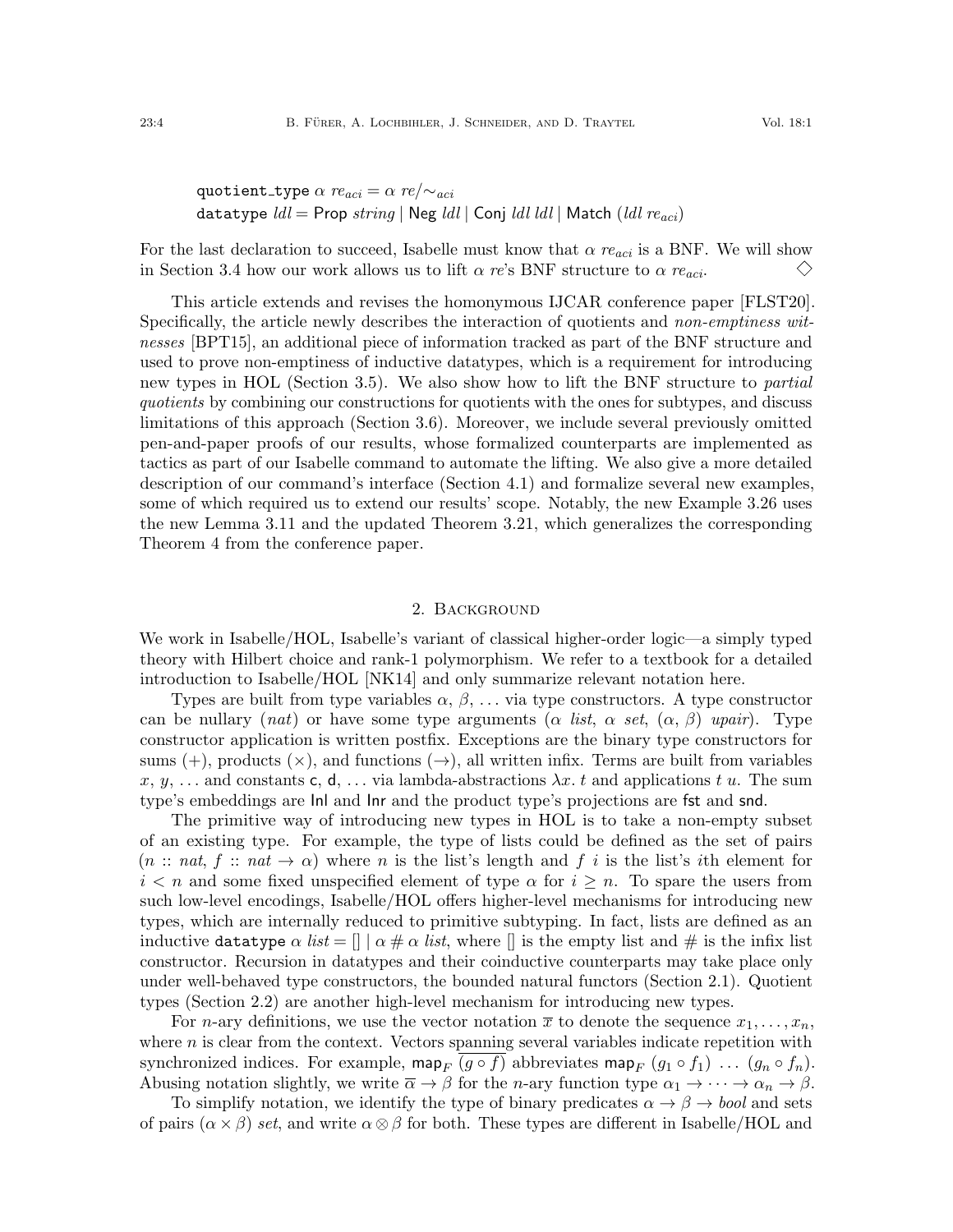$\texttt{quotient\_type}\ \alpha\ re_{aci} = \alpha\ re/{\sim_{aci}}$
$\texttt{datatype}\ ldl = \mathsf{Prop}\ string \mid \mathsf{Neg}\ ldl \mid \mathsf{Conj}\ ldl\ ldl \mid \mathsf{Match}\ (ldl\ re_{aci})$

For the last declaration to succeed, Isabelle must know that $\alpha\ re_{aci}$ is a BNF. We will show in Section 3.4 how our work allows us to lift $\alpha\ re$'s BNF structure to $\alpha\ re_{aci}$. ◇

This article extends and revises the homonymous IJCAR conference paper [FLST20]. Specifically, the article newly describes the interaction of quotients and *non-emptiness witnesses* [BPT15], an additional piece of information tracked as part of the BNF structure and used to prove non-emptiness of inductive datatypes, which is a requirement for introducing new types in HOL (Section 3.5). We also show how to lift the BNF structure to *partial quotients* by combining our constructions for quotients with the ones for subtypes, and discuss limitations of this approach (Section 3.6). Moreover, we include several previously omitted pen-and-paper proofs of our results, whose formalized counterparts are implemented as tactics as part of our Isabelle command to automate the lifting. We also give a more detailed description of our command's interface (Section 4.1) and formalize several new examples, some of which required us to extend our results' scope. Notably, the new Example 3.26 uses the new Lemma 3.11 and the updated Theorem 3.21, which generalizes the corresponding Theorem 4 from the conference paper.

## 2. Background

We work in Isabelle/HOL, Isabelle's variant of classical higher-order logic—a simply typed theory with Hilbert choice and rank-1 polymorphism. We refer to a textbook for a detailed introduction to Isabelle/HOL [NK14] and only summarize relevant notation here.

Types are built from type variables $\alpha$, $\beta$, ... via type constructors. A type constructor can be nullary ($nat$) or have some type arguments ($\alpha\ list$, $\alpha\ set$, $(\alpha, \beta)\ upair$). Type constructor application is written postfix. Exceptions are the binary type constructors for sums ($+$), products ($\times$), and functions ($\to$), all written infix. Terms are built from variables $x$, $y$, ... and constants $\mathsf{c}$, $\mathsf{d}$, ... via lambda-abstractions $\lambda x.\ t$ and applications $t\ u$. The sum type's embeddings are $\mathsf{Inl}$ and $\mathsf{Inr}$ and the product type's projections are $\mathsf{fst}$ and $\mathsf{snd}$.

The primitive way of introducing new types in HOL is to take a non-empty subset of an existing type. For example, the type of lists could be defined as the set of pairs $(n :: nat,\ f :: nat \to \alpha)$ where $n$ is the list's length and $f\ i$ is the list's $i$th element for $i < n$ and some fixed unspecified element of type $\alpha$ for $i \geq n$. To spare the users from such low-level encodings, Isabelle/HOL offers higher-level mechanisms for introducing new types, which are internally reduced to primitive subtyping. In fact, lists are defined as an inductive $\texttt{datatype}\ \alpha\ list = [] \mid \alpha\ \#\ \alpha\ list$, where $[]$ is the empty list and $\#$ is the infix list constructor. Recursion in datatypes and their coinductive counterparts may take place only under well-behaved type constructors, the bounded natural functors (Section 2.1). Quotient types (Section 2.2) are another high-level mechanism for introducing new types.

For $n$-ary definitions, we use the vector notation $\overline{x}$ to denote the sequence $x_1, \ldots, x_n$, where $n$ is clear from the context. Vectors spanning several variables indicate repetition with synchronized indices. For example, $\mathsf{map}_F\ \overline{(g \circ f)}$ abbreviates $\mathsf{map}_F\ (g_1 \circ f_1)\ \ldots\ (g_n \circ f_n)$. Abusing notation slightly, we write $\overline{\alpha} \to \beta$ for the $n$-ary function type $\alpha_1 \to \cdots \to \alpha_n \to \beta$.

To simplify notation, we identify the type of binary predicates $\alpha \to \beta \to bool$ and sets of pairs $(\alpha \times \beta)\ set$, and write $\alpha \otimes \beta$ for both. These types are different in Isabelle/HOL and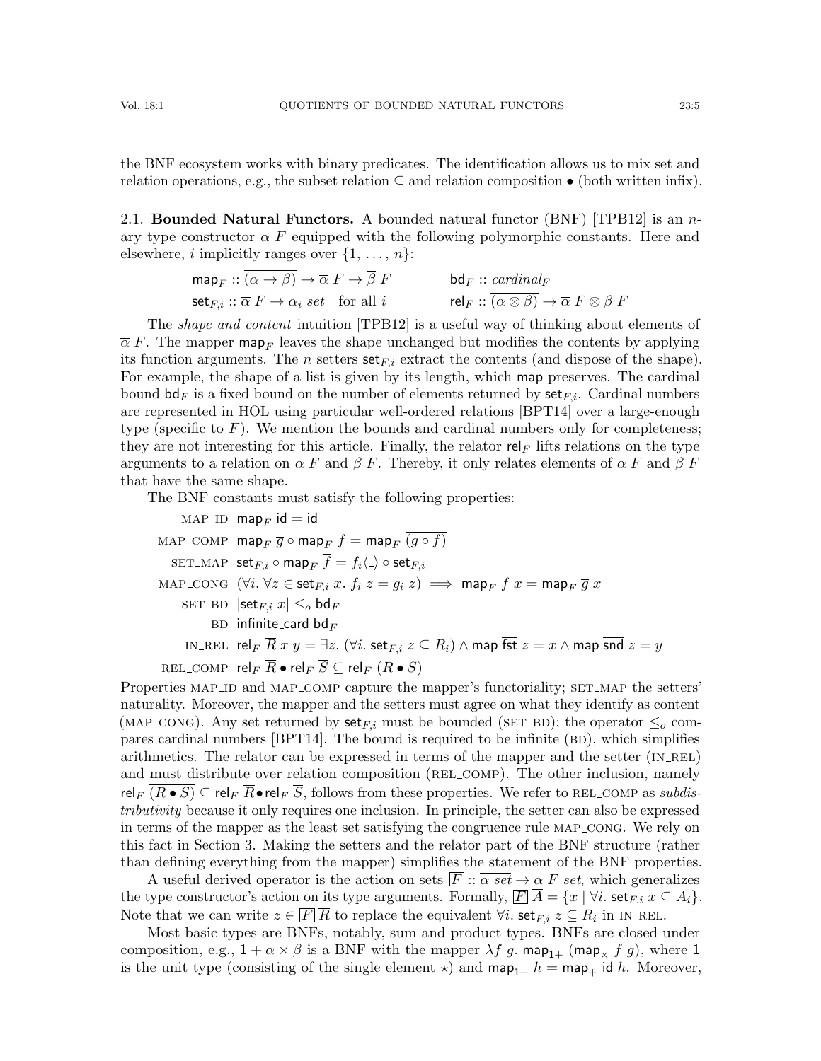the BNF ecosystem works with binary predicates. The identification allows us to mix set and relation operations, e.g., the subset relation $\subseteq$ and relation composition $\bullet$ (both written infix).

2.1. **Bounded Natural Functors.** A bounded natural functor (BNF) [TPB12] is an $n$-ary type constructor $\overline{\alpha}\ F$ equipped with the following polymorphic constants. Here and elsewhere, $i$ implicitly ranges over $\{1, \ldots, n\}$:

$$\mathsf{map}_F :: \overline{(\alpha \to \beta)} \to \overline{\alpha}\ F \to \overline{\beta}\ F \qquad \mathsf{bd}_F :: \mathit{cardinal}_F$$

$$\mathsf{set}_{F,i} :: \overline{\alpha}\ F \to \alpha_i\ \mathit{set} \quad \text{for all } i \qquad \mathsf{rel}_F :: \overline{(\alpha \otimes \beta)} \to \overline{\alpha}\ F \otimes \overline{\beta}\ F$$

The *shape and content* intuition [TPB12] is a useful way of thinking about elements of $\overline{\alpha}\ F$. The mapper $\mathsf{map}_F$ leaves the shape unchanged but modifies the contents by applying its function arguments. The $n$ setters $\mathsf{set}_{F,i}$ extract the contents (and dispose of the shape). For example, the shape of a list is given by its length, which $\mathsf{map}$ preserves. The cardinal bound $\mathsf{bd}_F$ is a fixed bound on the number of elements returned by $\mathsf{set}_{F,i}$. Cardinal numbers are represented in HOL using particular well-ordered relations [BPT14] over a large-enough type (specific to $F$). We mention the bounds and cardinal numbers only for completeness; they are not interesting for this article. Finally, the relator $\mathsf{rel}_F$ lifts relations on the type arguments to a relation on $\overline{\alpha}\ F$ and $\overline{\beta}\ F$. Thereby, it only relates elements of $\overline{\alpha}\ F$ and $\overline{\beta}\ F$ that have the same shape.

The BNF constants must satisfy the following properties:

| | |
|---|---|
| MAP_ID | $\mathsf{map}_F\ \overline{\mathsf{id}} = \mathsf{id}$ |
| MAP_COMP | $\mathsf{map}_F\ \overline{g} \circ \mathsf{map}_F\ \overline{f} = \mathsf{map}_F\ \overline{(g \circ f)}$ |
| SET_MAP | $\mathsf{set}_{F,i} \circ \mathsf{map}_F\ \overline{f} = f_i\langle\_\rangle \circ \mathsf{set}_{F,i}$ |
| MAP_CONG | $(\forall i.\ \forall z \in \mathsf{set}_{F,i}\ x.\ f_i\ z = g_i\ z) \implies \mathsf{map}_F\ \overline{f}\ x = \mathsf{map}_F\ \overline{g}\ x$ |
| SET_BD | $\lvert\mathsf{set}_{F,i}\ x\rvert \leq_o \mathsf{bd}_F$ |
| BD | $\mathsf{infinite\_card}\ \mathsf{bd}_F$ |
| IN_REL | $\mathsf{rel}_F\ \overline{R}\ x\ y = \exists z.\ (\forall i.\ \mathsf{set}_{F,i}\ z \subseteq R_i) \wedge \mathsf{map}\ \overline{\mathsf{fst}}\ z = x \wedge \mathsf{map}\ \overline{\mathsf{snd}}\ z = y$ |
| REL_COMP | $\mathsf{rel}_F\ \overline{R} \bullet \mathsf{rel}_F\ \overline{S} \subseteq \mathsf{rel}_F\ \overline{(R \bullet S)}$ |

Properties MAP_ID and MAP_COMP capture the mapper's functoriality; SET_MAP the setters' naturality. Moreover, the mapper and the setters must agree on what they identify as content (MAP_CONG). Any set returned by $\mathsf{set}_{F,i}$ must be bounded (SET_BD); the operator $\leq_o$ compares cardinal numbers [BPT14]. The bound is required to be infinite (BD), which simplifies arithmetics. The relator can be expressed in terms of the mapper and the setter (IN_REL) and must distribute over relation composition (REL_COMP). The other inclusion, namely $\mathsf{rel}_F\ \overline{(R \bullet S)} \subseteq \mathsf{rel}_F\ \overline{R} \bullet \mathsf{rel}_F\ \overline{S}$, follows from these properties. We refer to REL_COMP as *subdistributivity* because it only requires one inclusion. In principle, the setter can also be expressed in terms of the mapper as the least set satisfying the congruence rule MAP_CONG. We rely on this fact in Section 3. Making the setters and the relator part of the BNF structure (rather than defining everything from the mapper) simplifies the statement of the BNF properties.

A useful derived operator is the action on sets $\boxed{F} :: \overline{\alpha\ set} \to \overline{\alpha}\ F\ set$, which generalizes the type constructor's action on its type arguments. Formally, $\boxed{F}\ \overline{A} = \{x \mid \forall i.\ \mathsf{set}_{F,i}\ x \subseteq A_i\}$. Note that we can write $z \in \boxed{F}\ \overline{R}$ to replace the equivalent $\forall i.\ \mathsf{set}_{F,i}\ z \subseteq R_i$ in IN_REL.

Most basic types are BNFs, notably, sum and product types. BNFs are closed under composition, e.g., $1 + \alpha \times \beta$ is a BNF with the mapper $\lambda f\ g.\ \mathsf{map}_{1+}\ (\mathsf{map}_\times\ f\ g)$, where $1$ is the unit type (consisting of the single element $\star$) and $\mathsf{map}_{1+}\ h = \mathsf{map}_+\ \mathsf{id}\ h$. Moreover,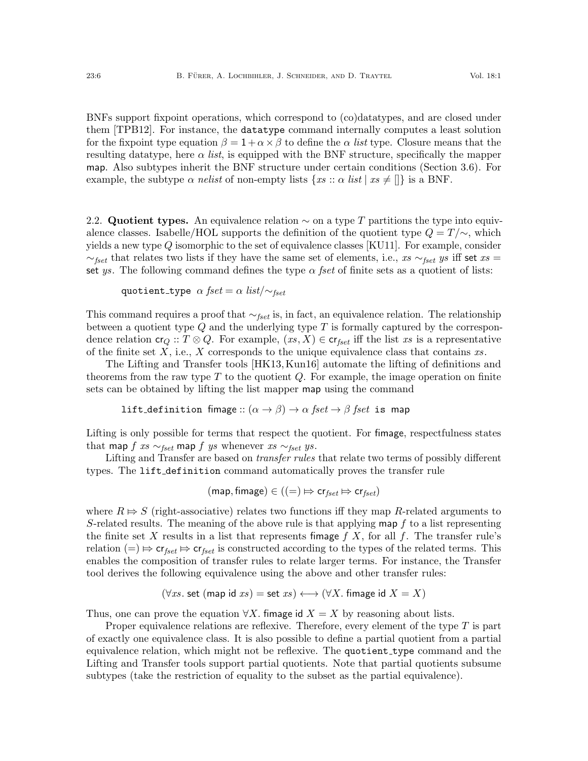BNFs support fixpoint operations, which correspond to (co)datatypes, and are closed under them [TPB12]. For instance, the `datatype` command internally computes a least solution for the fixpoint type equation $\beta = 1 + \alpha \times \beta$ to define the $\alpha$ *list* type. Closure means that the resulting datatype, here $\alpha$ *list*, is equipped with the BNF structure, specifically the mapper map. Also subtypes inherit the BNF structure under certain conditions (Section 3.6). For example, the subtype $\alpha$ *nelist* of non-empty lists $\{xs :: \alpha\ list \mid xs \neq []\}$ is a BNF.

2.2. **Quotient types.** An equivalence relation $\sim$ on a type $T$ partitions the type into equivalence classes. Isabelle/HOL supports the definition of the quotient type $Q = T/{\sim}$, which yields a new type $Q$ isomorphic to the set of equivalence classes [KU11]. For example, consider $\sim_{fset}$ that relates two lists if they have the same set of elements, i.e., $xs \sim_{fset} ys$ iff $\mathsf{set}\ xs = \mathsf{set}\ ys$. The following command defines the type $\alpha$ *fset* of finite sets as a quotient of lists:

$$\texttt{quotient\_type}\ \ \alpha\ fset = \alpha\ list/{\sim_{fset}}$$

This command requires a proof that $\sim_{fset}$ is, in fact, an equivalence relation. The relationship between a quotient type $Q$ and the underlying type $T$ is formally captured by the correspondence relation $\mathsf{cr}_Q :: T \otimes Q$. For example, $(xs, X) \in \mathsf{cr}_{fset}$ iff the list $xs$ is a representative of the finite set $X$, i.e., $X$ corresponds to the unique equivalence class that contains $xs$.

The Lifting and Transfer tools [HK13, Kun16] automate the lifting of definitions and theorems from the raw type $T$ to the quotient $Q$. For example, the image operation on finite sets can be obtained by lifting the list mapper map using the command

$$\texttt{lift\_definition}\ \ \mathsf{fimage} :: (\alpha \to \beta) \to \alpha\ fset \to \beta\ fset\ \ \texttt{is}\ \ \mathsf{map}$$

Lifting is only possible for terms that respect the quotient. For fimage, respectfulness states that $\mathsf{map}\ f\ xs \sim_{fset} \mathsf{map}\ f\ ys$ whenever $xs \sim_{fset} ys$.

Lifting and Transfer are based on *transfer rules* that relate two terms of possibly different types. The `lift_definition` command automatically proves the transfer rule

$$(\mathsf{map}, \mathsf{fimage}) \in ((=) \Rrightarrow \mathsf{cr}_{fset} \Rrightarrow \mathsf{cr}_{fset})$$

where $R \Rrightarrow S$ (right-associative) relates two functions iff they map $R$-related arguments to $S$-related results. The meaning of the above rule is that applying $\mathsf{map}\ f$ to a list representing the finite set $X$ results in a list that represents $\mathsf{fimage}\ f\ X$, for all $f$. The transfer rule's relation $(=) \Rrightarrow \mathsf{cr}_{fset} \Rrightarrow \mathsf{cr}_{fset}$ is constructed according to the types of the related terms. This enables the composition of transfer rules to relate larger terms. For instance, the Transfer tool derives the following equivalence using the above and other transfer rules:

$$(\forall xs.\ \mathsf{set}\ (\mathsf{map}\ \mathsf{id}\ xs) = \mathsf{set}\ xs) \longleftrightarrow (\forall X.\ \mathsf{fimage}\ \mathsf{id}\ X = X)$$

Thus, one can prove the equation $\forall X.\ \mathsf{fimage}\ \mathsf{id}\ X = X$ by reasoning about lists.

Proper equivalence relations are reflexive. Therefore, every element of the type $T$ is part of exactly one equivalence class. It is also possible to define a partial quotient from a partial equivalence relation, which might not be reflexive. The `quotient_type` command and the Lifting and Transfer tools support partial quotients. Note that partial quotients subsume subtypes (take the restriction of equality to the subset as the partial equivalence).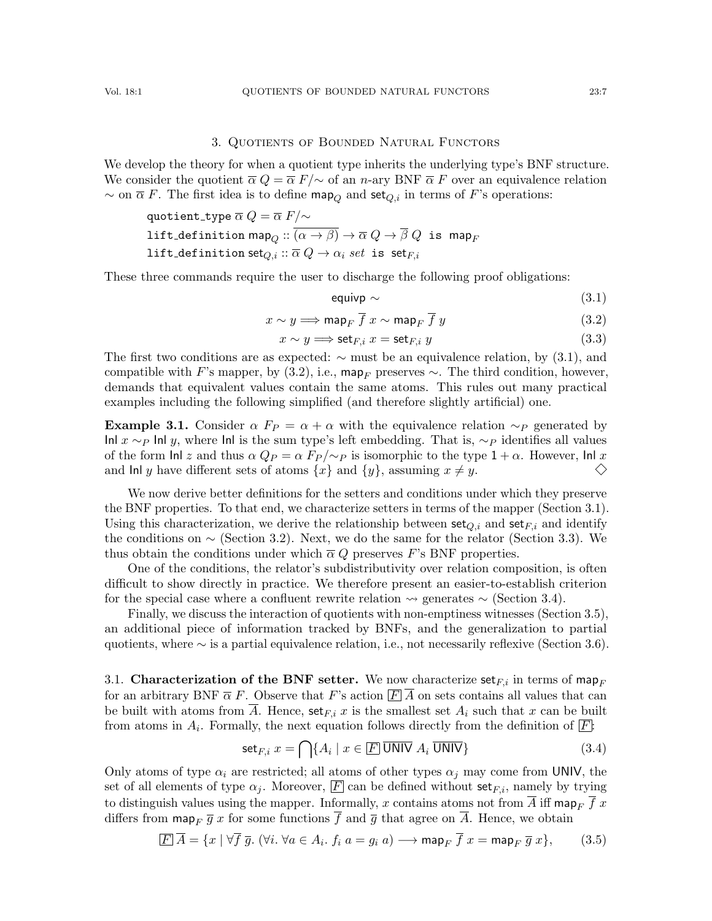## 3. Quotients of Bounded Natural Functors

We develop the theory for when a quotient type inherits the underlying type's BNF structure. We consider the quotient $\overline{\alpha}\ Q = \overline{\alpha}\ F/{\sim}$ of an $n$-ary BNF $\overline{\alpha}\ F$ over an equivalence relation $\sim$ on $\overline{\alpha}\ F$. The first idea is to define $\mathsf{map}_Q$ and $\mathsf{set}_{Q,i}$ in terms of $F$'s operations:

```
quotient_type ᾱ Q = ᾱ F/∼
lift_definition map_Q :: (α → β)‾ → ᾱ Q → β̄ Q is map_F
lift_definition set_Q,i :: ᾱ Q → α_i set is set_F,i
```

These three commands require the user to discharge the following proof obligations:

$$\mathsf{equivp}\ {\sim} \tag{3.1}$$

$$x \sim y \Longrightarrow \mathsf{map}_F\ \overline{f}\ x \sim \mathsf{map}_F\ \overline{f}\ y \tag{3.2}$$

$$x \sim y \Longrightarrow \mathsf{set}_{F,i}\ x = \mathsf{set}_{F,i}\ y \tag{3.3}$$

The first two conditions are as expected: $\sim$ must be an equivalence relation, by (3.1), and compatible with $F$'s mapper, by (3.2), i.e., $\mathsf{map}_F$ preserves $\sim$. The third condition, however, demands that equivalent values contain the same atoms. This rules out many practical examples including the following simplified (and therefore slightly artificial) one.

**Example 3.1.** Consider $\alpha\ F_P = \alpha + \alpha$ with the equivalence relation $\sim_P$ generated by $\mathsf{Inl}\ x \sim_P \mathsf{Inl}\ y$, where $\mathsf{Inl}$ is the sum type's left embedding. That is, $\sim_P$ identifies all values of the form $\mathsf{Inl}\ z$ and thus $\alpha\ Q_P = \alpha\ F_P/{\sim_P}$ is isomorphic to the type $1 + \alpha$. However, $\mathsf{Inl}\ x$ and $\mathsf{Inl}\ y$ have different sets of atoms $\{x\}$ and $\{y\}$, assuming $x \neq y$. ◇

We now derive better definitions for the setters and conditions under which they preserve the BNF properties. To that end, we characterize setters in terms of the mapper (Section 3.1). Using this characterization, we derive the relationship between $\mathsf{set}_{Q,i}$ and $\mathsf{set}_{F,i}$ and identify the conditions on $\sim$ (Section 3.2). Next, we do the same for the relator (Section 3.3). We thus obtain the conditions under which $\overline{\alpha}\ Q$ preserves $F$'s BNF properties.

One of the conditions, the relator's subdistributivity over relation composition, is often difficult to show directly in practice. We therefore present an easier-to-establish criterion for the special case where a confluent rewrite relation $\rightsquigarrow$ generates $\sim$ (Section 3.4).

Finally, we discuss the interaction of quotients with non-emptiness witnesses (Section 3.5), an additional piece of information tracked by BNFs, and the generalization to partial quotients, where $\sim$ is a partial equivalence relation, i.e., not necessarily reflexive (Section 3.6).

### 3.1. Characterization of the BNF setter.

We now characterize $\mathsf{set}_{F,i}$ in terms of $\mathsf{map}_F$ for an arbitrary BNF $\overline{\alpha}\ F$. Observe that $F$'s action $\boxed{F}\ \overline{A}$ on sets contains all values that can be built with atoms from $\overline{A}$. Hence, $\mathsf{set}_{F,i}\ x$ is the smallest set $A_i$ such that $x$ can be built from atoms in $A_i$. Formally, the next equation follows directly from the definition of $\boxed{F}$:

$$\mathsf{set}_{F,i}\ x = \bigcap\{A_i \mid x \in \boxed{F}\ \overline{\mathsf{UNIV}}\ A_i\ \overline{\mathsf{UNIV}}\} \tag{3.4}$$

Only atoms of type $\alpha_i$ are restricted; all atoms of other types $\alpha_j$ may come from $\mathsf{UNIV}$, the set of all elements of type $\alpha_j$. Moreover, $\boxed{F}$ can be defined without $\mathsf{set}_{F,i}$, namely by trying to distinguish values using the mapper. Informally, $x$ contains atoms not from $\overline{A}$ iff $\mathsf{map}_F\ \overline{f}\ x$ differs from $\mathsf{map}_F\ \overline{g}\ x$ for some functions $\overline{f}$ and $\overline{g}$ that agree on $\overline{A}$. Hence, we obtain

$$\boxed{F}\ \overline{A} = \{x \mid \forall \overline{f}\ \overline{g}.\ (\forall i.\ \forall a \in A_i.\ f_i\ a = g_i\ a) \longrightarrow \mathsf{map}_F\ \overline{f}\ x = \mathsf{map}_F\ \overline{g}\ x\}, \tag{3.5}$$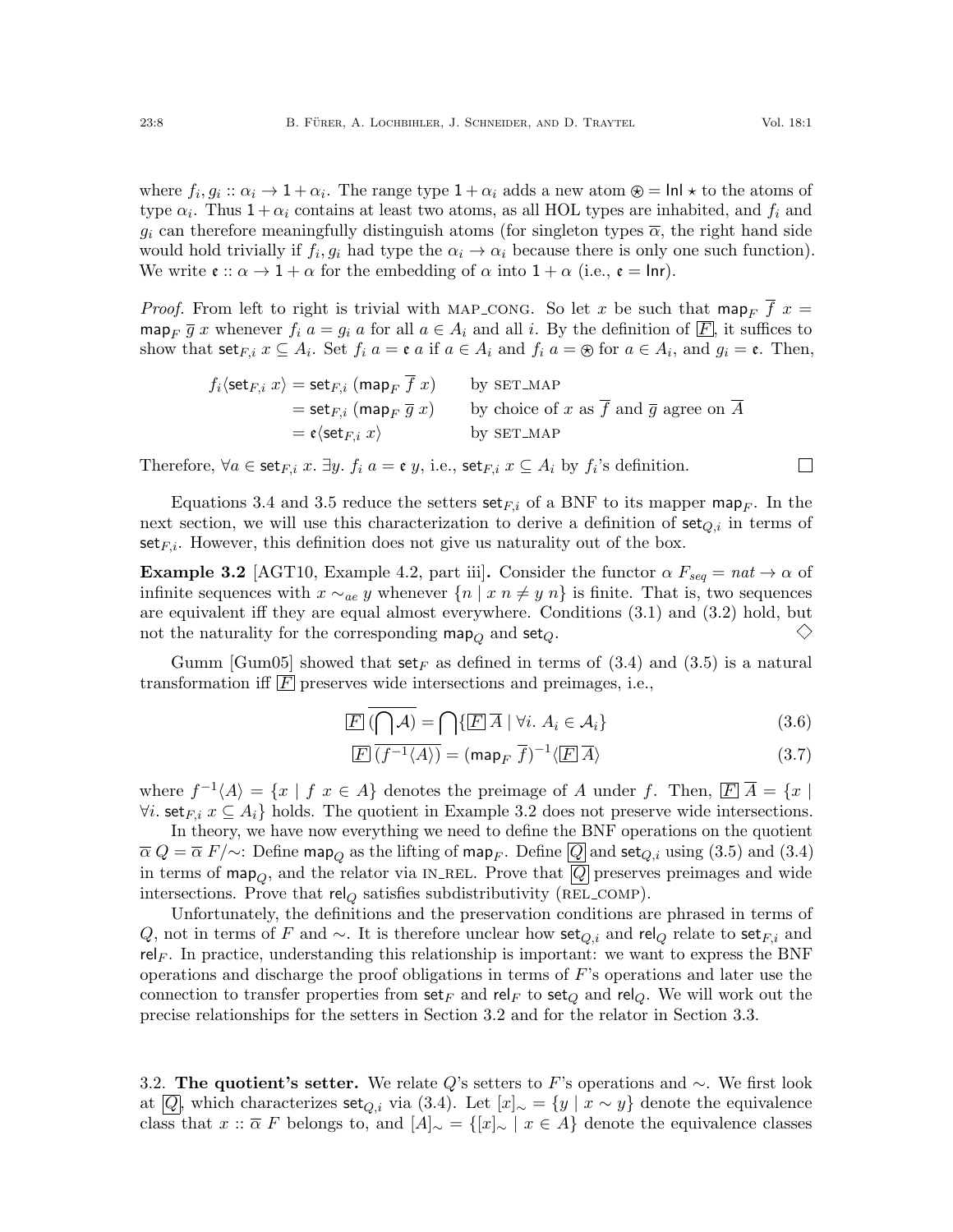where $f_i, g_i :: \alpha_i \to 1 + \alpha_i$. The range type $1 + \alpha_i$ adds a new atom $\circledast = \mathsf{Inl}\ \star$ to the atoms of type $\alpha_i$. Thus $1 + \alpha_i$ contains at least two atoms, as all HOL types are inhabited, and $f_i$ and $g_i$ can therefore meaningfully distinguish atoms (for singleton types $\overline{\alpha}$, the right hand side would hold trivially if $f_i, g_i$ had type the $\alpha_i \to \alpha_i$ because there is only one such function). We write $\mathfrak{e} :: \alpha \to 1 + \alpha$ for the embedding of $\alpha$ into $1 + \alpha$ (i.e., $\mathfrak{e} = \mathsf{Inr}$).

*Proof.* From left to right is trivial with MAP_CONG. So let $x$ be such that $\mathsf{map}_F\ \overline{f}\ x = \mathsf{map}_F\ \overline{g}\ x$ whenever $f_i\ a = g_i\ a$ for all $a \in A_i$ and all $i$. By the definition of $\boxed{F}$, it suffices to show that $\mathsf{set}_{F,i}\ x \subseteq A_i$. Set $f_i\ a = \mathfrak{e}\ a$ if $a \in A_i$ and $f_i\ a = \circledast$ for $a \in A_i$, and $g_i = \mathfrak{e}$. Then,

$$
\begin{aligned}
f_i\langle \mathsf{set}_{F,i}\ x\rangle &= \mathsf{set}_{F,i}\ (\mathsf{map}_F\ \overline{f}\ x) && \text{by SET\_MAP} \\
&= \mathsf{set}_{F,i}\ (\mathsf{map}_F\ \overline{g}\ x) && \text{by choice of } x \text{ as } \overline{f} \text{ and } \overline{g} \text{ agree on } \overline{A} \\
&= \mathfrak{e}\langle \mathsf{set}_{F,i}\ x\rangle && \text{by SET\_MAP}
\end{aligned}
$$

Therefore, $\forall a \in \mathsf{set}_{F,i}\ x.\ \exists y.\ f_i\ a = \mathfrak{e}\ y$, i.e., $\mathsf{set}_{F,i}\ x \subseteq A_i$ by $f_i$'s definition. □

Equations 3.4 and 3.5 reduce the setters $\mathsf{set}_{F,i}$ of a BNF to its mapper $\mathsf{map}_F$. In the next section, we will use this characterization to derive a definition of $\mathsf{set}_{Q,i}$ in terms of $\mathsf{set}_{F,i}$. However, this definition does not give us naturality out of the box.

**Example 3.2** [AGT10, Example 4.2, part iii]**.** Consider the functor $\alpha\ F_{seq} = nat \to \alpha$ of infinite sequences with $x \sim_{ae} y$ whenever $\{n \mid x\ n \neq y\ n\}$ is finite. That is, two sequences are equivalent iff they are equal almost everywhere. Conditions (3.1) and (3.2) hold, but not the naturality for the corresponding $\mathsf{map}_Q$ and $\mathsf{set}_Q$. ◇

Gumm [Gum05] showed that $\mathsf{set}_F$ as defined in terms of (3.4) and (3.5) is a natural transformation iff $\boxed{F}$ preserves wide intersections and preimages, i.e.,

$$\boxed{F}\ \overline{(\bigcap \mathcal{A})} = \bigcap\{\boxed{F}\ \overline{A} \mid \forall i.\ A_i \in \mathcal{A}_i\} \tag{3.6}$$

$$\boxed{F}\ \overline{(f^{-1}\langle A\rangle)} = (\mathsf{map}_F\ \overline{f})^{-1}\langle \boxed{F}\ \overline{A}\rangle \tag{3.7}$$

where $f^{-1}\langle A\rangle = \{x \mid f\ x \in A\}$ denotes the preimage of $A$ under $f$. Then, $\boxed{F}\ \overline{A} = \{x \mid \forall i.\ \mathsf{set}_{F,i}\ x \subseteq A_i\}$ holds. The quotient in Example 3.2 does not preserve wide intersections.

In theory, we have now everything we need to define the BNF operations on the quotient $\overline{\alpha}\ Q = \overline{\alpha}\ F/\!\sim$: Define $\mathsf{map}_Q$ as the lifting of $\mathsf{map}_F$. Define $\boxed{Q}$ and $\mathsf{set}_{Q,i}$ using (3.5) and (3.4) in terms of $\mathsf{map}_Q$, and the relator via IN_REL. Prove that $\boxed{Q}$ preserves preimages and wide intersections. Prove that $\mathsf{rel}_Q$ satisfies subdistributivity (REL_COMP).

Unfortunately, the definitions and the preservation conditions are phrased in terms of $Q$, not in terms of $F$ and $\sim$. It is therefore unclear how $\mathsf{set}_{Q,i}$ and $\mathsf{rel}_Q$ relate to $\mathsf{set}_{F,i}$ and $\mathsf{rel}_F$. In practice, understanding this relationship is important: we want to express the BNF operations and discharge the proof obligations in terms of $F$'s operations and later use the connection to transfer properties from $\mathsf{set}_F$ and $\mathsf{rel}_F$ to $\mathsf{set}_Q$ and $\mathsf{rel}_Q$. We will work out the precise relationships for the setters in Section 3.2 and for the relator in Section 3.3.

### 3.2. The quotient's setter.

We relate $Q$'s setters to $F$'s operations and $\sim$. We first look at $\boxed{Q}$, which characterizes $\mathsf{set}_{Q,i}$ via (3.4). Let $[x]_\sim = \{y \mid x \sim y\}$ denote the equivalence class that $x :: \overline{\alpha}\ F$ belongs to, and $[A]_\sim = \{[x]_\sim \mid x \in A\}$ denote the equivalence classes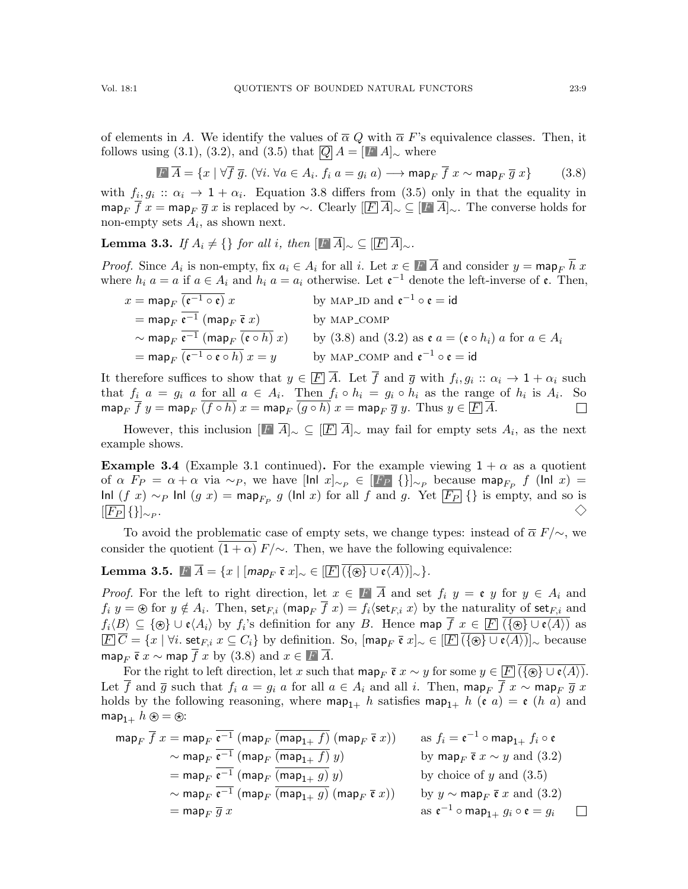of elements in $A$. We identify the values of $\overline{\alpha}\ Q$ with $\overline{\alpha}\ F$'s equivalence classes. Then, it follows using (3.1), (3.2), and (3.5) that $\boxed{Q}\ A = [\blacksquare_F\ A]_\sim$ where

$$\blacksquare_F\ \overline{A} = \{x \mid \forall \overline{f}\ \overline{g}.\ (\forall i.\ \forall a \in A_i.\ f_i\ a = g_i\ a) \longrightarrow \mathsf{map}_F\ \overline{f}\ x \sim \mathsf{map}_F\ \overline{g}\ x\} \tag{3.8}$$

with $f_i, g_i :: \alpha_i \to 1 + \alpha_i$. Equation 3.8 differs from (3.5) only in that the equality in $\mathsf{map}_F\ \overline{f}\ x = \mathsf{map}_F\ \overline{g}\ x$ is replaced by $\sim$. Clearly $[\boxed{F}\ \overline{A}]_\sim \subseteq [\blacksquare_F\ \overline{A}]_\sim$. The converse holds for non-empty sets $A_i$, as shown next.

**Lemma 3.3.** *If $A_i \neq \{\}$ for all $i$, then $[\blacksquare_F\ \overline{A}]_\sim \subseteq [\boxed{F}\ \overline{A}]_\sim$.*

*Proof.* Since $A_i$ is non-empty, fix $a_i \in A_i$ for all $i$. Let $x \in \blacksquare_F\ \overline{A}$ and consider $y = \mathsf{map}_F\ \overline{h}\ x$ where $h_i\ a = a$ if $a \in A_i$ and $h_i\ a = a_i$ otherwise. Let $\mathfrak{e}^{-1}$ denote the left-inverse of $\mathfrak{e}$. Then,

$$
\begin{aligned}
x &= \mathsf{map}_F\ \overline{(\mathfrak{e}^{-1} \circ \mathfrak{e})}\ x && \text{by MAP\_ID and } \mathfrak{e}^{-1} \circ \mathfrak{e} = \mathsf{id} \\
&= \mathsf{map}_F\ \overline{\mathfrak{e}^{-1}}\ (\mathsf{map}_F\ \overline{\mathfrak{e}}\ x) && \text{by MAP\_COMP} \\
&\sim \mathsf{map}_F\ \overline{\mathfrak{e}^{-1}}\ (\mathsf{map}_F\ \overline{(\mathfrak{e} \circ h)}\ x) && \text{by (3.8) and (3.2) as } \mathfrak{e}\ a = (\mathfrak{e} \circ h_i)\ a \text{ for } a \in A_i \\
&= \mathsf{map}_F\ \overline{(\mathfrak{e}^{-1} \circ \mathfrak{e} \circ h)}\ x = y && \text{by MAP\_COMP and } \mathfrak{e}^{-1} \circ \mathfrak{e} = \mathsf{id}
\end{aligned}
$$

It therefore suffices to show that $y \in \boxed{F}\ \overline{A}$. Let $\overline{f}$ and $\overline{g}$ with $f_i, g_i :: \alpha_i \to 1 + \alpha_i$ such that $f_i\ a = g_i\ a$ for all $a \in A_i$. Then $f_i \circ h_i = g_i \circ h_i$ as the range of $h_i$ is $A_i$. So $\mathsf{map}_F\ \overline{f}\ y = \mathsf{map}_F\ \overline{(f \circ h)}\ x = \mathsf{map}_F\ \overline{(g \circ h)}\ x = \mathsf{map}_F\ \overline{g}\ y$. Thus $y \in \boxed{F}\ \overline{A}$. $\square$

However, this inclusion $[\blacksquare_F\ \overline{A}]_\sim \subseteq [\boxed{F}\ \overline{A}]_\sim$ may fail for empty sets $A_i$, as the next example shows.

**Example 3.4** (Example 3.1 continued)**.** For the example viewing $1 + \alpha$ as a quotient of $\alpha\ F_P = \alpha + \alpha$ via $\sim_P$, we have $[\mathsf{Inl}\ x]_{\sim_P} \in [\blacksquare_{F_P}\ \{\}]_{\sim_P}$ because $\mathsf{map}_{F_P}\ f\ (\mathsf{Inl}\ x) = \mathsf{Inl}\ (f\ x) \sim_P \mathsf{Inl}\ (g\ x) = \mathsf{map}_{F_P}\ g\ (\mathsf{Inl}\ x)$ for all $f$ and $g$. Yet $\boxed{F_P}\ \{\}$ is empty, and so is $[\boxed{F_P}\ \{\}]_{\sim_P}$. $\diamondsuit$

To avoid the problematic case of empty sets, we change types: instead of $\overline{\alpha}\ F/\!\sim$, we consider the quotient $\overline{(1 + \alpha)}\ F/\!\sim$. Then, we have the following equivalence:

**Lemma 3.5.** $\blacksquare_F\ \overline{A} = \{x \mid [\mathsf{map}_F\ \overline{\mathfrak{e}}\ x]_\sim \in [\boxed{F}\ \overline{(\{\circledast\} \cup \mathfrak{e}\langle A\rangle)}]_\sim\}$.

*Proof.* For the left to right direction, let $x \in \blacksquare_F\ \overline{A}$ and set $f_i\ y = \mathfrak{e}\ y$ for $y \in A_i$ and $f_i\ y = \circledast$ for $y \notin A_i$. Then, $\mathsf{set}_{F,i}\ (\mathsf{map}_F\ \overline{f}\ x) = f_i\langle \mathsf{set}_{F,i}\ x\rangle$ by the naturality of $\mathsf{set}_{F,i}$ and $f_i\langle B\rangle \subseteq \{\circledast\} \cup \mathfrak{e}\langle A_i\rangle$ by $f_i$'s definition for any $B$. Hence $\mathsf{map}\ \overline{f}\ x \in \boxed{F}\ \overline{(\{\circledast\} \cup \mathfrak{e}\langle A\rangle)}$ as $\boxed{F}\ \overline{C} = \{x \mid \forall i.\ \mathsf{set}_{F,i}\ x \subseteq C_i\}$ by definition. So, $[\mathsf{map}_F\ \overline{\mathfrak{e}}\ x]_\sim \in [\boxed{F}\ \overline{(\{\circledast\} \cup \mathfrak{e}\langle A\rangle)}]_\sim$ because $\mathsf{map}_F\ \overline{\mathfrak{e}}\ x \sim \mathsf{map}\ \overline{f}\ x$ by (3.8) and $x \in \blacksquare_F\ \overline{A}$.

For the right to left direction, let $x$ such that $\mathsf{map}_F\ \overline{\mathfrak{e}}\ x \sim y$ for some $y \in \boxed{F}\ \overline{(\{\circledast\} \cup \mathfrak{e}\langle A\rangle)}$. Let $\overline{f}$ and $\overline{g}$ such that $f_i\ a = g_i\ a$ for all $a \in A_i$ and all $i$. Then, $\mathsf{map}_F\ \overline{f}\ x \sim \mathsf{map}_F\ \overline{g}\ x$ holds by the following reasoning, where $\mathsf{map}_{1+}\ h$ satisfies $\mathsf{map}_{1+}\ h\ (\mathfrak{e}\ a) = \mathfrak{e}\ (h\ a)$ and $\mathsf{map}_{1+}\ h\ \circledast = \circledast$:

$$
\begin{aligned}
\mathsf{map}_F\ \overline{f}\ x &= \mathsf{map}_F\ \overline{\mathfrak{e}^{-1}}\ (\mathsf{map}_F\ \overline{(\mathsf{map}_{1+}\ f)}\ (\mathsf{map}_F\ \overline{\mathfrak{e}}\ x)) && \text{as } f_i = \mathfrak{e}^{-1} \circ \mathsf{map}_{1+}\ f_i \circ \mathfrak{e} \\
&\sim \mathsf{map}_F\ \overline{\mathfrak{e}^{-1}}\ (\mathsf{map}_F\ \overline{(\mathsf{map}_{1+}\ f)}\ y) && \text{by } \mathsf{map}_F\ \overline{\mathfrak{e}}\ x \sim y \text{ and (3.2)} \\
&= \mathsf{map}_F\ \overline{\mathfrak{e}^{-1}}\ (\mathsf{map}_F\ \overline{(\mathsf{map}_{1+}\ g)}\ y) && \text{by choice of } y \text{ and (3.5)} \\
&\sim \mathsf{map}_F\ \overline{\mathfrak{e}^{-1}}\ (\mathsf{map}_F\ \overline{(\mathsf{map}_{1+}\ g)}\ (\mathsf{map}_F\ \overline{\mathfrak{e}}\ x)) && \text{by } y \sim \mathsf{map}_F\ \overline{\mathfrak{e}}\ x \text{ and (3.2)} \\
&= \mathsf{map}_F\ \overline{g}\ x && \text{as } \mathfrak{e}^{-1} \circ \mathsf{map}_{1+}\ g_i \circ \mathfrak{e} = g_i
\end{aligned}
$$

$\square$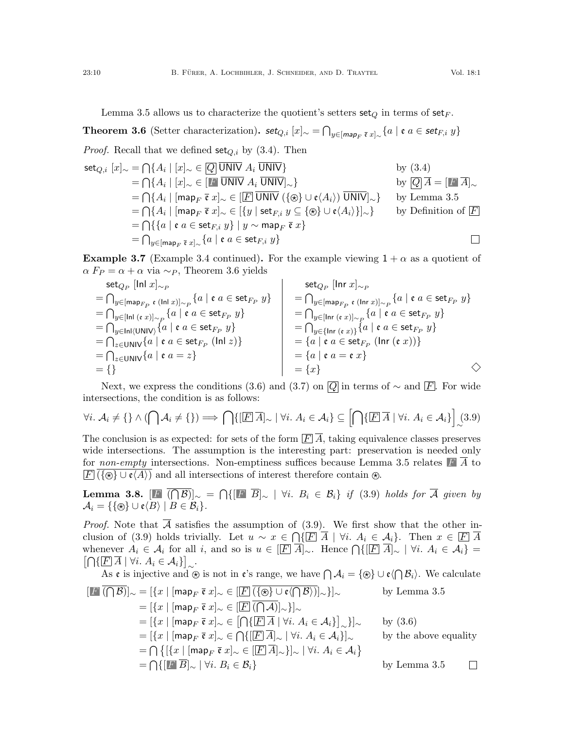Lemma 3.5 allows us to characterize the quotient's setters $\mathsf{set}_Q$ in terms of $\mathsf{set}_F$.

**Theorem 3.6** (Setter characterization)**.** $\mathsf{set}_{Q,i}\ [x]_\sim = \bigcap_{y \in [\mathsf{map}_F\ \bar{\mathfrak{e}}\ x]_\sim} \{a \mid \mathfrak{e}\ a \in \mathsf{set}_{F,i}\ y\}$

*Proof.* Recall that we defined $\mathsf{set}_{Q,i}$ by (3.4). Then

$$
\begin{aligned}
\mathsf{set}_{Q,i}\ [x]_\sim &= \bigcap\{A_i \mid [x]_\sim \in \boxed{Q}\ \overline{\mathsf{UNIV}}\ A_i\ \overline{\mathsf{UNIV}}\} && \text{by (3.4)}\\
&= \bigcap\{A_i \mid [x]_\sim \in [\boxed{F}\ \overline{\mathsf{UNIV}}\ A_i\ \overline{\mathsf{UNIV}}]_\sim\} && \text{by } \boxed{Q}\ \overline{A} = [\boxed{F}\ \overline{A}]_\sim\\
&= \bigcap\{A_i \mid [\mathsf{map}_F\ \bar{\mathfrak{e}}\ x]_\sim \in [\boxed{F}\ \overline{\mathsf{UNIV}}\ (\{\circledast\} \cup \mathfrak{e}\langle A_i\rangle)\ \overline{\mathsf{UNIV}}]_\sim\} && \text{by Lemma 3.5}\\
&= \bigcap\{A_i \mid [\mathsf{map}_F\ \bar{\mathfrak{e}}\ x]_\sim \in [\{y \mid \mathsf{set}_{F,i}\ y \subseteq \{\circledast\} \cup \mathfrak{e}\langle A_i\rangle\}]_\sim\} && \text{by Definition of } \boxed{F}\\
&= \bigcap\{\{a \mid \mathfrak{e}\ a \in \mathsf{set}_{F,i}\ y\} \mid y \sim \mathsf{map}_F\ \bar{\mathfrak{e}}\ x\}\\
&= \bigcap_{y \in [\mathsf{map}_F\ \bar{\mathfrak{e}}\ x]_\sim} \{a \mid \mathfrak{e}\ a \in \mathsf{set}_{F,i}\ y\}
\end{aligned}
$$
∎

**Example 3.7** (Example 3.4 continued)**.** For the example viewing $1 + \alpha$ as a quotient of $\alpha\ F_P = \alpha + \alpha$ via $\sim_P$, Theorem 3.6 yields

$$
\begin{aligned}
&\mathsf{set}_{Q_P}\ [\mathsf{Inl}\ x]_{\sim_P}\\
&= \textstyle\bigcap_{y \in [\mathsf{map}_{F_P}\ \mathfrak{e}\ (\mathsf{Inl}\ x)]_{\sim_P}} \{a \mid \mathfrak{e}\ a \in \mathsf{set}_{F_P}\ y\}\\
&= \textstyle\bigcap_{y \in [\mathsf{Inl}\ (\mathfrak{e}\ x)]_{\sim_P}} \{a \mid \mathfrak{e}\ a \in \mathsf{set}_{F_P}\ y\}\\
&= \textstyle\bigcap_{y \in \mathsf{Inl}\langle\mathsf{UNIV}\rangle} \{a \mid \mathfrak{e}\ a \in \mathsf{set}_{F_P}\ y\}\\
&= \textstyle\bigcap_{z \in \mathsf{UNIV}} \{a \mid \mathfrak{e}\ a \in \mathsf{set}_{F_P}\ (\mathsf{Inl}\ z)\}\\
&= \textstyle\bigcap_{z \in \mathsf{UNIV}} \{a \mid \mathfrak{e}\ a = z\}\\
&= \{\}
\end{aligned}
\qquad
\begin{aligned}
&\mathsf{set}_{Q_P}\ [\mathsf{Inr}\ x]_{\sim_P}\\
&= \textstyle\bigcap_{y \in [\mathsf{map}_{F_P}\ \mathfrak{e}\ (\mathsf{Inr}\ x)]_{\sim_P}} \{a \mid \mathfrak{e}\ a \in \mathsf{set}_{F_P}\ y\}\\
&= \textstyle\bigcap_{y \in [\mathsf{Inr}\ (\mathfrak{e}\ x)]_{\sim_P}} \{a \mid \mathfrak{e}\ a \in \mathsf{set}_{F_P}\ y\}\\
&= \textstyle\bigcap_{y \in \{\mathsf{Inr}\ (\mathfrak{e}\ x)\}} \{a \mid \mathfrak{e}\ a \in \mathsf{set}_{F_P}\ y\}\\
&= \{a \mid \mathfrak{e}\ a \in \mathsf{set}_{F_P}\ (\mathsf{Inr}\ (\mathfrak{e}\ x))\}\\
&= \{a \mid \mathfrak{e}\ a = \mathfrak{e}\ x\}\\
&= \{x\}
\end{aligned}
$$
◇

Next, we express the conditions (3.6) and (3.7) on $\boxed{Q}$ in terms of $\sim$ and $\boxed{F}$. For wide intersections, the condition is as follows:

$$\forall i.\ \mathcal{A}_i \neq \{\} \wedge (\bigcap \mathcal{A}_i \neq \{\}) \Longrightarrow \bigcap\{[\boxed{F}\ \overline{A}]_\sim \mid \forall i.\ A_i \in \mathcal{A}_i\} \subseteq \Big[\bigcap\{\boxed{F}\ \overline{A} \mid \forall i.\ A_i \in \mathcal{A}_i\}\Big]_\sim \tag{3.9}$$

The conclusion is as expected: for sets of the form $\boxed{F}\ \overline{A}$, taking equivalence classes preserves wide intersections. The assumption is the interesting part: preservation is needed only for *non-empty* intersections. Non-emptiness suffices because Lemma 3.5 relates $\boxed{F}\ \overline{A}$ to $\boxed{F}\ \overline{(\{\circledast\} \cup \mathfrak{e}\langle A\rangle)}$ and all intersections of interest therefore contain $\circledast$.

**Lemma 3.8.** $[\boxed{F}\ \overline{(\bigcap \mathcal{B})}]_\sim = \bigcap\{[\boxed{F}\ \overline{B}]_\sim \mid \forall i.\ B_i \in \mathcal{B}_i\}$ *if* (3.9) *holds for* $\overline{\mathcal{A}}$ *given by* $\mathcal{A}_i = \{\{\circledast\} \cup \mathfrak{e}\langle B\rangle \mid B \in \mathcal{B}_i\}$.

*Proof.* Note that $\overline{\mathcal{A}}$ satisfies the assumption of (3.9). We first show that the other inclusion of (3.9) holds trivially. Let $u \sim x \in \bigcap\{\boxed{F}\ \overline{A} \mid \forall i.\ A_i \in \mathcal{A}_i\}$. Then $x \in \boxed{F}\ \overline{A}$ whenever $A_i \in \mathcal{A}_i$ for all $i$, and so is $u \in [\boxed{F}\ \overline{A}]_\sim$. Hence $\bigcap\{[\boxed{F}\ \overline{A}]_\sim \mid \forall i.\ A_i \in \mathcal{A}_i\} = \big[\bigcap\{\boxed{F}\ \overline{A} \mid \forall i.\ A_i \in \mathcal{A}_i\}\big]_\sim$.

As $\mathfrak{e}$ is injective and $\circledast$ is not in $\mathfrak{e}$'s range, we have $\bigcap \mathcal{A}_i = \{\circledast\} \cup \mathfrak{e}\langle\bigcap \mathcal{B}_i\rangle$. We calculate

$$
\begin{aligned}
[\boxed{F}\ \overline{(\bigcap \mathcal{B})}]_\sim &= [\{x \mid [\mathsf{map}_F\ \bar{\mathfrak{e}}\ x]_\sim \in [\boxed{F}\ \overline{(\{\circledast\} \cup \mathfrak{e}\langle\bigcap \mathcal{B}\rangle)}]_\sim\}]_\sim && \text{by Lemma 3.5}\\
&= [\{x \mid [\mathsf{map}_F\ \bar{\mathfrak{e}}\ x]_\sim \in [\boxed{F}\ \overline{(\bigcap \mathcal{A})}]_\sim\}]_\sim\\
&= [\{x \mid [\mathsf{map}_F\ \bar{\mathfrak{e}}\ x]_\sim \in \big[\bigcap\{\boxed{F}\ \overline{A} \mid \forall i.\ A_i \in \mathcal{A}_i\}\big]_\sim\}]_\sim && \text{by (3.6)}\\
&= [\{x \mid [\mathsf{map}_F\ \bar{\mathfrak{e}}\ x]_\sim \in \bigcap\{[\boxed{F}\ \overline{A}]_\sim \mid \forall i.\ A_i \in \mathcal{A}_i\}\}]_\sim && \text{by the above equality}\\
&= \bigcap\big\{[\{x \mid [\mathsf{map}_F\ \bar{\mathfrak{e}}\ x]_\sim \in [\boxed{F}\ \overline{A}]_\sim\}]_\sim \mid \forall i.\ A_i \in \mathcal{A}_i\big\}\\
&= \bigcap\{[\boxed{F}\ \overline{B}]_\sim \mid \forall i.\ B_i \in \mathcal{B}_i\} && \text{by Lemma 3.5}
\end{aligned}
$$
∎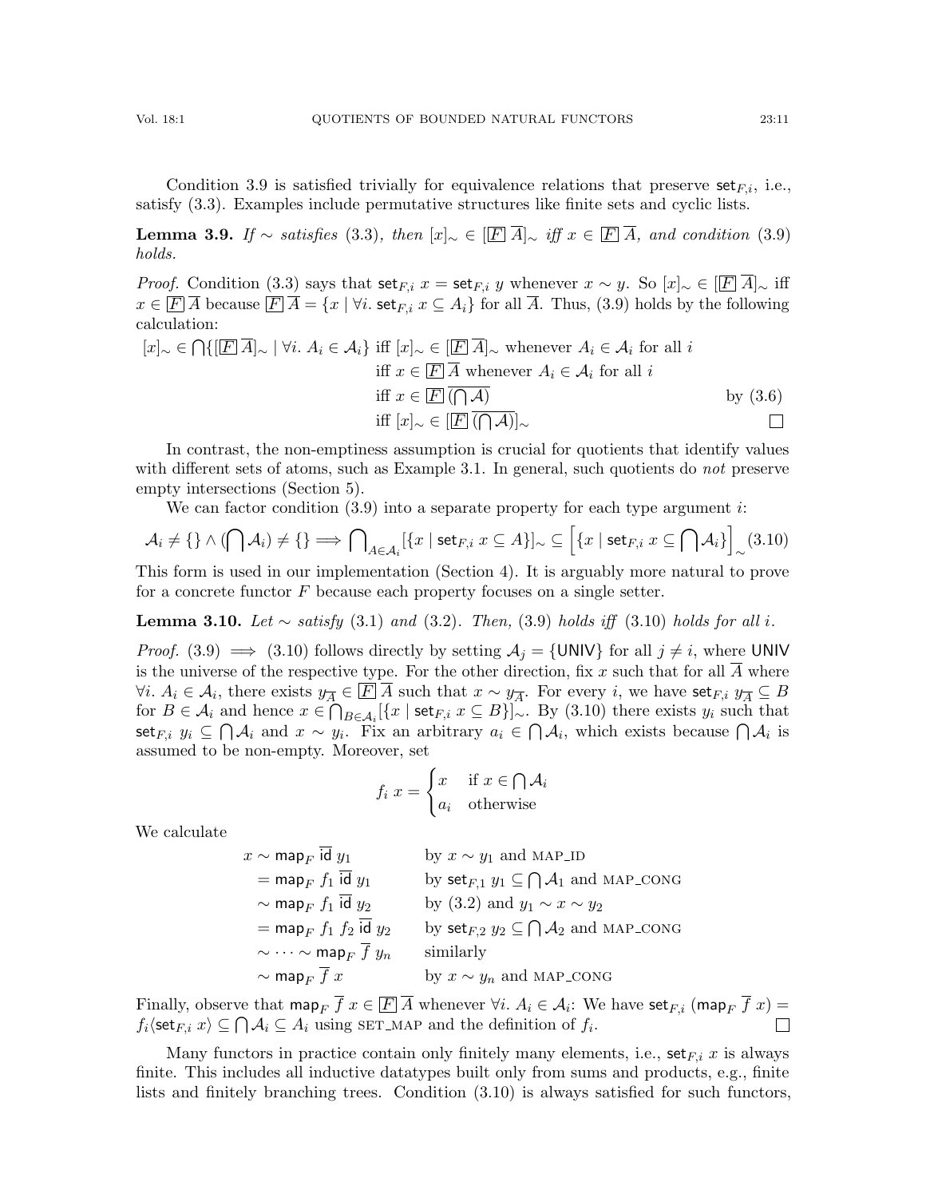Condition 3.9 is satisfied trivially for equivalence relations that preserve $\mathsf{set}_{F,i}$, i.e., satisfy (3.3). Examples include permutative structures like finite sets and cyclic lists.

**Lemma 3.9.** *If $\sim$ satisfies* (3.3)*, then $[x]_\sim \in [\boxed{F}\,\overline{A}]_\sim$ iff $x \in \boxed{F}\,\overline{A}$, and condition* (3.9) *holds.*

*Proof.* Condition (3.3) says that $\mathsf{set}_{F,i}\ x = \mathsf{set}_{F,i}\ y$ whenever $x \sim y$. So $[x]_\sim \in [\boxed{F}\,\overline{A}]_\sim$ iff $x \in \boxed{F}\,\overline{A}$ because $\boxed{F}\,\overline{A} = \{x \mid \forall i.\ \mathsf{set}_{F,i}\ x \subseteq A_i\}$ for all $\overline{A}$. Thus, (3.9) holds by the following calculation:

$$
\begin{aligned}
[x]_\sim \in \bigcap\{[\boxed{F}\,\overline{A}]_\sim \mid \forall i.\ A_i \in \mathcal{A}_i\} \text{ iff } & [x]_\sim \in [\boxed{F}\,\overline{A}]_\sim \text{ whenever } A_i \in \mathcal{A}_i \text{ for all } i \\
\text{iff } & x \in \boxed{F}\,\overline{A} \text{ whenever } A_i \in \mathcal{A}_i \text{ for all } i \\
\text{iff } & x \in \boxed{F}\,\overline{(\bigcap \mathcal{A})} && \text{by (3.6)} \\
\text{iff } & [x]_\sim \in [\boxed{F}\,\overline{(\bigcap \mathcal{A})}]_\sim
\end{aligned}
$$

□

In contrast, the non-emptiness assumption is crucial for quotients that identify values with different sets of atoms, such as Example 3.1. In general, such quotients do *not* preserve empty intersections (Section 5).

We can factor condition (3.9) into a separate property for each type argument $i$:

$$
\mathcal{A}_i \neq \{\} \wedge (\bigcap \mathcal{A}_i) \neq \{\} \Longrightarrow \bigcap_{A \in \mathcal{A}_i} [\{x \mid \mathsf{set}_{F,i}\ x \subseteq A\}]_\sim \subseteq \Big[\{x \mid \mathsf{set}_{F,i}\ x \subseteq \bigcap \mathcal{A}_i\}\Big]_\sim \tag{3.10}
$$

This form is used in our implementation (Section 4). It is arguably more natural to prove for a concrete functor $F$ because each property focuses on a single setter.

**Lemma 3.10.** *Let $\sim$ satisfy* (3.1) *and* (3.2)*. Then,* (3.9) *holds iff* (3.10) *holds for all $i$.*

*Proof.* (3.9) $\Longrightarrow$ (3.10) follows directly by setting $\mathcal{A}_j = \{\mathsf{UNIV}\}$ for all $j \neq i$, where $\mathsf{UNIV}$ is the universe of the respective type. For the other direction, fix $x$ such that for all $\overline{A}$ where $\forall i.\ A_i \in \mathcal{A}_i$, there exists $y_{\overline{A}} \in \boxed{F}\,\overline{A}$ such that $x \sim y_{\overline{A}}$. For every $i$, we have $\mathsf{set}_{F,i}\ y_{\overline{A}} \subseteq B$ for $B \in \mathcal{A}_i$ and hence $x \in \bigcap_{B \in \mathcal{A}_i} [\{x \mid \mathsf{set}_{F,i}\ x \subseteq B\}]_\sim$. By (3.10) there exists $y_i$ such that $\mathsf{set}_{F,i}\ y_i \subseteq \bigcap \mathcal{A}_i$ and $x \sim y_i$. Fix an arbitrary $a_i \in \bigcap \mathcal{A}_i$, which exists because $\bigcap \mathcal{A}_i$ is assumed to be non-empty. Moreover, set

$$
f_i\ x = \begin{cases} x & \text{if } x \in \bigcap \mathcal{A}_i \\ a_i & \text{otherwise} \end{cases}
$$

We calculate

$$
\begin{aligned}
x &\sim \mathsf{map}_F\ \overline{\mathsf{id}}\ y_1 && \text{by } x \sim y_1 \text{ and MAP\_ID} \\
&= \mathsf{map}_F\ f_1\ \overline{\mathsf{id}}\ y_1 && \text{by } \mathsf{set}_{F,1}\ y_1 \subseteq \textstyle\bigcap \mathcal{A}_1 \text{ and MAP\_CONG} \\
&\sim \mathsf{map}_F\ f_1\ \overline{\mathsf{id}}\ y_2 && \text{by (3.2) and } y_1 \sim x \sim y_2 \\
&= \mathsf{map}_F\ f_1\ f_2\ \overline{\mathsf{id}}\ y_2 && \text{by } \mathsf{set}_{F,2}\ y_2 \subseteq \textstyle\bigcap \mathcal{A}_2 \text{ and MAP\_CONG} \\
&\sim \cdots \sim \mathsf{map}_F\ \overline{f}\ y_n && \text{similarly} \\
&\sim \mathsf{map}_F\ \overline{f}\ x && \text{by } x \sim y_n \text{ and MAP\_CONG}
\end{aligned}
$$

Finally, observe that $\mathsf{map}_F\ \overline{f}\ x \in \boxed{F}\,\overline{A}$ whenever $\forall i.\ A_i \in \mathcal{A}_i$: We have $\mathsf{set}_{F,i}\ (\mathsf{map}_F\ \overline{f}\ x) = f_i \langle \mathsf{set}_{F,i}\ x \rangle \subseteq \bigcap \mathcal{A}_i \subseteq A_i$ using SET_MAP and the definition of $f_i$. □

Many functors in practice contain only finitely many elements, i.e., $\mathsf{set}_{F,i}\ x$ is always finite. This includes all inductive datatypes built only from sums and products, e.g., finite lists and finitely branching trees. Condition (3.10) is always satisfied for such functors,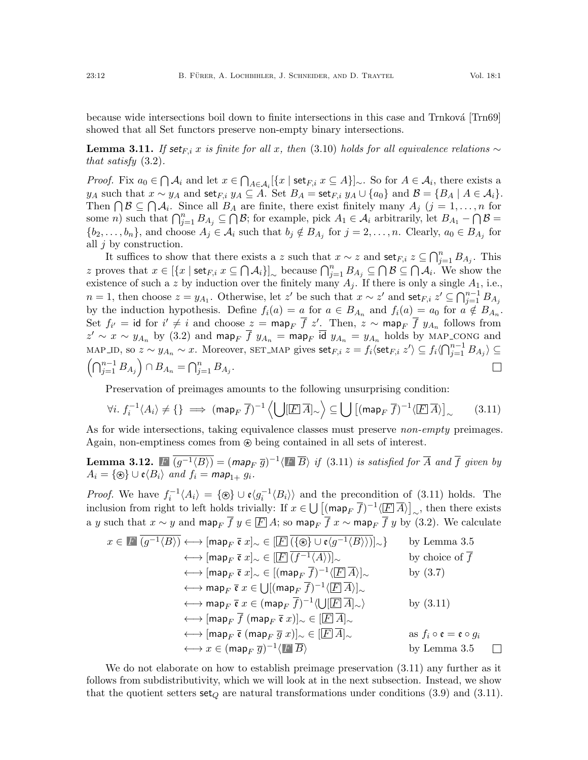because wide intersections boil down to finite intersections in this case and Trnková [Trn69] showed that all Set functors preserve non-empty binary intersections.

**Lemma 3.11.** *If $\mathsf{set}_{F,i}\ x$ is finite for all $x$, then (3.10) holds for all equivalence relations $\sim$ that satisfy (3.2).*

*Proof.* Fix $a_0 \in \bigcap \mathcal{A}_i$ and let $x \in \bigcap_{A \in \mathcal{A}_i} [\{x \mid \mathsf{set}_{F,i}\ x \subseteq A\}]_\sim$. So for $A \in \mathcal{A}_i$, there exists a $y_A$ such that $x \sim y_A$ and $\mathsf{set}_{F,i}\ y_A \subseteq A$. Set $B_A = \mathsf{set}_{F,i}\ y_A \cup \{a_0\}$ and $\mathcal{B} = \{B_A \mid A \in \mathcal{A}_i\}$. Then $\bigcap \mathcal{B} \subseteq \bigcap \mathcal{A}_i$. Since all $B_A$ are finite, there exist finitely many $A_j$ ($j = 1, \ldots, n$ for some $n$) such that $\bigcap_{j=1}^n B_{A_j} \subseteq \bigcap \mathcal{B}$; for example, pick $A_1 \in \mathcal{A}_i$ arbitrarily, let $B_{A_1} - \bigcap \mathcal{B} = \{b_2, \ldots, b_n\}$, and choose $A_j \in \mathcal{A}_i$ such that $b_j \notin B_{A_j}$ for $j = 2, \ldots, n$. Clearly, $a_0 \in B_{A_j}$ for all $j$ by construction.

It suffices to show that there exists a $z$ such that $x \sim z$ and $\mathsf{set}_{F,i}\ z \subseteq \bigcap_{j=1}^n B_{A_j}$. This $z$ proves that $x \in [\{x \mid \mathsf{set}_{F,i}\ x \subseteq \bigcap \mathcal{A}_i\}]_\sim$ because $\bigcap_{j=1}^n B_{A_j} \subseteq \bigcap \mathcal{B} \subseteq \bigcap \mathcal{A}_i$. We show the existence of such a $z$ by induction over the finitely many $A_j$. If there is only a single $A_1$, i.e., $n = 1$, then choose $z = y_{A_1}$. Otherwise, let $z'$ be such that $x \sim z'$ and $\mathsf{set}_{F,i}\ z' \subseteq \bigcap_{j=1}^{n-1} B_{A_j}$ by the induction hypothesis. Define $f_i(a) = a$ for $a \in B_{A_n}$ and $f_i(a) = a_0$ for $a \notin B_{A_n}$. Set $f_{i'} = \mathsf{id}$ for $i' \neq i$ and choose $z = \mathsf{map}_F\ \overline{f}\ z'$. Then, $z \sim \mathsf{map}_F\ \overline{f}\ y_{A_n}$ follows from $z' \sim x \sim y_{A_n}$ by (3.2) and $\mathsf{map}_F\ \overline{f}\ y_{A_n} = \mathsf{map}_F\ \overline{\mathsf{id}}\ y_{A_n} = y_{A_n}$ holds by MAP_CONG and MAP_ID, so $z \sim y_{A_n} \sim x$. Moreover, SET_MAP gives $\mathsf{set}_{F,i}\ z = f_i\langle \mathsf{set}_{F,i}\ z' \rangle \subseteq f_i\langle \bigcap_{j=1}^{n-1} B_{A_j} \rangle \subseteq \left(\bigcap_{j=1}^{n-1} B_{A_j}\right) \cap B_{A_n} = \bigcap_{j=1}^n B_{A_j}$. ☐

Preservation of preimages amounts to the following unsurprising condition:

$$\forall i.\ f_i^{-1}\langle A_i \rangle \neq \{\} \implies (\mathsf{map}_F\ \overline{f})^{-1} \left\langle \bigcup [\boxed{F}\ \overline{A}]_\sim \right\rangle \subseteq \bigcup \left[(\mathsf{map}_F\ \overline{f})^{-1}\langle \boxed{F}\ \overline{A} \rangle\right]_\sim \tag{3.11}$$

As for wide intersections, taking equivalence classes must preserve *non-empty* preimages. Again, non-emptiness comes from $\circledast$ being contained in all sets of interest.

**Lemma 3.12.** $\boxed{F}\ \overline{(g^{-1}\langle B \rangle)} = (\mathsf{map}_F\ \overline{g})^{-1}\langle \boxed{F}\ \overline{B} \rangle$ *if (3.11) is satisfied for $\overline{A}$ and $\overline{f}$ given by $A_i = \{\circledast\} \cup \mathfrak{e}\langle B_i \rangle$ and $f_i = \mathsf{map}_{1+}\ g_i$.*

*Proof.* We have $f_i^{-1}\langle A_i \rangle = \{\circledast\} \cup \mathfrak{e}\langle g_i^{-1}\langle B_i \rangle \rangle$ and the precondition of (3.11) holds. The inclusion from right to left holds trivially: If $x \in \bigcup \left[(\mathsf{map}_F\ \overline{f})^{-1}\langle \boxed{F}\ \overline{A} \rangle\right]_\sim$, then there exists a $y$ such that $x \sim y$ and $\mathsf{map}_F\ \overline{f}\ y \in \boxed{F}\ A$; so $\mathsf{map}_F\ \overline{f}\ x \sim \mathsf{map}_F\ \overline{f}\ y$ by (3.2). We calculate

$$
\begin{aligned}
x \in \boxed{F}\ \overline{(g^{-1}\langle B \rangle)} &\longleftrightarrow [\mathsf{map}_F\ \overline{\mathfrak{e}}\ x]_\sim \in [\boxed{F}\ \overline{(\{\circledast\} \cup \mathfrak{e}\langle g^{-1}\langle B \rangle \rangle)}]_\sim\} && \text{by Lemma 3.5} \\
&\longleftrightarrow [\mathsf{map}_F\ \overline{\mathfrak{e}}\ x]_\sim \in [\boxed{F}\ \overline{(f^{-1}\langle A \rangle)}]_\sim && \text{by choice of } \overline{f} \\
&\longleftrightarrow [\mathsf{map}_F\ \overline{\mathfrak{e}}\ x]_\sim \in [(\mathsf{map}_F\ \overline{f})^{-1}\langle \boxed{F}\ \overline{A} \rangle]_\sim && \text{by (3.7)} \\
&\longleftrightarrow \mathsf{map}_F\ \overline{\mathfrak{e}}\ x \in \bigcup [(\mathsf{map}_F\ \overline{f})^{-1}\langle \boxed{F}\ \overline{A} \rangle]_\sim && \\
&\longleftrightarrow \mathsf{map}_F\ \overline{\mathfrak{e}}\ x \in (\mathsf{map}_F\ \overline{f})^{-1}\langle \bigcup [\boxed{F}\ \overline{A}]_\sim \rangle && \text{by (3.11)} \\
&\longleftrightarrow [\mathsf{map}_F\ \overline{f}\ (\mathsf{map}_F\ \overline{\mathfrak{e}}\ x)]_\sim \in [\boxed{F}\ \overline{A}]_\sim && \\
&\longleftrightarrow [\mathsf{map}_F\ \overline{\mathfrak{e}}\ (\mathsf{map}_F\ \overline{g}\ x)]_\sim \in [\boxed{F}\ \overline{A}]_\sim && \text{as } f_i \circ \mathfrak{e} = \mathfrak{e} \circ g_i \\
&\longleftrightarrow x \in (\mathsf{map}_F\ \overline{g})^{-1}\langle \boxed{F}\ \overline{B} \rangle && \text{by Lemma 3.5}
\end{aligned}
$$

☐

We do not elaborate on how to establish preimage preservation (3.11) any further as it follows from subdistributivity, which we will look at in the next subsection. Instead, we show that the quotient setters $\mathsf{set}_Q$ are natural transformations under conditions (3.9) and (3.11).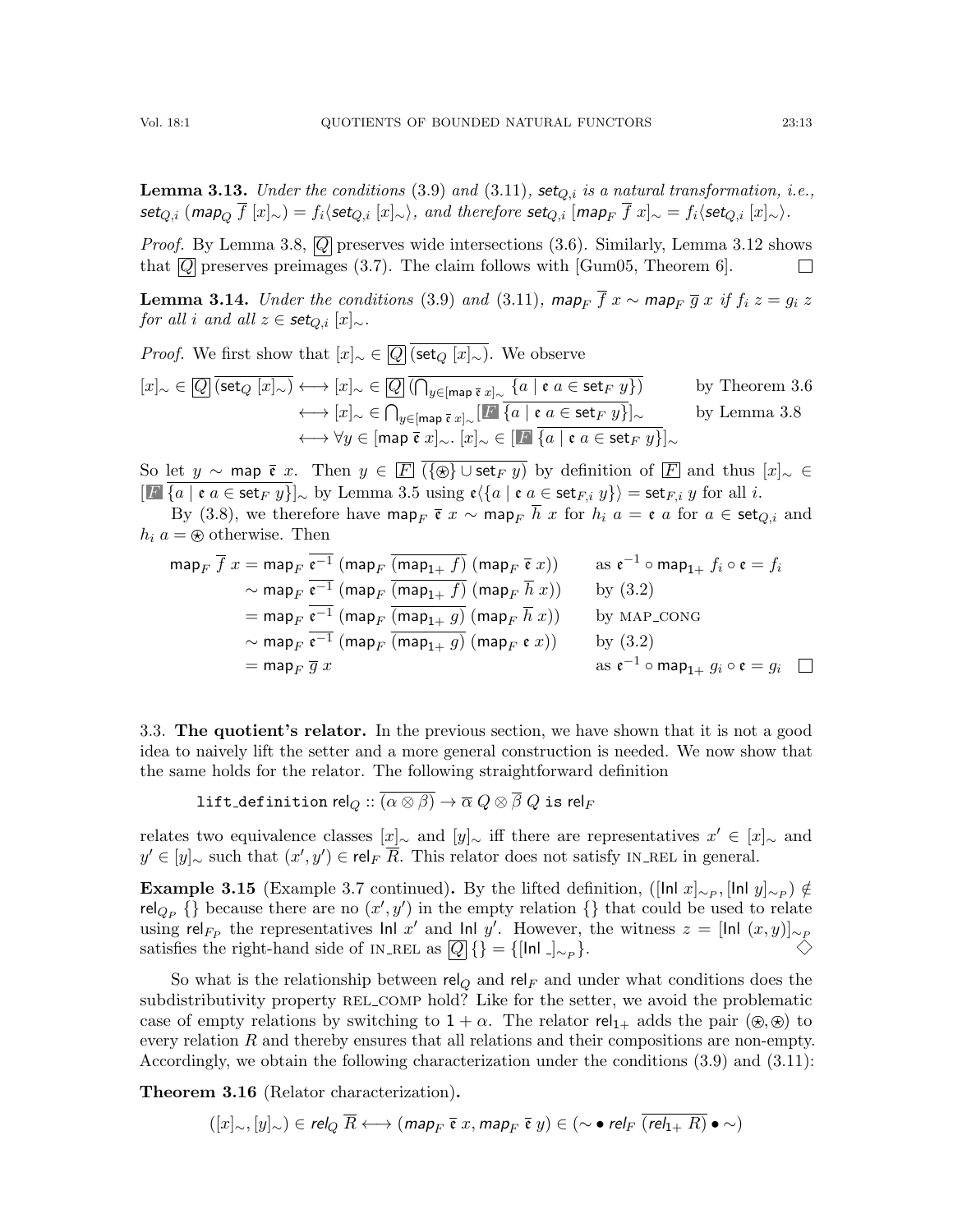**Lemma 3.13.** *Under the conditions* (3.9) *and* (3.11), $\mathsf{set}_{Q,i}$ *is a natural transformation, i.e.,* $\mathsf{set}_{Q,i}\ (\mathsf{map}_Q\ \overline{f}\ [x]_\sim) = f_i\langle \mathsf{set}_{Q,i}\ [x]_\sim\rangle$*, and therefore* $\mathsf{set}_{Q,i}\ [\mathsf{map}_F\ \overline{f}\ x]_\sim = f_i\langle \mathsf{set}_{Q,i}\ [x]_\sim\rangle$.

*Proof.* By Lemma 3.8, $\boxed{Q}$ preserves wide intersections (3.6). Similarly, Lemma 3.12 shows that $\boxed{Q}$ preserves preimages (3.7). The claim follows with [Gum05, Theorem 6]. ∎

**Lemma 3.14.** *Under the conditions* (3.9) *and* (3.11), $\mathsf{map}_F\ \overline{f}\ x \sim \mathsf{map}_F\ \overline{g}\ x$ *if* $f_i\ z = g_i\ z$ *for all* $i$ *and all* $z \in \mathsf{set}_{Q,i}\ [x]_\sim$.

*Proof.* We first show that $[x]_\sim \in \boxed{Q}\ \overline{(\mathsf{set}_Q\ [x]_\sim)}$. We observe

$$
\begin{aligned}
[x]_\sim \in \boxed{Q}\ \overline{(\mathsf{set}_Q\ [x]_\sim)} &\longleftrightarrow [x]_\sim \in \boxed{Q}\ \overline{(\textstyle\bigcap_{y\in[\mathsf{map}\ \bar{\mathfrak{e}}\ x]_\sim} \{a \mid \mathfrak{e}\ a \in \mathsf{set}_F\ y\})} && \text{by Theorem 3.6}\\
&\longleftrightarrow [x]_\sim \in \textstyle\bigcap_{y\in[\mathsf{map}\ \bar{\mathfrak{e}}\ x]_\sim} [\boxed{F}\ \overline{\{a \mid \mathfrak{e}\ a \in \mathsf{set}_F\ y\}}]_\sim && \text{by Lemma 3.8}\\
&\longleftrightarrow \forall y \in [\mathsf{map}\ \bar{\mathfrak{e}}\ x]_\sim.\ [x]_\sim \in [\boxed{F}\ \overline{\{a \mid \mathfrak{e}\ a \in \mathsf{set}_F\ y\}}]_\sim
\end{aligned}
$$

So let $y \sim \mathsf{map}\ \bar{\mathfrak{e}}\ x$. Then $y \in \boxed{F}\ \overline{(\{\circledast\} \cup \mathsf{set}_F\ y)}$ by definition of $\boxed{F}$ and thus $[x]_\sim \in [\boxed{F}\ \overline{\{a \mid \mathfrak{e}\ a \in \mathsf{set}_F\ y\}}]_\sim$ by Lemma 3.5 using $\mathfrak{e}\langle\{a \mid \mathfrak{e}\ a \in \mathsf{set}_{F,i}\ y\}\rangle = \mathsf{set}_{F,i}\ y$ for all $i$.

By (3.8), we therefore have $\mathsf{map}_F\ \bar{\mathfrak{e}}\ x \sim \mathsf{map}_F\ \overline{h}\ x$ for $h_i\ a = \mathfrak{e}\ a$ for $a \in \mathsf{set}_{Q,i}$ and $h_i\ a = \circledast$ otherwise. Then

$$
\begin{aligned}
\mathsf{map}_F\ \overline{f}\ x &= \mathsf{map}_F\ \overline{\mathfrak{e}^{-1}}\ (\mathsf{map}_F\ \overline{(\mathsf{map}_{1+}\ f)}\ (\mathsf{map}_F\ \bar{\mathfrak{e}}\ x)) && \text{as } \mathfrak{e}^{-1} \circ \mathsf{map}_{1+}\ f_i \circ \mathfrak{e} = f_i\\
&\sim \mathsf{map}_F\ \overline{\mathfrak{e}^{-1}}\ (\mathsf{map}_F\ \overline{(\mathsf{map}_{1+}\ f)}\ (\mathsf{map}_F\ \overline{h}\ x)) && \text{by (3.2)}\\
&= \mathsf{map}_F\ \overline{\mathfrak{e}^{-1}}\ (\mathsf{map}_F\ \overline{(\mathsf{map}_{1+}\ g)}\ (\mathsf{map}_F\ \overline{h}\ x)) && \text{by MAP\_CONG}\\
&\sim \mathsf{map}_F\ \overline{\mathfrak{e}^{-1}}\ (\mathsf{map}_F\ \overline{(\mathsf{map}_{1+}\ g)}\ (\mathsf{map}_F\ \mathfrak{e}\ x)) && \text{by (3.2)}\\
&= \mathsf{map}_F\ \overline{g}\ x && \text{as } \mathfrak{e}^{-1} \circ \mathsf{map}_{1+}\ g_i \circ \mathfrak{e} = g_i
\end{aligned}
$$

∎

### 3.3. The quotient's relator.

In the previous section, we have shown that it is not a good idea to naively lift the setter and a more general construction is needed. We now show that the same holds for the relator. The following straightforward definition

$\mathtt{lift\_definition}\ \mathsf{rel}_Q :: \overline{(\alpha \otimes \beta)} \to \overline{\alpha}\ Q \otimes \overline{\beta}\ Q\ \mathtt{is}\ \mathsf{rel}_F$

relates two equivalence classes $[x]_\sim$ and $[y]_\sim$ iff there are representatives $x' \in [x]_\sim$ and $y' \in [y]_\sim$ such that $(x', y') \in \mathsf{rel}_F\ \overline{R}$. This relator does not satisfy IN\_REL in general.

**Example 3.15** (Example 3.7 continued)**.** By the lifted definition, $([\mathsf{Inl}\ x]_{\sim_P}, [\mathsf{Inl}\ y]_{\sim_P}) \notin \mathsf{rel}_{Q_P}\ \{\}$ because there are no $(x', y')$ in the empty relation $\{\}$ that could be used to relate using $\mathsf{rel}_{F_P}$ the representatives $\mathsf{Inl}\ x'$ and $\mathsf{Inl}\ y'$. However, the witness $z = [\mathsf{Inl}\ (x, y)]_{\sim_P}$ satisfies the right-hand side of IN\_REL as $\boxed{Q}\ \{\} = \{[\mathsf{Inl}\ \_]_{\sim_P}\}$. ◇

So what is the relationship between $\mathsf{rel}_Q$ and $\mathsf{rel}_F$ and under what conditions does the subdistributivity property REL\_COMP hold? Like for the setter, we avoid the problematic case of empty relations by switching to $1 + \alpha$. The relator $\mathsf{rel}_{1+}$ adds the pair $(\circledast, \circledast)$ to every relation $R$ and thereby ensures that all relations and their compositions are non-empty. Accordingly, we obtain the following characterization under the conditions (3.9) and (3.11):

**Theorem 3.16** (Relator characterization)**.**

$$([x]_\sim, [y]_\sim) \in \mathsf{rel}_Q\ \overline{R} \longleftrightarrow (\mathsf{map}_F\ \bar{\mathfrak{e}}\ x, \mathsf{map}_F\ \bar{\mathfrak{e}}\ y) \in (\sim \bullet\ \mathsf{rel}_F\ \overline{(\mathsf{rel}_{1+}\ R)} \bullet \sim)$$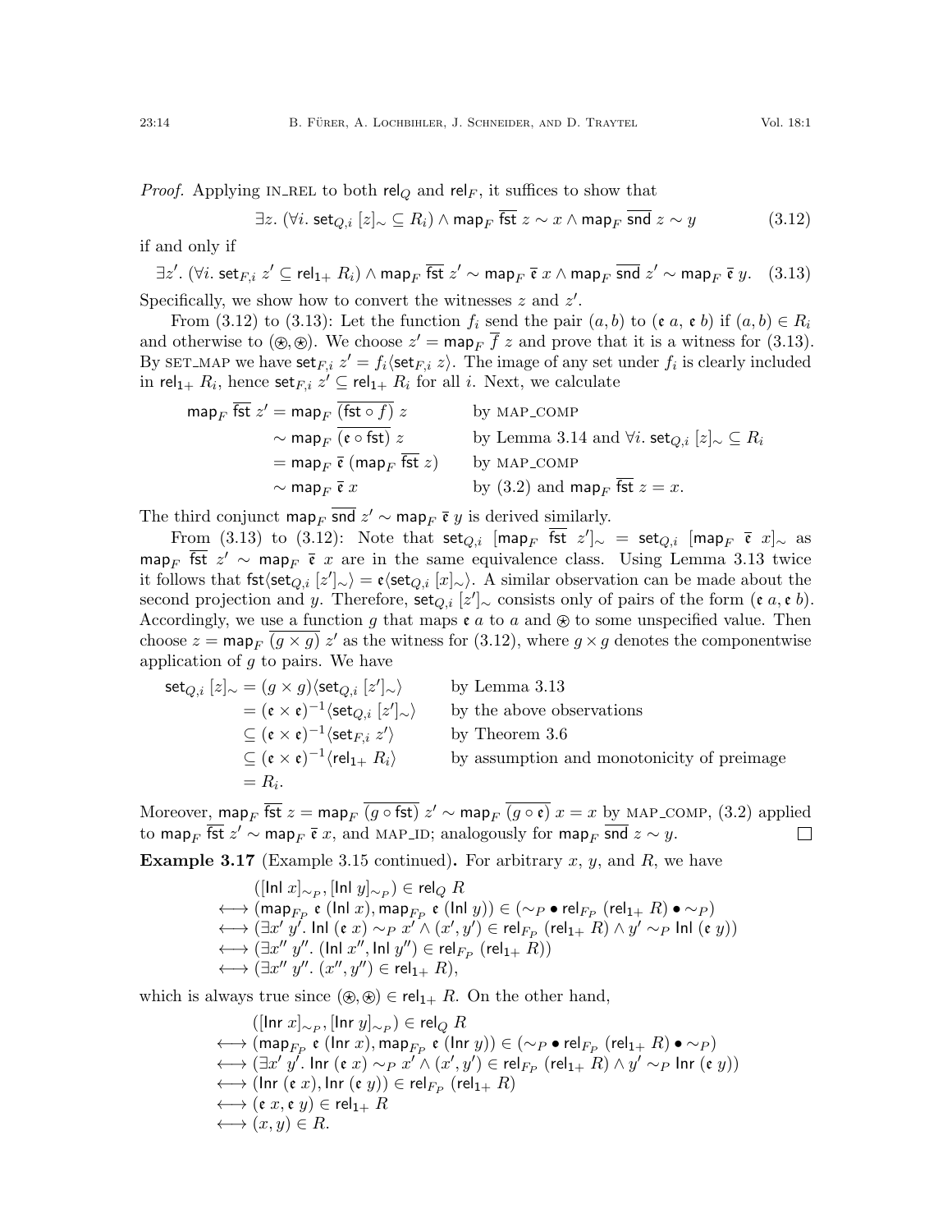*Proof.* Applying IN_REL to both $\mathsf{rel}_Q$ and $\mathsf{rel}_F$, it suffices to show that

$$\exists z.\ (\forall i.\ \mathsf{set}_{Q,i}\ [z]_\sim \subseteq R_i) \wedge \mathsf{map}_F\ \overline{\mathsf{fst}}\ z \sim x \wedge \mathsf{map}_F\ \overline{\mathsf{snd}}\ z \sim y \tag{3.12}$$

if and only if

$$\exists z'.\ (\forall i.\ \mathsf{set}_{F,i}\ z' \subseteq \mathsf{rel}_{1+}\ R_i) \wedge \mathsf{map}_F\ \overline{\mathsf{fst}}\ z' \sim \mathsf{map}_F\ \overline{\mathfrak{e}}\ x \wedge \mathsf{map}_F\ \overline{\mathsf{snd}}\ z' \sim \mathsf{map}_F\ \overline{\mathfrak{e}}\ y. \tag{3.13}$$

Specifically, we show how to convert the witnesses $z$ and $z'$.

From (3.12) to (3.13): Let the function $f_i$ send the pair $(a, b)$ to $(\mathfrak{e}\ a, \mathfrak{e}\ b)$ if $(a, b) \in R_i$ and otherwise to $(\circledast, \circledast)$. We choose $z' = \mathsf{map}_F\ \overline{f}\ z$ and prove that it is a witness for (3.13). By SET_MAP we have $\mathsf{set}_{F,i}\ z' = f_i\langle\mathsf{set}_{F,i}\ z\rangle$. The image of any set under $f_i$ is clearly included in $\mathsf{rel}_{1+}\ R_i$, hence $\mathsf{set}_{F,i}\ z' \subseteq \mathsf{rel}_{1+}\ R_i$ for all $i$. Next, we calculate

$$\begin{aligned}
\mathsf{map}_F\ \overline{\mathsf{fst}}\ z' &= \mathsf{map}_F\ \overline{(\mathsf{fst} \circ f)}\ z && \text{by MAP\_COMP} \\
&\sim \mathsf{map}_F\ \overline{(\mathfrak{e} \circ \mathsf{fst})}\ z && \text{by Lemma 3.14 and } \forall i.\ \mathsf{set}_{Q,i}\ [z]_\sim \subseteq R_i \\
&= \mathsf{map}_F\ \overline{\mathfrak{e}}\ (\mathsf{map}_F\ \overline{\mathsf{fst}}\ z) && \text{by MAP\_COMP} \\
&\sim \mathsf{map}_F\ \overline{\mathfrak{e}}\ x && \text{by (3.2) and } \mathsf{map}_F\ \overline{\mathsf{fst}}\ z = x.
\end{aligned}$$

The third conjunct $\mathsf{map}_F\ \overline{\mathsf{snd}}\ z' \sim \mathsf{map}_F\ \overline{\mathfrak{e}}\ y$ is derived similarly.

From (3.13) to (3.12): Note that $\mathsf{set}_{Q,i}\ [\mathsf{map}_F\ \overline{\mathsf{fst}}\ z']_\sim = \mathsf{set}_{Q,i}\ [\mathsf{map}_F\ \overline{\mathfrak{e}}\ x]_\sim$ as $\mathsf{map}_F\ \overline{\mathsf{fst}}\ z' \sim \mathsf{map}_F\ \overline{\mathfrak{e}}\ x$ are in the same equivalence class. Using Lemma 3.13 twice it follows that $\mathsf{fst}\langle\mathsf{set}_{Q,i}\ [z']_\sim\rangle = \mathfrak{e}\langle\mathsf{set}_{Q,i}\ [x]_\sim\rangle$. A similar observation can be made about the second projection and $y$. Therefore, $\mathsf{set}_{Q,i}\ [z']_\sim$ consists only of pairs of the form $(\mathfrak{e}\ a, \mathfrak{e}\ b)$. Accordingly, we use a function $g$ that maps $\mathfrak{e}\ a$ to $a$ and $\circledast$ to some unspecified value. Then choose $z = \mathsf{map}_F\ \overline{(g \times g)}\ z'$ as the witness for (3.12), where $g \times g$ denotes the componentwise application of $g$ to pairs. We have

$$\begin{aligned}
\mathsf{set}_{Q,i}\ [z]_\sim &= (g \times g)\langle\mathsf{set}_{Q,i}\ [z']_\sim\rangle && \text{by Lemma 3.13} \\
&= (\mathfrak{e} \times \mathfrak{e})^{-1}\langle\mathsf{set}_{Q,i}\ [z']_\sim\rangle && \text{by the above observations} \\
&\subseteq (\mathfrak{e} \times \mathfrak{e})^{-1}\langle\mathsf{set}_{F,i}\ z'\rangle && \text{by Theorem 3.6} \\
&\subseteq (\mathfrak{e} \times \mathfrak{e})^{-1}\langle\mathsf{rel}_{1+}\ R_i\rangle && \text{by assumption and monotonicity of preimage} \\
&= R_i.
\end{aligned}$$

Moreover, $\mathsf{map}_F\ \overline{\mathsf{fst}}\ z = \mathsf{map}_F\ \overline{(g \circ \mathsf{fst})}\ z' \sim \mathsf{map}_F\ \overline{(g \circ \mathfrak{e})}\ x = x$ by MAP_COMP, (3.2) applied to $\mathsf{map}_F\ \overline{\mathsf{fst}}\ z' \sim \mathsf{map}_F\ \overline{\mathfrak{e}}\ x$, and MAP_ID; analogously for $\mathsf{map}_F\ \overline{\mathsf{snd}}\ z \sim y$. $\square$

**Example 3.17** (Example 3.15 continued)**.** For arbitrary $x$, $y$, and $R$, we have

$$\begin{aligned}
&([\mathsf{Inl}\ x]_{\sim_P}, [\mathsf{Inl}\ y]_{\sim_P}) \in \mathsf{rel}_Q\ R \\
\longleftrightarrow\ &(\mathsf{map}_{F_P}\ \mathfrak{e}\ (\mathsf{Inl}\ x), \mathsf{map}_{F_P}\ \mathfrak{e}\ (\mathsf{Inl}\ y)) \in (\sim_P \bullet \mathsf{rel}_{F_P}\ (\mathsf{rel}_{1+}\ R) \bullet \sim_P) \\
\longleftrightarrow\ &(\exists x'\ y'.\ \mathsf{Inl}\ (\mathfrak{e}\ x) \sim_P x' \wedge (x', y') \in \mathsf{rel}_{F_P}\ (\mathsf{rel}_{1+}\ R) \wedge y' \sim_P \mathsf{Inl}\ (\mathfrak{e}\ y)) \\
\longleftrightarrow\ &(\exists x''\ y''.\ (\mathsf{Inl}\ x'', \mathsf{Inl}\ y'') \in \mathsf{rel}_{F_P}\ (\mathsf{rel}_{1+}\ R)) \\
\longleftrightarrow\ &(\exists x''\ y''.\ (x'', y'') \in \mathsf{rel}_{1+}\ R),
\end{aligned}$$

which is always true since $(\circledast, \circledast) \in \mathsf{rel}_{1+}\ R$. On the other hand,

$$\begin{aligned}
&([\mathsf{Inr}\ x]_{\sim_P}, [\mathsf{Inr}\ y]_{\sim_P}) \in \mathsf{rel}_Q\ R \\
\longleftrightarrow\ &(\mathsf{map}_{F_P}\ \mathfrak{e}\ (\mathsf{Inr}\ x), \mathsf{map}_{F_P}\ \mathfrak{e}\ (\mathsf{Inr}\ y)) \in (\sim_P \bullet \mathsf{rel}_{F_P}\ (\mathsf{rel}_{1+}\ R) \bullet \sim_P) \\
\longleftrightarrow\ &(\exists x'\ y'.\ \mathsf{Inr}\ (\mathfrak{e}\ x) \sim_P x' \wedge (x', y') \in \mathsf{rel}_{F_P}\ (\mathsf{rel}_{1+}\ R) \wedge y' \sim_P \mathsf{Inr}\ (\mathfrak{e}\ y)) \\
\longleftrightarrow\ &(\mathsf{Inr}\ (\mathfrak{e}\ x), \mathsf{Inr}\ (\mathfrak{e}\ y)) \in \mathsf{rel}_{F_P}\ (\mathsf{rel}_{1+}\ R) \\
\longleftrightarrow\ &(\mathfrak{e}\ x, \mathfrak{e}\ y) \in \mathsf{rel}_{1+}\ R \\
\longleftrightarrow\ &(x, y) \in R.
\end{aligned}$$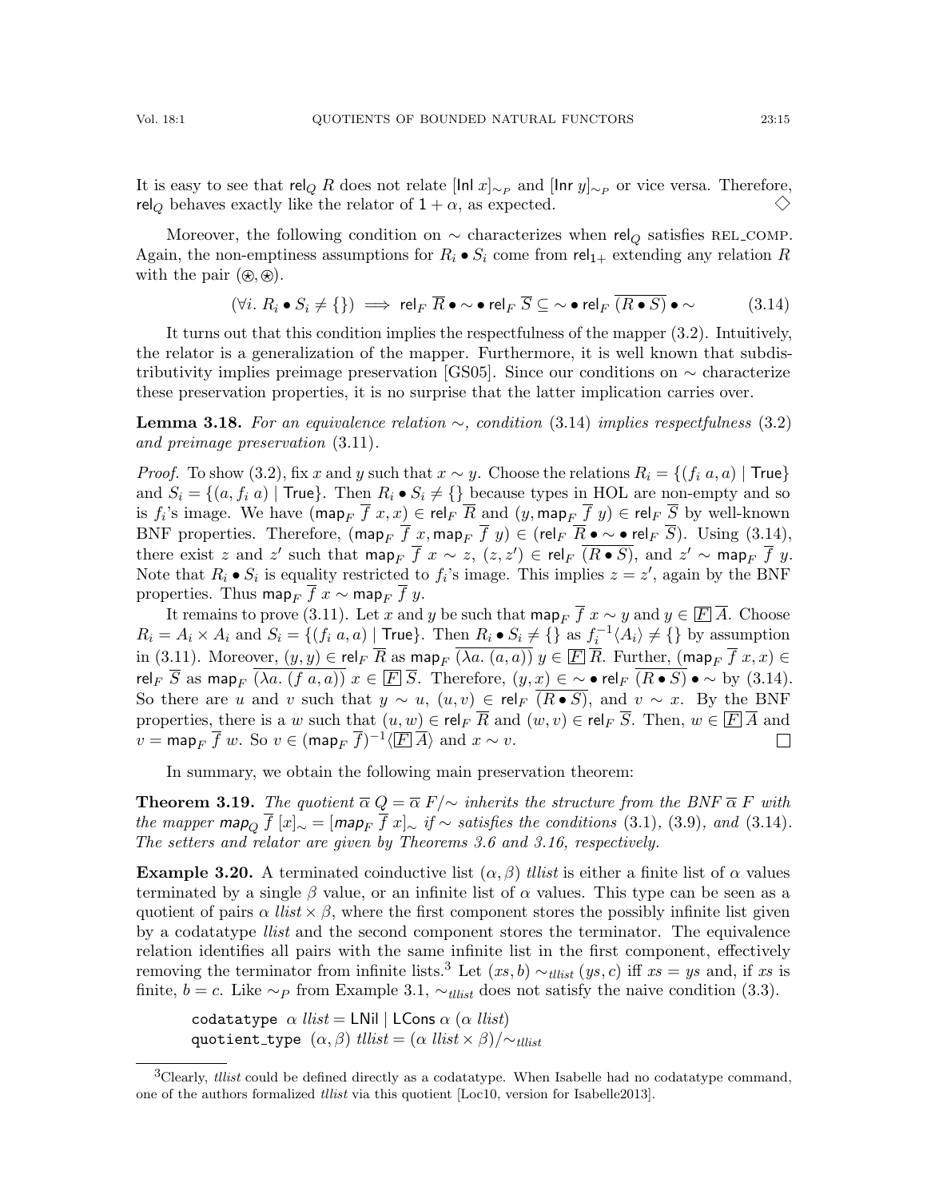It is easy to see that $\mathsf{rel}_Q\ R$ does not relate $[\mathsf{Inl}\ x]_{\sim_P}$ and $[\mathsf{Inr}\ y]_{\sim_P}$ or vice versa. Therefore, $\mathsf{rel}_Q$ behaves exactly like the relator of $1 + \alpha$, as expected. $\diamondsuit$

Moreover, the following condition on $\sim$ characterizes when $\mathsf{rel}_Q$ satisfies REL_COMP. Again, the non-emptiness assumptions for $R_i \bullet S_i$ come from $\mathsf{rel}_{1+}$ extending any relation $R$ with the pair $(\circledast, \circledast)$.

$$(\forall i.\ R_i \bullet S_i \neq \{\}) \implies \mathsf{rel}_F\ \overline{R} \bullet \sim \bullet\ \mathsf{rel}_F\ \overline{S} \subseteq \sim \bullet\ \mathsf{rel}_F\ \overline{(R \bullet S)} \bullet \sim \tag{3.14}$$

It turns out that this condition implies the respectfulness of the mapper (3.2). Intuitively, the relator is a generalization of the mapper. Furthermore, it is well known that subdistributivity implies preimage preservation [GS05]. Since our conditions on $\sim$ characterize these preservation properties, it is no surprise that the latter implication carries over.

**Lemma 3.18.** *For an equivalence relation $\sim$, condition* (3.14) *implies respectfulness* (3.2) *and preimage preservation* (3.11)*.*

*Proof.* To show (3.2), fix $x$ and $y$ such that $x \sim y$. Choose the relations $R_i = \{(f_i\ a, a) \mid \mathsf{True}\}$ and $S_i = \{(a, f_i\ a) \mid \mathsf{True}\}$. Then $R_i \bullet S_i \neq \{\}$ because types in HOL are non-empty and so is $f_i$'s image. We have $(\mathsf{map}_F\ \overline{f}\ x, x) \in \mathsf{rel}_F\ \overline{R}$ and $(y, \mathsf{map}_F\ \overline{f}\ y) \in \mathsf{rel}_F\ \overline{S}$ by well-known BNF properties. Therefore, $(\mathsf{map}_F\ \overline{f}\ x, \mathsf{map}_F\ \overline{f}\ y) \in (\mathsf{rel}_F\ \overline{R} \bullet \sim \bullet\ \mathsf{rel}_F\ \overline{S})$. Using (3.14), there exist $z$ and $z'$ such that $\mathsf{map}_F\ \overline{f}\ x \sim z$, $(z, z') \in \mathsf{rel}_F\ \overline{(R \bullet S)}$, and $z' \sim \mathsf{map}_F\ \overline{f}\ y$. Note that $R_i \bullet S_i$ is equality restricted to $f_i$'s image. This implies $z = z'$, again by the BNF properties. Thus $\mathsf{map}_F\ \overline{f}\ x \sim \mathsf{map}_F\ \overline{f}\ y$.

It remains to prove (3.11). Let $x$ and $y$ be such that $\mathsf{map}_F\ \overline{f}\ x \sim y$ and $y \in \boxed{F}\ \overline{A}$. Choose $R_i = A_i \times A_i$ and $S_i = \{(f_i\ a, a) \mid \mathsf{True}\}$. Then $R_i \bullet S_i \neq \{\}$ as $f_i^{-1}\langle A_i \rangle \neq \{\}$ by assumption in (3.11). Moreover, $(y, y) \in \mathsf{rel}_F\ \overline{R}$ as $\mathsf{map}_F\ \overline{(\lambda a.\ (a, a))}\ y \in \boxed{F}\ \overline{R}$. Further, $(\mathsf{map}_F\ \overline{f}\ x, x) \in \mathsf{rel}_F\ \overline{S}$ as $\mathsf{map}_F\ \overline{(\lambda a.\ (f\ a, a))}\ x \in \boxed{F}\ \overline{S}$. Therefore, $(y, x) \in \sim \bullet\ \mathsf{rel}_F\ \overline{(R \bullet S)} \bullet \sim$ by (3.14). So there are $u$ and $v$ such that $y \sim u$, $(u, v) \in \mathsf{rel}_F\ \overline{(R \bullet S)}$, and $v \sim x$. By the BNF properties, there is a $w$ such that $(u, w) \in \mathsf{rel}_F\ \overline{R}$ and $(w, v) \in \mathsf{rel}_F\ \overline{S}$. Then, $w \in \boxed{F}\ \overline{A}$ and $v = \mathsf{map}_F\ \overline{f}\ w$. So $v \in (\mathsf{map}_F\ \overline{f})^{-1}\langle \boxed{F}\ \overline{A} \rangle$ and $x \sim v$. $\square$

In summary, we obtain the following main preservation theorem:

**Theorem 3.19.** *The quotient $\overline{\alpha}\ Q = \overline{\alpha}\ F/\sim$ inherits the structure from the BNF $\overline{\alpha}\ F$ with the mapper $\mathsf{map}_Q\ \overline{f}\ [x]_\sim = [\mathsf{map}_F\ \overline{f}\ x]_\sim$ if $\sim$ satisfies the conditions* (3.1)*,* (3.9)*, and* (3.14)*. The setters and relator are given by Theorems 3.6 and 3.16, respectively.*

**Example 3.20.** A terminated coinductive list $(\alpha, \beta)$ *tllist* is either a finite list of $\alpha$ values terminated by a single $\beta$ value, or an infinite list of $\alpha$ values. This type can be seen as a quotient of pairs $\alpha$ *llist* $\times\ \beta$, where the first component stores the possibly infinite list given by a codatatype *llist* and the second component stores the terminator. The equivalence relation identifies all pairs with the same infinite list in the first component, effectively removing the terminator from infinite lists.[3] Let $(xs, b) \sim_{\mathit{tllist}} (ys, c)$ iff $xs = ys$ and, if $xs$ is finite, $b = c$. Like $\sim_P$ from Example 3.1, $\sim_{\mathit{tllist}}$ does not satisfy the naive condition (3.3).

```
codatatype α llist = LNil | LCons α (α llist)
quotient_type (α, β) tllist = (α llist × β)/∼tllist
```

[3] Clearly, *tllist* could be defined directly as a codatatype. When Isabelle had no codatatype command, one of the authors formalized *tllist* via this quotient [Loc10, version for Isabelle2013].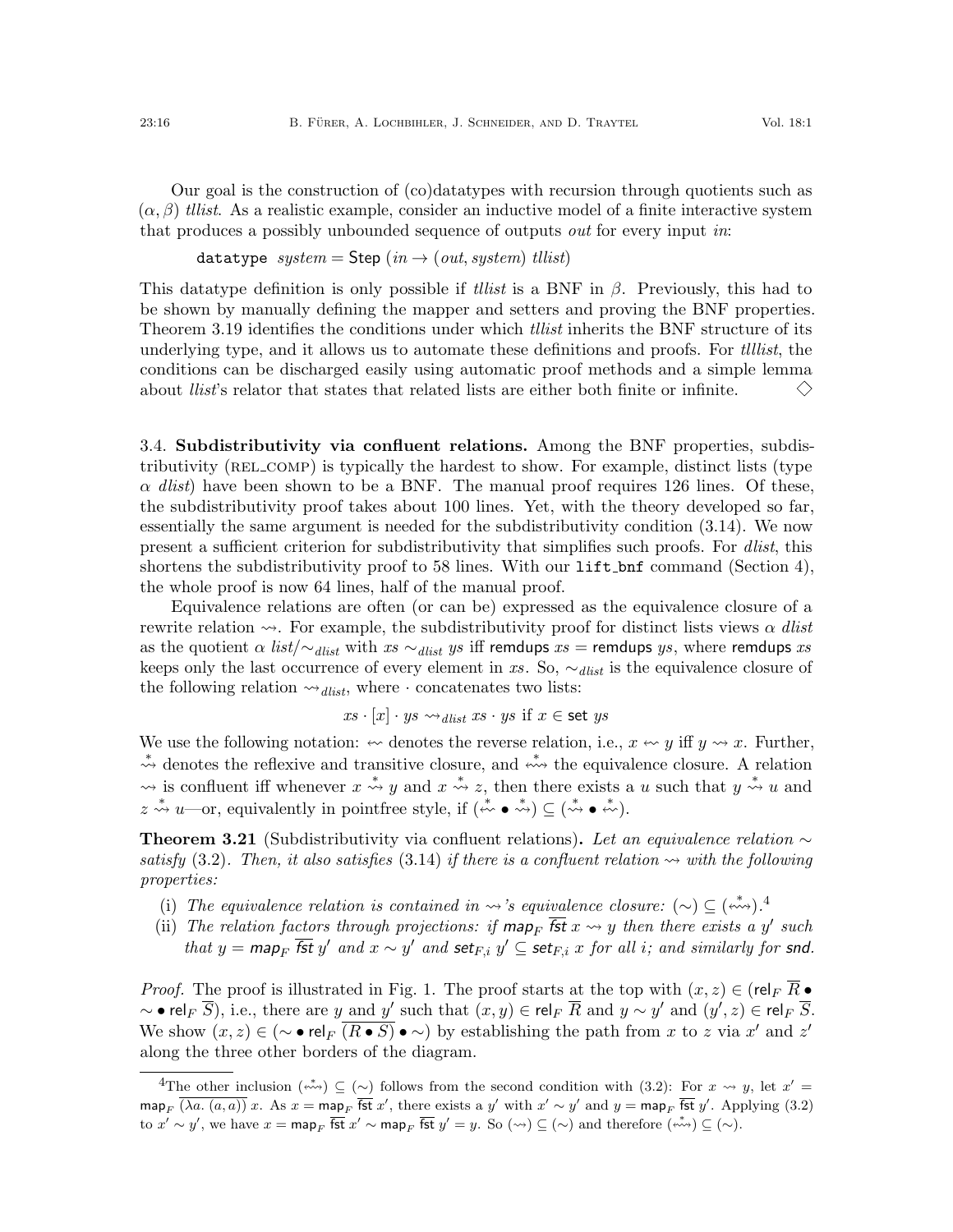Our goal is the construction of (co)datatypes with recursion through quotients such as $(\alpha, \beta)$ *tllist*. As a realistic example, consider an inductive model of a finite interactive system that produces a possibly unbounded sequence of outputs *out* for every input *in*:

$$\texttt{datatype}\ \ \mathit{system} = \mathsf{Step}\ (\mathit{in} \to (\mathit{out}, \mathit{system})\ \mathit{tllist})$$

This datatype definition is only possible if *tllist* is a BNF in $\beta$. Previously, this had to be shown by manually defining the mapper and setters and proving the BNF properties. Theorem 3.19 identifies the conditions under which *tllist* inherits the BNF structure of its underlying type, and it allows us to automate these definitions and proofs. For *tllist*, the conditions can be discharged easily using automatic proof methods and a simple lemma about *llist*'s relator that states that related lists are either both finite or infinite. $\diamondsuit$

### 3.4. Subdistributivity via confluent relations.

Among the BNF properties, subdistributivity (REL_COMP) is typically the hardest to show. For example, distinct lists (type $\alpha$ *dlist*) have been shown to be a BNF. The manual proof requires 126 lines. Of these, the subdistributivity proof takes about 100 lines. Yet, with the theory developed so far, essentially the same argument is needed for the subdistributivity condition (3.14). We now present a sufficient criterion for subdistributivity that simplifies such proofs. For *dlist*, this shortens the subdistributivity proof to 58 lines. With our `lift_bnf` command (Section 4), the whole proof is now 64 lines, half of the manual proof.

Equivalence relations are often (or can be) expressed as the equivalence closure of a rewrite relation $\rightsquigarrow$. For example, the subdistributivity proof for distinct lists views $\alpha$ *dlist* as the quotient $\alpha\ \mathit{list}/{\sim_{\mathit{dlist}}}$ with $\mathit{xs} \sim_{\mathit{dlist}} \mathit{ys}$ iff $\mathsf{remdups}\ \mathit{xs} = \mathsf{remdups}\ \mathit{ys}$, where $\mathsf{remdups}\ \mathit{xs}$ keeps only the last occurrence of every element in *xs*. So, $\sim_{\mathit{dlist}}$ is the equivalence closure of the following relation $\rightsquigarrow_{\mathit{dlist}}$, where $\cdot$ concatenates two lists:

$$\mathit{xs} \cdot [x] \cdot \mathit{ys} \rightsquigarrow_{\mathit{dlist}} \mathit{xs} \cdot \mathit{ys} \text{ if } x \in \mathsf{set}\ \mathit{ys}$$

We use the following notation: $\leftsquigarrow$ denotes the reverse relation, i.e., $x \leftsquigarrow y$ iff $y \rightsquigarrow x$. Further, $\overset{*}{\rightsquigarrow}$ denotes the reflexive and transitive closure, and $\overset{*}{\leftrightsquigarrow}$ the equivalence closure. A relation $\rightsquigarrow$ is confluent iff whenever $x \overset{*}{\rightsquigarrow} y$ and $x \overset{*}{\rightsquigarrow} z$, then there exists a $u$ such that $y \overset{*}{\rightsquigarrow} u$ and $z \overset{*}{\rightsquigarrow} u$—or, equivalently in pointfree style, if $(\overset{*}{\leftsquigarrow} \bullet \overset{*}{\rightsquigarrow}) \subseteq (\overset{*}{\rightsquigarrow} \bullet \overset{*}{\leftsquigarrow})$.

**Theorem 3.21** (Subdistributivity via confluent relations)**.** *Let an equivalence relation $\sim$ satisfy* (3.2)*. Then, it also satisfies* (3.14) *if there is a confluent relation $\rightsquigarrow$ with the following properties:*

- (i) *The equivalence relation is contained in $\rightsquigarrow$'s equivalence closure: $(\sim) \subseteq (\overset{*}{\leftrightsquigarrow})$.*[4]
- (ii) *The relation factors through projections: if $\mathsf{map}_F\ \overline{\mathsf{fst}}\ x \rightsquigarrow y$ then there exists a $y'$ such that $y = \mathsf{map}_F\ \overline{\mathsf{fst}}\ y'$ and $x \sim y'$ and $\mathsf{set}_{F,i}\ y' \subseteq \mathsf{set}_{F,i}\ x$ for all $i$; and similarly for* $\mathsf{snd}$*.*

*Proof.* The proof is illustrated in Fig. 1. The proof starts at the top with $(x, z) \in (\mathsf{rel}_F\ \overline{R} \bullet \sim \bullet\ \mathsf{rel}_F\ \overline{S})$, i.e., there are $y$ and $y'$ such that $(x, y) \in \mathsf{rel}_F\ \overline{R}$ and $y \sim y'$ and $(y', z) \in \mathsf{rel}_F\ \overline{S}$. We show $(x, z) \in (\sim \bullet\ \mathsf{rel}_F\ \overline{(R \bullet S)} \bullet \sim)$ by establishing the path from $x$ to $z$ via $x'$ and $z'$ along the three other borders of the diagram.

---

[4] The other inclusion $(\overset{*}{\leftrightsquigarrow}) \subseteq (\sim)$ follows from the second condition with (3.2): For $x \rightsquigarrow y$, let $x' = \mathsf{map}_F\ \overline{(\lambda a.\ (a, a))}\ x$. As $x = \mathsf{map}_F\ \overline{\mathsf{fst}}\ x'$, there exists a $y'$ with $x' \sim y'$ and $y = \mathsf{map}_F\ \overline{\mathsf{fst}}\ y'$. Applying (3.2) to $x' \sim y'$, we have $x = \mathsf{map}_F\ \overline{\mathsf{fst}}\ x' \sim \mathsf{map}_F\ \overline{\mathsf{fst}}\ y' = y$. So $(\rightsquigarrow) \subseteq (\sim)$ and therefore $(\overset{*}{\leftrightsquigarrow}) \subseteq (\sim)$.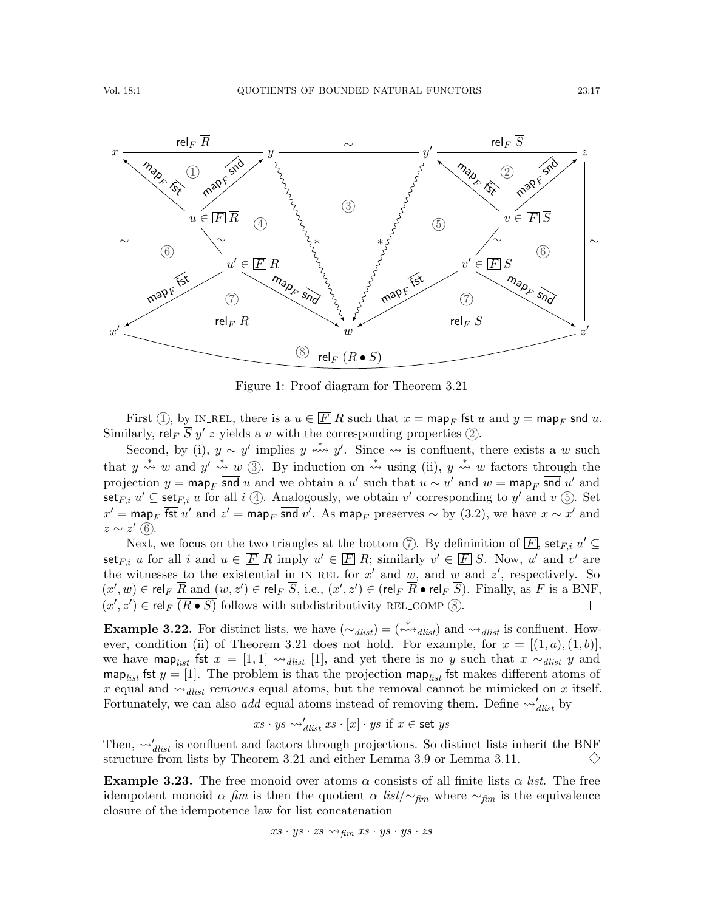Figure 1: Proof diagram for Theorem 3.21

First ①, by IN_REL, there is a $u \in \boxed{F}\,\overline{R}$ such that $x = \mathsf{map}_F\ \overline{\mathsf{fst}}\ u$ and $y = \mathsf{map}_F\ \overline{\mathsf{snd}}\ u$. Similarly, $\mathsf{rel}_F\ \overline{S}\ y'\ z$ yields a $v$ with the corresponding properties ②.

Second, by (i), $y \sim y'$ implies $y \overset{*}{\leftrightsquigarrow} y'$. Since $\rightsquigarrow$ is confluent, there exists a $w$ such that $y \overset{*}{\rightsquigarrow} w$ and $y' \overset{*}{\rightsquigarrow} w$ ③. By induction on $\overset{*}{\rightsquigarrow}$ using (ii), $y \overset{*}{\rightsquigarrow} w$ factors through the projection $y = \mathsf{map}_F\ \overline{\mathsf{snd}}\ u$ and we obtain a $u'$ such that $u \sim u'$ and $w = \mathsf{map}_F\ \overline{\mathsf{snd}}\ u'$ and $\mathsf{set}_{F,i}\ u' \subseteq \mathsf{set}_{F,i}\ u$ for all $i$ ④. Analogously, we obtain $v'$ corresponding to $y'$ and $v$ ⑤. Set $x' = \mathsf{map}_F\ \overline{\mathsf{fst}}\ u'$ and $z' = \mathsf{map}_F\ \overline{\mathsf{snd}}\ v'$. As $\mathsf{map}_F$ preserves $\sim$ by (3.2), we have $x \sim x'$ and $z \sim z'$ ⑥.

Next, we focus on the two triangles at the bottom ⑦. By defininition of $\boxed{F}$, $\mathsf{set}_{F,i}\ u' \subseteq \mathsf{set}_{F,i}\ u$ for all $i$ and $u \in \boxed{F}\,\overline{R}$ imply $u' \in \boxed{F}\,\overline{R}$; similarly $v' \in \boxed{F}\,\overline{S}$. Now, $u'$ and $v'$ are the witnesses to the existential in IN_REL for $x'$ and $w$, and $w$ and $z'$, respectively. So $(x', w) \in \mathsf{rel}_F\ \overline{R}$ and $(w, z') \in \mathsf{rel}_F\ \overline{S}$, i.e., $(x', z') \in (\mathsf{rel}_F\ \overline{R} \bullet \mathsf{rel}_F\ \overline{S})$. Finally, as $F$ is a BNF, $(x', z') \in \mathsf{rel}_F\ \overline{(R \bullet S)}$ follows with subdistributivity REL_COMP ⑧. $\square$

**Example 3.22.** For distinct lists, we have $(\sim_{dlist}) = (\overset{*}{\leftrightsquigarrow}_{dlist})$ and $\rightsquigarrow_{dlist}$ is confluent. However, condition (ii) of Theorem 3.21 does not hold. For example, for $x = [(1, a), (1, b)]$, we have $\mathsf{map}_{list}\ \mathsf{fst}\ x = [1, 1] \rightsquigarrow_{dlist} [1]$, and yet there is no $y$ such that $x \sim_{dlist} y$ and $\mathsf{map}_{list}\ \mathsf{fst}\ y = [1]$. The problem is that the projection $\mathsf{map}_{list}\ \mathsf{fst}$ makes different atoms of $x$ equal and $\rightsquigarrow_{dlist}$ *removes* equal atoms, but the removal cannot be mimicked on $x$ itself. Fortunately, we can also *add* equal atoms instead of removing them. Define $\rightsquigarrow'_{dlist}$ by

$$xs \cdot ys \rightsquigarrow'_{dlist} xs \cdot [x] \cdot ys \text{ if } x \in \mathsf{set}\ ys$$

Then, $\rightsquigarrow'_{dlist}$ is confluent and factors through projections. So distinct lists inherit the BNF structure from lists by Theorem 3.21 and either Lemma 3.9 or Lemma 3.11. $\diamond$

**Example 3.23.** The free monoid over atoms $\alpha$ consists of all finite lists $\alpha$ *list*. The free idempotent monoid $\alpha$ *fim* is then the quotient $\alpha\ list/\!\sim_{fim}$ where $\sim_{fim}$ is the equivalence closure of the idempotence law for list concatenation

$$xs \cdot ys \cdot zs \rightsquigarrow_{fim} xs \cdot ys \cdot ys \cdot zs$$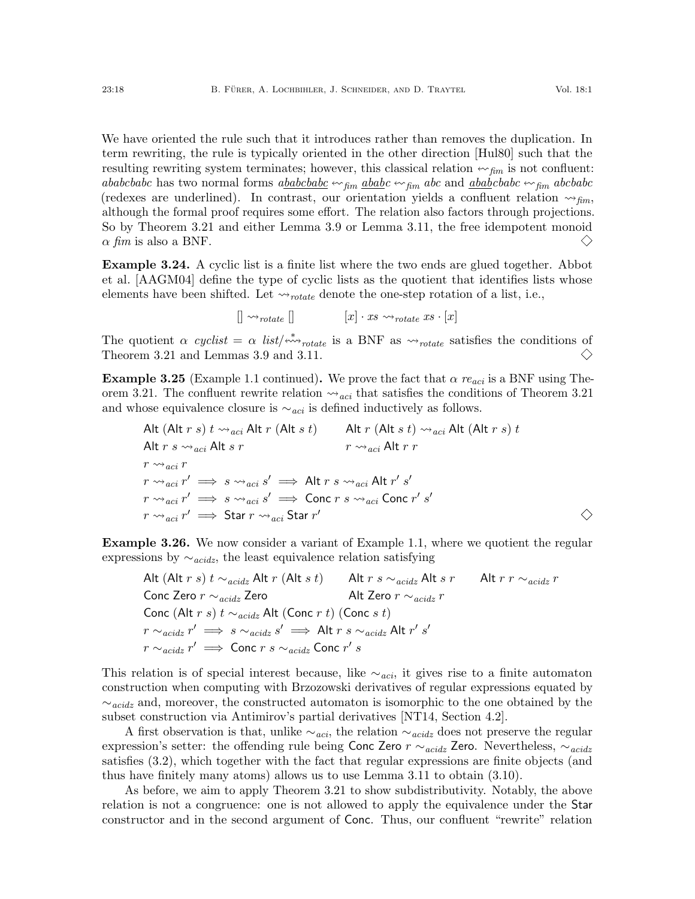We have oriented the rule such that it introduces rather than removes the duplication. In term rewriting, the rule is typically oriented in the other direction [Hul80] such that the resulting rewriting system terminates; however, this classical relation $\leftsquigarrow_{\mathit{fim}}$ is not confluent: $abab cbabc$ has two normal forms $a\underline{babcbabc} \leftsquigarrow_{\mathit{fim}} \underline{abab}c \leftsquigarrow_{\mathit{fim}} abc$ and $\underline{abab}cbabc \leftsquigarrow_{\mathit{fim}} abcbabc$ (redexes are underlined). In contrast, our orientation yields a confluent relation $\rightsquigarrow_{\mathit{fim}}$, although the formal proof requires some effort. The relation also factors through projections. So by Theorem 3.21 and either Lemma 3.9 or Lemma 3.11, the free idempotent monoid $\alpha\ \mathit{fim}$ is also a BNF. ◇

**Example 3.24.** A cyclic list is a finite list where the two ends are glued together. Abbot et al. [AAGM04] define the type of cyclic lists as the quotient that identifies lists whose elements have been shifted. Let $\rightsquigarrow_{\mathit{rotate}}$ denote the one-step rotation of a list, i.e.,

$$[] \rightsquigarrow_{\mathit{rotate}} [] \qquad\qquad [x] \cdot xs \rightsquigarrow_{\mathit{rotate}} xs \cdot [x]$$

The quotient $\alpha\ \mathit{cyclist} = \alpha\ \mathit{list}/\overset{*}{\leftrightsquigarrow}_{\mathit{rotate}}$ is a BNF as $\rightsquigarrow_{\mathit{rotate}}$ satisfies the conditions of Theorem 3.21 and Lemmas 3.9 and 3.11. ◇

**Example 3.25** (Example 1.1 continued)**.** We prove the fact that $\alpha\ \mathit{re}_{aci}$ is a BNF using Theorem 3.21. The confluent rewrite relation $\rightsquigarrow_{aci}$ that satisfies the conditions of Theorem 3.21 and whose equivalence closure is $\sim_{aci}$ is defined inductively as follows.

$$\mathsf{Alt}\ (\mathsf{Alt}\ r\ s)\ t \rightsquigarrow_{aci} \mathsf{Alt}\ r\ (\mathsf{Alt}\ s\ t) \qquad \mathsf{Alt}\ r\ (\mathsf{Alt}\ s\ t) \rightsquigarrow_{aci} \mathsf{Alt}\ (\mathsf{Alt}\ r\ s)\ t$$
$$\mathsf{Alt}\ r\ s \rightsquigarrow_{aci} \mathsf{Alt}\ s\ r \qquad r \rightsquigarrow_{aci} \mathsf{Alt}\ r\ r$$
$$r \rightsquigarrow_{aci} r$$
$$r \rightsquigarrow_{aci} r' \implies s \rightsquigarrow_{aci} s' \implies \mathsf{Alt}\ r\ s \rightsquigarrow_{aci} \mathsf{Alt}\ r'\ s'$$
$$r \rightsquigarrow_{aci} r' \implies s \rightsquigarrow_{aci} s' \implies \mathsf{Conc}\ r\ s \rightsquigarrow_{aci} \mathsf{Conc}\ r'\ s'$$
$$r \rightsquigarrow_{aci} r' \implies \mathsf{Star}\ r \rightsquigarrow_{aci} \mathsf{Star}\ r'$$

◇

**Example 3.26.** We now consider a variant of Example 1.1, where we quotient the regular expressions by $\sim_{acidz}$, the least equivalence relation satisfying

$$\mathsf{Alt}\ (\mathsf{Alt}\ r\ s)\ t \sim_{acidz} \mathsf{Alt}\ r\ (\mathsf{Alt}\ s\ t) \qquad \mathsf{Alt}\ r\ s \sim_{acidz} \mathsf{Alt}\ s\ r \qquad \mathsf{Alt}\ r\ r \sim_{acidz} r$$
$$\mathsf{Conc}\ \mathsf{Zero}\ r \sim_{acidz} \mathsf{Zero} \qquad \mathsf{Alt}\ \mathsf{Zero}\ r \sim_{acidz} r$$
$$\mathsf{Conc}\ (\mathsf{Alt}\ r\ s)\ t \sim_{acidz} \mathsf{Alt}\ (\mathsf{Conc}\ r\ t)\ (\mathsf{Conc}\ s\ t)$$
$$r \sim_{acidz} r' \implies s \sim_{acidz} s' \implies \mathsf{Alt}\ r\ s \sim_{acidz} \mathsf{Alt}\ r'\ s'$$
$$r \sim_{acidz} r' \implies \mathsf{Conc}\ r\ s \sim_{acidz} \mathsf{Conc}\ r'\ s$$

This relation is of special interest because, like $\sim_{aci}$, it gives rise to a finite automaton construction when computing with Brzozowski derivatives of regular expressions equated by $\sim_{acidz}$ and, moreover, the constructed automaton is isomorphic to the one obtained by the subset construction via Antimirov's partial derivatives [NT14, Section 4.2].

A first observation is that, unlike $\sim_{aci}$, the relation $\sim_{acidz}$ does not preserve the regular expression's setter: the offending rule being $\mathsf{Conc}\ \mathsf{Zero}\ r \sim_{acidz} \mathsf{Zero}$. Nevertheless, $\sim_{acidz}$ satisfies (3.2), which together with the fact that regular expressions are finite objects (and thus have finitely many atoms) allows us to use Lemma 3.11 to obtain (3.10).

As before, we aim to apply Theorem 3.21 to show subdistributivity. Notably, the above relation is not a congruence: one is not allowed to apply the equivalence under the $\mathsf{Star}$ constructor and in the second argument of $\mathsf{Conc}$. Thus, our confluent "rewrite" relation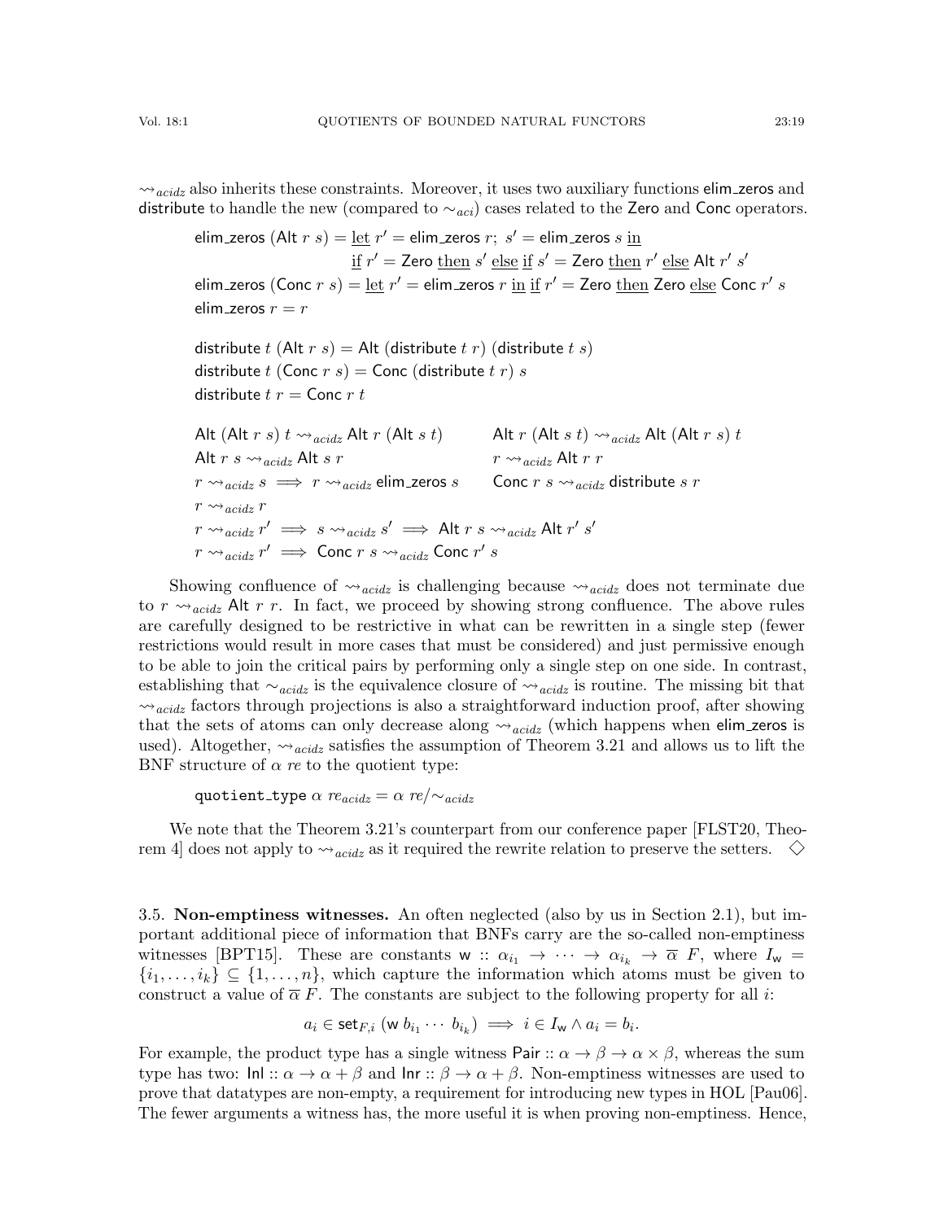$\rightsquigarrow_{acidz}$ also inherits these constraints. Moreover, it uses two auxiliary functions $\mathsf{elim\_zeros}$ and $\mathsf{distribute}$ to handle the new (compared to $\sim_{aci}$) cases related to the $\mathsf{Zero}$ and $\mathsf{Conc}$ operators.

$$
\begin{aligned}
&\mathsf{elim\_zeros}\ (\mathsf{Alt}\ r\ s) = \underline{\text{let}}\ r' = \mathsf{elim\_zeros}\ r;\ s' = \mathsf{elim\_zeros}\ s\ \underline{\text{in}} \\
&\qquad\qquad\qquad\qquad\quad \underline{\text{if}}\ r' = \mathsf{Zero}\ \underline{\text{then}}\ s'\ \underline{\text{else}}\ \underline{\text{if}}\ s' = \mathsf{Zero}\ \underline{\text{then}}\ r'\ \underline{\text{else}}\ \mathsf{Alt}\ r'\ s' \\
&\mathsf{elim\_zeros}\ (\mathsf{Conc}\ r\ s) = \underline{\text{let}}\ r' = \mathsf{elim\_zeros}\ r\ \underline{\text{in}}\ \underline{\text{if}}\ r' = \mathsf{Zero}\ \underline{\text{then}}\ \mathsf{Zero}\ \underline{\text{else}}\ \mathsf{Conc}\ r'\ s \\
&\mathsf{elim\_zeros}\ r = r
\end{aligned}
$$

$$
\begin{aligned}
&\mathsf{distribute}\ t\ (\mathsf{Alt}\ r\ s) = \mathsf{Alt}\ (\mathsf{distribute}\ t\ r)\ (\mathsf{distribute}\ t\ s) \\
&\mathsf{distribute}\ t\ (\mathsf{Conc}\ r\ s) = \mathsf{Conc}\ (\mathsf{distribute}\ t\ r)\ s \\
&\mathsf{distribute}\ t\ r = \mathsf{Conc}\ r\ t
\end{aligned}
$$

$$
\begin{array}{ll}
\mathsf{Alt}\ (\mathsf{Alt}\ r\ s)\ t \rightsquigarrow_{acidz} \mathsf{Alt}\ r\ (\mathsf{Alt}\ s\ t) & \mathsf{Alt}\ r\ (\mathsf{Alt}\ s\ t) \rightsquigarrow_{acidz} \mathsf{Alt}\ (\mathsf{Alt}\ r\ s)\ t \\
\mathsf{Alt}\ r\ s \rightsquigarrow_{acidz} \mathsf{Alt}\ s\ r & r \rightsquigarrow_{acidz} \mathsf{Alt}\ r\ r \\
r \rightsquigarrow_{acidz} s \implies r \rightsquigarrow_{acidz} \mathsf{elim\_zeros}\ s & \mathsf{Conc}\ r\ s \rightsquigarrow_{acidz} \mathsf{distribute}\ s\ r \\
r \rightsquigarrow_{acidz} r & \\
\multicolumn{2}{l}{r \rightsquigarrow_{acidz} r' \implies s \rightsquigarrow_{acidz} s' \implies \mathsf{Alt}\ r\ s \rightsquigarrow_{acidz} \mathsf{Alt}\ r'\ s'} \\
\multicolumn{2}{l}{r \rightsquigarrow_{acidz} r' \implies \mathsf{Conc}\ r\ s \rightsquigarrow_{acidz} \mathsf{Conc}\ r'\ s}
\end{array}
$$

Showing confluence of $\rightsquigarrow_{acidz}$ is challenging because $\rightsquigarrow_{acidz}$ does not terminate due to $r \rightsquigarrow_{acidz} \mathsf{Alt}\ r\ r$. In fact, we proceed by showing strong confluence. The above rules are carefully designed to be restrictive in what can be rewritten in a single step (fewer restrictions would result in more cases that must be considered) and just permissive enough to be able to join the critical pairs by performing only a single step on one side. In contrast, establishing that $\sim_{acidz}$ is the equivalence closure of $\rightsquigarrow_{acidz}$ is routine. The missing bit that $\rightsquigarrow_{acidz}$ factors through projections is also a straightforward induction proof, after showing that the sets of atoms can only decrease along $\rightsquigarrow_{acidz}$ (which happens when $\mathsf{elim\_zeros}$ is used). Altogether, $\rightsquigarrow_{acidz}$ satisfies the assumption of Theorem 3.21 and allows us to lift the BNF structure of $\alpha\ re$ to the quotient type:

$$\mathtt{quotient\_type}\ \alpha\ re_{acidz} = \alpha\ re/{\sim_{acidz}}$$

We note that the Theorem 3.21's counterpart from our conference paper [FLST20, Theorem 4] does not apply to $\rightsquigarrow_{acidz}$ as it required the rewrite relation to preserve the setters. $\diamondsuit$

### 3.5. Non-emptiness witnesses.

An often neglected (also by us in Section 2.1), but important additional piece of information that BNFs carry are the so-called non-emptiness witnesses [BPT15]. These are constants $\mathsf{w} :: \alpha_{i_1} \to \cdots \to \alpha_{i_k} \to \overline{\alpha}\ F$, where $I_{\mathsf{w}} = \{i_1, \ldots, i_k\} \subseteq \{1, \ldots, n\}$, which capture the information which atoms must be given to construct a value of $\overline{\alpha}\ F$. The constants are subject to the following property for all $i$:

$$a_i \in \mathsf{set}_{F,i}\ (\mathsf{w}\ b_{i_1} \cdots\ b_{i_k}) \implies i \in I_{\mathsf{w}} \wedge a_i = b_i.$$

For example, the product type has a single witness $\mathsf{Pair} :: \alpha \to \beta \to \alpha \times \beta$, whereas the sum type has two: $\mathsf{Inl} :: \alpha \to \alpha + \beta$ and $\mathsf{Inr} :: \beta \to \alpha + \beta$. Non-emptiness witnesses are used to prove that datatypes are non-empty, a requirement for introducing new types in HOL [Pau06]. The fewer arguments a witness has, the more useful it is when proving non-emptiness. Hence,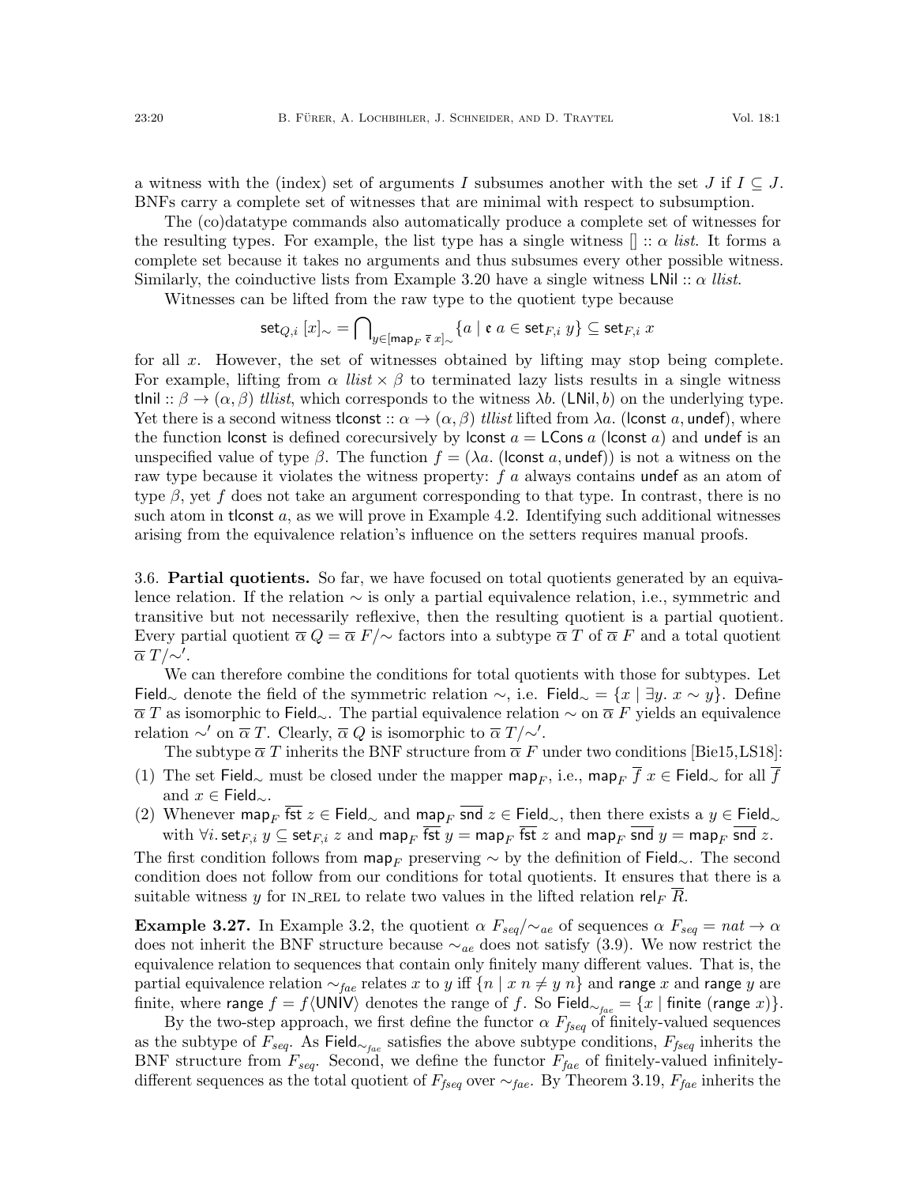a witness with the (index) set of arguments $I$ subsumes another with the set $J$ if $I \subseteq J$. BNFs carry a complete set of witnesses that are minimal with respect to subsumption.

The (co)datatype commands also automatically produce a complete set of witnesses for the resulting types. For example, the list type has a single witness $[] :: \alpha\ list$. It forms a complete set because it takes no arguments and thus subsumes every other possible witness. Similarly, the coinductive lists from Example 3.20 have a single witness $\mathsf{LNil} :: \alpha\ llist$.

Witnesses can be lifted from the raw type to the quotient type because

$$\mathsf{set}_{Q,i}\ [x]_\sim = \bigcap\nolimits_{y \in [\mathsf{map}_F\ \overline{\mathfrak{e}}\ x]_\sim} \{a \mid \mathfrak{e}\ a \in \mathsf{set}_{F,i}\ y\} \subseteq \mathsf{set}_{F,i}\ x$$

for all $x$. However, the set of witnesses obtained by lifting may stop being complete. For example, lifting from $\alpha\ llist \times \beta$ to terminated lazy lists results in a single witness $\mathsf{tlnil} :: \beta \to (\alpha, \beta)\ tllist$, which corresponds to the witness $\lambda b.\ (\mathsf{LNil}, b)$ on the underlying type. Yet there is a second witness $\mathsf{tlconst} :: \alpha \to (\alpha, \beta)\ tllist$ lifted from $\lambda a.\ (\mathsf{lconst}\ a, \mathsf{undef})$, where the function $\mathsf{lconst}$ is defined corecursively by $\mathsf{lconst}\ a = \mathsf{LCons}\ a\ (\mathsf{lconst}\ a)$ and $\mathsf{undef}$ is an unspecified value of type $\beta$. The function $f = (\lambda a.\ (\mathsf{lconst}\ a, \mathsf{undef}))$ is not a witness on the raw type because it violates the witness property: $f\ a$ always contains $\mathsf{undef}$ as an atom of type $\beta$, yet $f$ does not take an argument corresponding to that type. In contrast, there is no such atom in $\mathsf{tlconst}\ a$, as we will prove in Example 4.2. Identifying such additional witnesses arising from the equivalence relation's influence on the setters requires manual proofs.

### 3.6. Partial quotients.

So far, we have focused on total quotients generated by an equivalence relation. If the relation $\sim$ is only a partial equivalence relation, i.e., symmetric and transitive but not necessarily reflexive, then the resulting quotient is a partial quotient. Every partial quotient $\overline{\alpha}\ Q = \overline{\alpha}\ F/\sim$ factors into a subtype $\overline{\alpha}\ T$ of $\overline{\alpha}\ F$ and a total quotient $\overline{\alpha}\ T/\sim'$.

We can therefore combine the conditions for total quotients with those for subtypes. Let $\mathsf{Field}_\sim$ denote the field of the symmetric relation $\sim$, i.e. $\mathsf{Field}_\sim = \{x \mid \exists y.\ x \sim y\}$. Define $\overline{\alpha}\ T$ as isomorphic to $\mathsf{Field}_\sim$. The partial equivalence relation $\sim$ on $\overline{\alpha}\ F$ yields an equivalence relation $\sim'$ on $\overline{\alpha}\ T$. Clearly, $\overline{\alpha}\ Q$ is isomorphic to $\overline{\alpha}\ T/\sim'$.

The subtype $\overline{\alpha}\ T$ inherits the BNF structure from $\overline{\alpha}\ F$ under two conditions [Bie15,LS18]:

(1) The set $\mathsf{Field}_\sim$ must be closed under the mapper $\mathsf{map}_F$, i.e., $\mathsf{map}_F\ \overline{f}\ x \in \mathsf{Field}_\sim$ for all $\overline{f}$ and $x \in \mathsf{Field}_\sim$.

(2) Whenever $\mathsf{map}_F\ \overline{\mathsf{fst}}\ z \in \mathsf{Field}_\sim$ and $\mathsf{map}_F\ \overline{\mathsf{snd}}\ z \in \mathsf{Field}_\sim$, then there exists a $y \in \mathsf{Field}_\sim$ with $\forall i.\ \mathsf{set}_{F,i}\ y \subseteq \mathsf{set}_{F,i}\ z$ and $\mathsf{map}_F\ \overline{\mathsf{fst}}\ y = \mathsf{map}_F\ \overline{\mathsf{fst}}\ z$ and $\mathsf{map}_F\ \overline{\mathsf{snd}}\ y = \mathsf{map}_F\ \overline{\mathsf{snd}}\ z$.

The first condition follows from $\mathsf{map}_F$ preserving $\sim$ by the definition of $\mathsf{Field}_\sim$. The second condition does not follow from our conditions for total quotients. It ensures that there is a suitable witness $y$ for IN_REL to relate two values in the lifted relation $\mathsf{rel}_F\ \overline{R}$.

**Example 3.27.** In Example 3.2, the quotient $\alpha\ F_{seq}/\sim_{ae}$ of sequences $\alpha\ F_{seq} = nat \to \alpha$ does not inherit the BNF structure because $\sim_{ae}$ does not satisfy (3.9). We now restrict the equivalence relation to sequences that contain only finitely many different values. That is, the partial equivalence relation $\sim_{fae}$ relates $x$ to $y$ iff $\{n \mid x\ n \neq y\ n\}$ and $\mathsf{range}\ x$ and $\mathsf{range}\ y$ are finite, where $\mathsf{range}\ f = f\langle\mathsf{UNIV}\rangle$ denotes the range of $f$. So $\mathsf{Field}_{\sim_{fae}} = \{x \mid \mathsf{finite}\ (\mathsf{range}\ x)\}$.

By the two-step approach, we first define the functor $\alpha\ F_{fseq}$ of finitely-valued sequences as the subtype of $F_{seq}$. As $\mathsf{Field}_{\sim_{fae}}$ satisfies the above subtype conditions, $F_{fseq}$ inherits the BNF structure from $F_{seq}$. Second, we define the functor $F_{fae}$ of finitely-valued infinitely-different sequences as the total quotient of $F_{fseq}$ over $\sim_{fae}$. By Theorem 3.19, $F_{fae}$ inherits the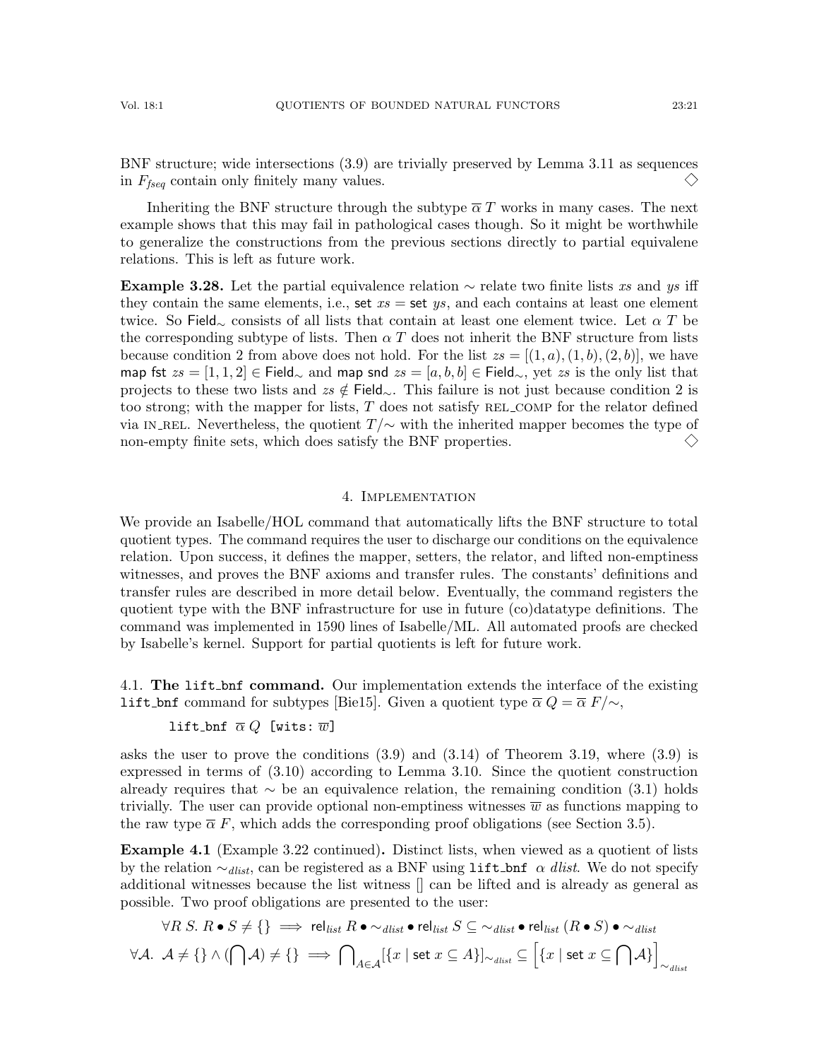BNF structure; wide intersections (3.9) are trivially preserved by Lemma 3.11 as sequences in $F_{fseq}$ contain only finitely many values. $\diamondsuit$

Inheriting the BNF structure through the subtype $\overline{\alpha}\ T$ works in many cases. The next example shows that this may fail in pathological cases though. So it might be worthwhile to generalize the constructions from the previous sections directly to partial equivalene relations. This is left as future work.

**Example 3.28.** Let the partial equivalence relation $\sim$ relate two finite lists $xs$ and $ys$ iff they contain the same elements, i.e., $\mathsf{set}\ xs = \mathsf{set}\ ys$, and each contains at least one element twice. So $\mathsf{Field}_\sim$ consists of all lists that contain at least one element twice. Let $\alpha\ T$ be the corresponding subtype of lists. Then $\alpha\ T$ does not inherit the BNF structure from lists because condition 2 from above does not hold. For the list $zs = [(1, a), (1, b), (2, b)]$, we have $\mathsf{map}\ \mathsf{fst}\ zs = [1, 1, 2] \in \mathsf{Field}_\sim$ and $\mathsf{map}\ \mathsf{snd}\ zs = [a, b, b] \in \mathsf{Field}_\sim$, yet $zs$ is the only list that projects to these two lists and $zs \notin \mathsf{Field}_\sim$. This failure is not just because condition 2 is too strong; with the mapper for lists, $T$ does not satisfy REL_COMP for the relator defined via IN_REL. Nevertheless, the quotient $T/\sim$ with the inherited mapper becomes the type of non-empty finite sets, which does satisfy the BNF properties. $\diamondsuit$

## 4. Implementation

We provide an Isabelle/HOL command that automatically lifts the BNF structure to total quotient types. The command requires the user to discharge our conditions on the equivalence relation. Upon success, it defines the mapper, setters, the relator, and lifted non-emptiness witnesses, and proves the BNF axioms and transfer rules. The constants' definitions and transfer rules are described in more detail below. Eventually, the command registers the quotient type with the BNF infrastructure for use in future (co)datatype definitions. The command was implemented in 1590 lines of Isabelle/ML. All automated proofs are checked by Isabelle's kernel. Support for partial quotients is left for future work.

### 4.1. The `lift_bnf` command.

Our implementation extends the interface of the existing `lift_bnf` command for subtypes [Bie15]. Given a quotient type $\overline{\alpha}\ Q = \overline{\alpha}\ F/\sim$,

`lift_bnf` $\overline{\alpha}\ Q$ `[wits:` $\overline{w}$`]`

asks the user to prove the conditions (3.9) and (3.14) of Theorem 3.19, where (3.9) is expressed in terms of (3.10) according to Lemma 3.10. Since the quotient construction already requires that $\sim$ be an equivalence relation, the remaining condition (3.1) holds trivially. The user can provide optional non-emptiness witnesses $\overline{w}$ as functions mapping to the raw type $\overline{\alpha}\ F$, which adds the corresponding proof obligations (see Section 3.5).

**Example 4.1** (Example 3.22 continued)**.** Distinct lists, when viewed as a quotient of lists by the relation $\sim_{dlist}$, can be registered as a BNF using `lift_bnf` $\alpha\ dlist$. We do not specify additional witnesses because the list witness [] can be lifted and is already as general as possible. Two proof obligations are presented to the user:

$$\forall R\ S.\ R \bullet S \neq \{\} \implies \mathsf{rel}_{list}\ R \bullet \sim_{dlist} \bullet\ \mathsf{rel}_{list}\ S \subseteq \sim_{dlist} \bullet\ \mathsf{rel}_{list}\ (R \bullet S) \bullet \sim_{dlist}$$

$$\forall \mathcal{A}.\ \mathcal{A} \neq \{\} \wedge (\bigcap \mathcal{A}) \neq \{\} \implies \bigcap_{A \in \mathcal{A}} [\{x \mid \mathsf{set}\ x \subseteq A\}]_{\sim_{dlist}} \subseteq \Big[\{x \mid \mathsf{set}\ x \subseteq \bigcap \mathcal{A}\}\Big]_{\sim_{dlist}}$$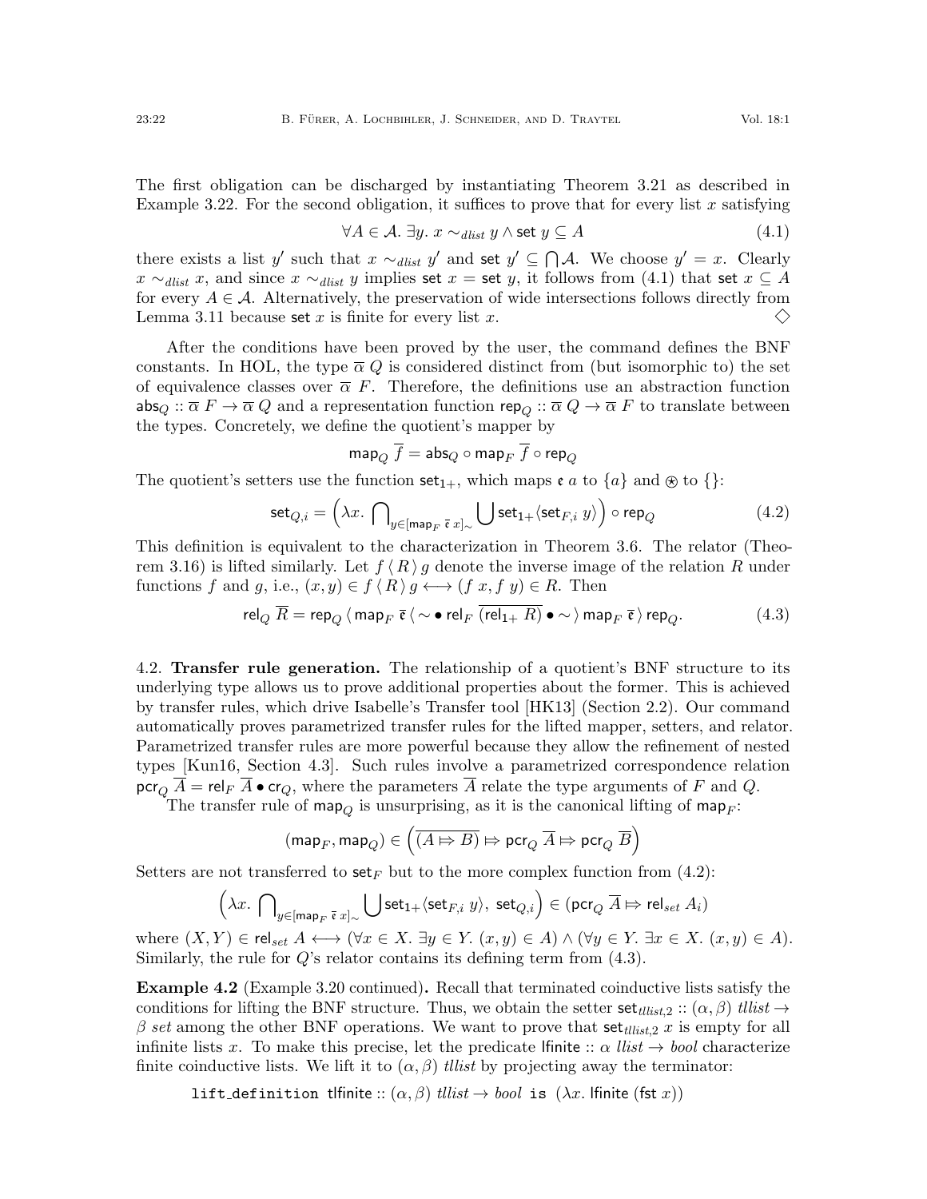The first obligation can be discharged by instantiating Theorem 3.21 as described in Example 3.22. For the second obligation, it suffices to prove that for every list $x$ satisfying

$$\forall A \in \mathcal{A}.\ \exists y.\ x \sim_{dlist} y \wedge \mathsf{set}\ y \subseteq A \tag{4.1}$$

there exists a list $y'$ such that $x \sim_{dlist} y'$ and $\mathsf{set}\ y' \subseteq \bigcap \mathcal{A}$. We choose $y' = x$. Clearly $x \sim_{dlist} x$, and since $x \sim_{dlist} y$ implies $\mathsf{set}\ x = \mathsf{set}\ y$, it follows from (4.1) that $\mathsf{set}\ x \subseteq A$ for every $A \in \mathcal{A}$. Alternatively, the preservation of wide intersections follows directly from Lemma 3.11 because $\mathsf{set}\ x$ is finite for every list $x$. $\diamondsuit$

After the conditions have been proved by the user, the command defines the BNF constants. In HOL, the type $\overline{\alpha}\ Q$ is considered distinct from (but isomorphic to) the set of equivalence classes over $\overline{\alpha}\ F$. Therefore, the definitions use an abstraction function $\mathsf{abs}_Q :: \overline{\alpha}\ F \to \overline{\alpha}\ Q$ and a representation function $\mathsf{rep}_Q :: \overline{\alpha}\ Q \to \overline{\alpha}\ F$ to translate between the types. Concretely, we define the quotient's mapper by

$$\mathsf{map}_Q\ \overline{f} = \mathsf{abs}_Q \circ \mathsf{map}_F\ \overline{f} \circ \mathsf{rep}_Q$$

The quotient's setters use the function $\mathsf{set}_{1+}$, which maps $\mathfrak{e}\ a$ to $\{a\}$ and $\circledast$ to $\{\}$:

$$\mathsf{set}_{Q,i} = \Big(\lambda x.\ \bigcap\nolimits_{y \in [\mathsf{map}_F\ \overline{\mathfrak{e}}\ x]_\sim} \bigcup \mathsf{set}_{1+} \langle \mathsf{set}_{F,i}\ y \rangle\Big) \circ \mathsf{rep}_Q \tag{4.2}$$

This definition is equivalent to the characterization in Theorem 3.6. The relator (Theorem 3.16) is lifted similarly. Let $f \,\langle R \rangle\, g$ denote the inverse image of the relation $R$ under functions $f$ and $g$, i.e., $(x, y) \in f \,\langle R \rangle\, g \longleftrightarrow (f\ x, f\ y) \in R$. Then

$$\mathsf{rel}_Q\ \overline{R} = \mathsf{rep}_Q \,\langle\, \mathsf{map}_F\ \overline{\mathfrak{e}} \,\langle \sim \bullet\ \mathsf{rel}_F\ \overline{(\mathsf{rel}_{1+}\ R)} \bullet \sim \rangle\, \mathsf{map}_F\ \overline{\mathfrak{e}} \,\rangle\, \mathsf{rep}_Q. \tag{4.3}$$

## 4.2. Transfer rule generation.

The relationship of a quotient's BNF structure to its underlying type allows us to prove additional properties about the former. This is achieved by transfer rules, which drive Isabelle's Transfer tool [HK13] (Section 2.2). Our command automatically proves parametrized transfer rules for the lifted mapper, setters, and relator. Parametrized transfer rules are more powerful because they allow the refinement of nested types [Kun16, Section 4.3]. Such rules involve a parametrized correspondence relation $\mathsf{pcr}_Q\ \overline{A} = \mathsf{rel}_F\ \overline{A} \bullet \mathsf{cr}_Q$, where the parameters $\overline{A}$ relate the type arguments of $F$ and $Q$.

The transfer rule of $\mathsf{map}_Q$ is unsurprising, as it is the canonical lifting of $\mathsf{map}_F$:

$$(\mathsf{map}_F, \mathsf{map}_Q) \in \Big(\overline{(A \Mapsto B)} \Mapsto \mathsf{pcr}_Q\ \overline{A} \Mapsto \mathsf{pcr}_Q\ \overline{B}\Big)$$

Setters are not transferred to $\mathsf{set}_F$ but to the more complex function from (4.2):

$$\Big(\lambda x.\ \bigcap\nolimits_{y \in [\mathsf{map}_F\ \overline{\mathfrak{e}}\ x]_\sim} \bigcup \mathsf{set}_{1+} \langle \mathsf{set}_{F,i}\ y \rangle,\ \mathsf{set}_{Q,i}\Big) \in (\mathsf{pcr}_Q\ \overline{A} \Mapsto \mathsf{rel}_{set}\ A_i)$$

where $(X, Y) \in \mathsf{rel}_{set}\ A \longleftrightarrow (\forall x \in X.\ \exists y \in Y.\ (x, y) \in A) \wedge (\forall y \in Y.\ \exists x \in X.\ (x, y) \in A)$. Similarly, the rule for $Q$'s relator contains its defining term from (4.3).

**Example 4.2** (Example 3.20 continued)**.** Recall that terminated coinductive lists satisfy the conditions for lifting the BNF structure. Thus, we obtain the setter $\mathsf{set}_{tllist,2} :: (\alpha, \beta)\ tllist \to \beta\ set$ among the other BNF operations. We want to prove that $\mathsf{set}_{tllist,2}\ x$ is empty for all infinite lists $x$. To make this precise, let the predicate $\mathsf{lfinite} :: \alpha\ llist \to bool$ characterize finite coinductive lists. We lift it to $(\alpha, \beta)\ tllist$ by projecting away the terminator:

```
lift_definition tlfinite :: (α, β) tllist → bool is (λx. lfinite (fst x))
```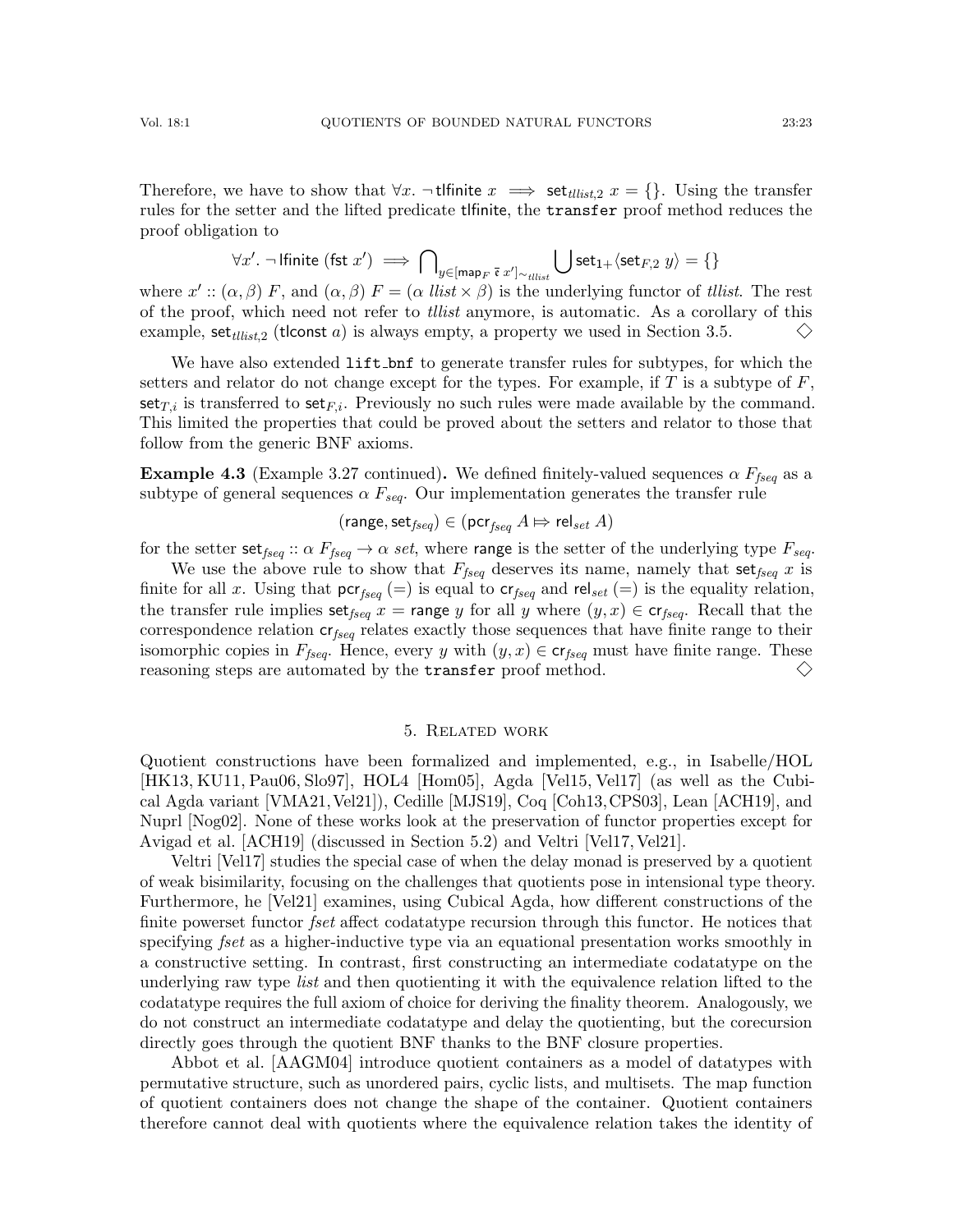Therefore, we have to show that $\forall x.\ \neg\,\mathsf{tlfinite}\ x \implies \mathsf{set}_{tllist,2}\ x = \{\}$. Using the transfer rules for the setter and the lifted predicate tlfinite, the `transfer` proof method reduces the proof obligation to

$$\forall x'.\ \neg\,\mathsf{lfinite}\ (\mathsf{fst}\ x') \implies \bigcap_{y \in [\mathsf{map}_F\ \bar{\epsilon}\ x']_{\sim_{tllist}}} \bigcup \mathsf{set}_{1+}\langle \mathsf{set}_{F,2}\ y\rangle = \{\}$$

where $x' :: (\alpha, \beta)\ F$, and $(\alpha, \beta)\ F = (\alpha\ llist \times \beta)$ is the underlying functor of *tllist*. The rest of the proof, which need not refer to *tllist* anymore, is automatic. As a corollary of this example, $\mathsf{set}_{tllist,2}\ (\mathsf{tlconst}\ a)$ is always empty, a property we used in Section 3.5. ◇

We have also extended `lift_bnf` to generate transfer rules for subtypes, for which the setters and relator do not change except for the types. For example, if $T$ is a subtype of $F$, $\mathsf{set}_{T,i}$ is transferred to $\mathsf{set}_{F,i}$. Previously no such rules were made available by the command. This limited the properties that could be proved about the setters and relator to those that follow from the generic BNF axioms.

**Example 4.3** (Example 3.27 continued)**.** We defined finitely-valued sequences $\alpha\ F_{fseq}$ as a subtype of general sequences $\alpha\ F_{seq}$. Our implementation generates the transfer rule

$$(\mathsf{range}, \mathsf{set}_{fseq}) \in (\mathsf{pcr}_{fseq}\ A \Mapsto \mathsf{rel}_{set}\ A)$$

for the setter $\mathsf{set}_{fseq} :: \alpha\ F_{fseq} \to \alpha\ set$, where range is the setter of the underlying type $F_{seq}$.

We use the above rule to show that $F_{fseq}$ deserves its name, namely that $\mathsf{set}_{fseq}\ x$ is finite for all $x$. Using that $\mathsf{pcr}_{fseq}\ (=)$ is equal to $\mathsf{cr}_{fseq}$ and $\mathsf{rel}_{set}\ (=)$ is the equality relation, the transfer rule implies $\mathsf{set}_{fseq}\ x = \mathsf{range}\ y$ for all $y$ where $(y, x) \in \mathsf{cr}_{fseq}$. Recall that the correspondence relation $\mathsf{cr}_{fseq}$ relates exactly those sequences that have finite range to their isomorphic copies in $F_{fseq}$. Hence, every $y$ with $(y, x) \in \mathsf{cr}_{fseq}$ must have finite range. These reasoning steps are automated by the `transfer` proof method. ◇

## 5. Related work

Quotient constructions have been formalized and implemented, e.g., in Isabelle/HOL [HK13, KU11, Pau06, Slo97], HOL4 [Hom05], Agda [Vel15, Vel17] (as well as the Cubical Agda variant [VMA21, Vel21]), Cedille [MJS19], Coq [Coh13, CPS03], Lean [ACH19], and Nuprl [Nog02]. None of these works look at the preservation of functor properties except for Avigad et al. [ACH19] (discussed in Section 5.2) and Veltri [Vel17, Vel21].

Veltri [Vel17] studies the special case of when the delay monad is preserved by a quotient of weak bisimilarity, focusing on the challenges that quotients pose in intensional type theory. Furthermore, he [Vel21] examines, using Cubical Agda, how different constructions of the finite powerset functor *fset* affect codatatype recursion through this functor. He notices that specifying *fset* as a higher-inductive type via an equational presentation works smoothly in a constructive setting. In contrast, first constructing an intermediate codatatype on the underlying raw type *list* and then quotienting it with the equivalence relation lifted to the codatatype requires the full axiom of choice for deriving the finality theorem. Analogously, we do not construct an intermediate codatatype and delay the quotienting, but the corecursion directly goes through the quotient BNF thanks to the BNF closure properties.

Abbot et al. [AAGM04] introduce quotient containers as a model of datatypes with permutative structure, such as unordered pairs, cyclic lists, and multisets. The map function of quotient containers does not change the shape of the container. Quotient containers therefore cannot deal with quotients where the equivalence relation takes the identity of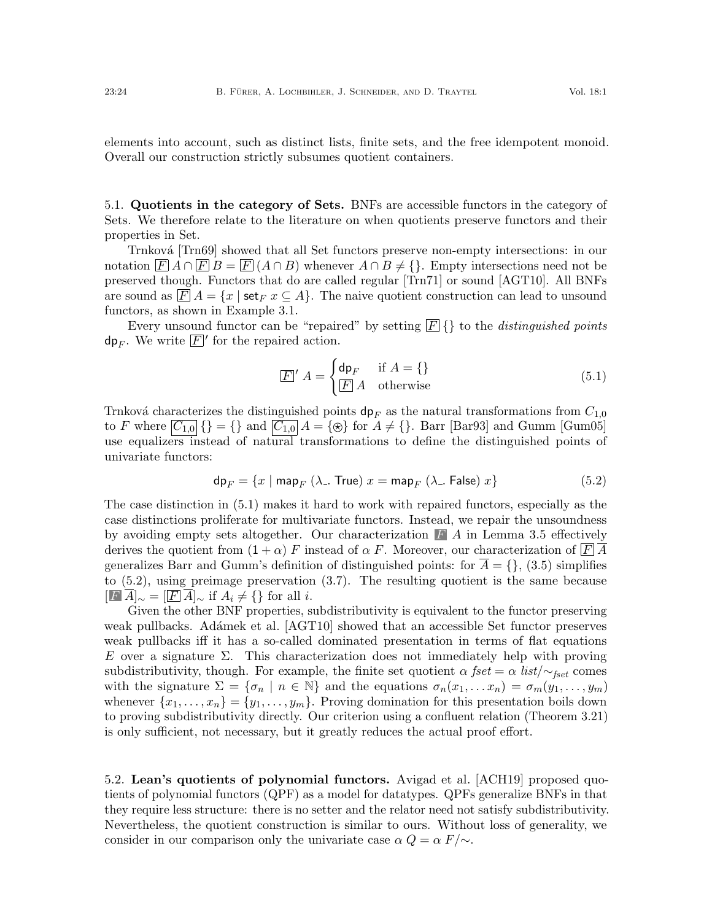elements into account, such as distinct lists, finite sets, and the free idempotent monoid. Overall our construction strictly subsumes quotient containers.

### 5.1. Quotients in the category of Sets.

BNFs are accessible functors in the category of Sets. We therefore relate to the literature on when quotients preserve functors and their properties in Set.

Trnková [Trn69] showed that all Set functors preserve non-empty intersections: in our notation $\boxed{F}\, A \cap \boxed{F}\, B = \boxed{F}\, (A \cap B)$ whenever $A \cap B \neq \{\}$. Empty intersections need not be preserved though. Functors that do are called regular [Trn71] or sound [AGT10]. All BNFs are sound as $\boxed{F}\, A = \{x \mid \mathsf{set}_F\ x \subseteq A\}$. The naive quotient construction can lead to unsound functors, as shown in Example 3.1.

Every unsound functor can be "repaired" by setting $\boxed{F}\,\{\}$ to the *distinguished points* $\mathsf{dp}_F$. We write $\boxed{F}'$ for the repaired action.

$$\boxed{F}'\ A = \begin{cases} \mathsf{dp}_F & \text{if } A = \{\} \\ \boxed{F}\, A & \text{otherwise} \end{cases} \tag{5.1}$$

Trnková characterizes the distinguished points $\mathsf{dp}_F$ as the natural transformations from $C_{1,0}$ to $F$ where $\boxed{C_{1,0}}\,\{\} = \{\}$ and $\boxed{C_{1,0}}\, A = \{\circledast\}$ for $A \neq \{\}$. Barr [Bar93] and Gumm [Gum05] use equalizers instead of natural transformations to define the distinguished points of univariate functors:

$$\mathsf{dp}_F = \{x \mid \mathsf{map}_F\ (\lambda\_.\ \mathsf{True})\ x = \mathsf{map}_F\ (\lambda\_.\ \mathsf{False})\ x\} \tag{5.2}$$

The case distinction in (5.1) makes it hard to work with repaired functors, especially as the case distinctions proliferate for multivariate functors. Instead, we repair the unsoundness by avoiding empty sets altogether. Our characterization $\blacksquare\, A$ in Lemma 3.5 effectively derives the quotient from $(1 + \alpha)\ F$ instead of $\alpha\ F$. Moreover, our characterization of $\boxed{F}\, \overline{A}$ generalizes Barr and Gumm's definition of distinguished points: for $\overline{A} = \{\}$, (3.5) simplifies to (5.2), using preimage preservation (3.7). The resulting quotient is the same because $[\blacksquare\, \overline{A}]_\sim = [\boxed{F}\, \overline{A}]_\sim$ if $A_i \neq \{\}$ for all $i$.

Given the other BNF properties, subdistributivity is equivalent to the functor preserving weak pullbacks. Adámek et al. [AGT10] showed that an accessible Set functor preserves weak pullbacks iff it has a so-called dominated presentation in terms of flat equations $E$ over a signature $\Sigma$. This characterization does not immediately help with proving subdistributivity, though. For example, the finite set quotient $\alpha\ \mathit{fset} = \alpha\ \mathit{list}/\!\sim_{\mathit{fset}}$ comes with the signature $\Sigma = \{\sigma_n \mid n \in \mathbb{N}\}$ and the equations $\sigma_n(x_1, \ldots x_n) = \sigma_m(y_1, \ldots, y_m)$ whenever $\{x_1, \ldots, x_n\} = \{y_1, \ldots, y_m\}$. Proving domination for this presentation boils down to proving subdistributivity directly. Our criterion using a confluent relation (Theorem 3.21) is only sufficient, not necessary, but it greatly reduces the actual proof effort.

### 5.2. Lean's quotients of polynomial functors.

Avigad et al. [ACH19] proposed quotients of polynomial functors (QPF) as a model for datatypes. QPFs generalize BNFs in that they require less structure: there is no setter and the relator need not satisfy subdistributivity. Nevertheless, the quotient construction is similar to ours. Without loss of generality, we consider in our comparison only the univariate case $\alpha\ Q = \alpha\ F/\!\sim$.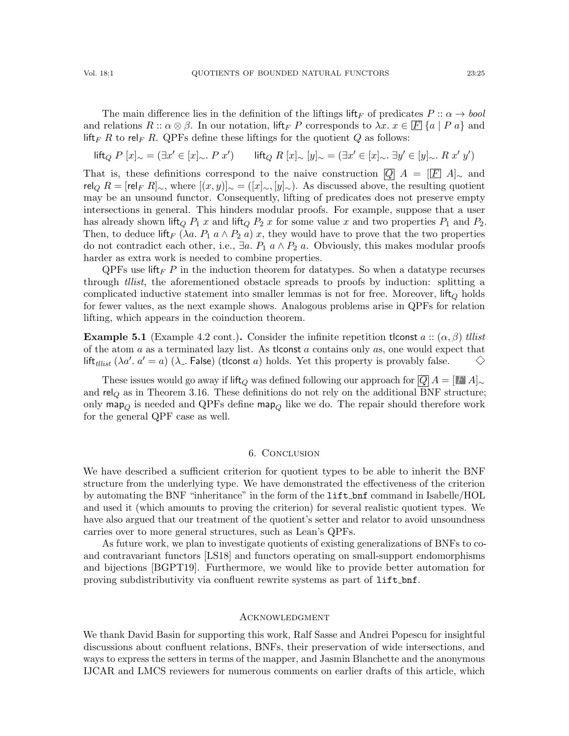The main difference lies in the definition of the liftings $\mathsf{lift}_F$ of predicates $P :: \alpha \to bool$ and relations $R :: \alpha \otimes \beta$. In our notation, $\mathsf{lift}_F\ P$ corresponds to $\lambda x.\ x \in \boxed{F}\ \{a \mid P\ a\}$ and $\mathsf{lift}_F\ R$ to $\mathsf{rel}_F\ R$. QPFs define these liftings for the quotient $Q$ as follows:

$$\mathsf{lift}_Q\ P\ [x]_\sim = (\exists x' \in [x]_\sim.\ P\ x') \qquad \mathsf{lift}_Q\ R\ [x]_\sim\ [y]_\sim = (\exists x' \in [x]_\sim.\ \exists y' \in [y]_\sim.\ R\ x'\ y')$$

That is, these definitions correspond to the naive construction $\boxed{Q}\ A = [\boxed{F}\ A]_\sim$ and $\mathsf{rel}_Q\ R = [\mathsf{rel}_F\ R]_\sim$, where $[(x,y)]_\sim = ([x]_\sim, [y]_\sim)$. As discussed above, the resulting quotient may be an unsound functor. Consequently, lifting of predicates does not preserve empty intersections in general. This hinders modular proofs. For example, suppose that a user has already shown $\mathsf{lift}_Q\ P_1\ x$ and $\mathsf{lift}_Q\ P_2\ x$ for some value $x$ and two properties $P_1$ and $P_2$. Then, to deduce $\mathsf{lift}_F\ (\lambda a.\ P_1\ a \wedge P_2\ a)\ x$, they would have to prove that the two properties do not contradict each other, i.e., $\exists a.\ P_1\ a \wedge P_2\ a$. Obviously, this makes modular proofs harder as extra work is needed to combine properties.

QPFs use $\mathsf{lift}_F\ P$ in the induction theorem for datatypes. So when a datatype recurses through *tllist*, the aforementioned obstacle spreads to proofs by induction: splitting a complicated inductive statement into smaller lemmas is not for free. Moreover, $\mathsf{lift}_Q$ holds for fewer values, as the next example shows. Analogous problems arise in QPFs for relation lifting, which appears in the coinduction theorem.

**Example 5.1** (Example 4.2 cont.)**.** Consider the infinite repetition $\mathsf{tlconst}\ a :: (\alpha, \beta)\ tllist$ of the atom $a$ as a terminated lazy list. As $\mathsf{tlconst}\ a$ contains only $a$s, one would expect that $\mathsf{lift}_{tllist}\ (\lambda a'.\ a' = a)\ (\lambda\_.\ \mathsf{False})\ (\mathsf{tlconst}\ a)$ holds. Yet this property is provably false. $\diamondsuit$

These issues would go away if $\mathsf{lift}_Q$ was defined following our approach for $\boxed{Q}\ A = [\boxed{F}\ A]_\sim$ and $\mathsf{rel}_Q$ as in Theorem 3.16. These definitions do not rely on the additional BNF structure; only $\mathsf{map}_Q$ is needed and QPFs define $\mathsf{map}_Q$ like we do. The repair should therefore work for the general QPF case as well.

## 6. Conclusion

We have described a sufficient criterion for quotient types to be able to inherit the BNF structure from the underlying type. We have demonstrated the effectiveness of the criterion by automating the BNF "inheritance" in the form of the `lift_bnf` command in Isabelle/HOL and used it (which amounts to proving the criterion) for several realistic quotient types. We have also argued that our treatment of the quotient's setter and relator to avoid unsoundness carries over to more general structures, such as Lean's QPFs.

As future work, we plan to investigate quotients of existing generalizations of BNFs to co- and contravariant functors [LS18] and functors operating on small-support endomorphisms and bijections [BGPT19]. Furthermore, we would like to provide better automation for proving subdistributivity via confluent rewrite systems as part of `lift_bnf`.

## Acknowledgment

We thank David Basin for supporting this work, Ralf Sasse and Andrei Popescu for insightful discussions about confluent relations, BNFs, their preservation of wide intersections, and ways to express the setters in terms of the mapper, and Jasmin Blanchette and the anonymous IJCAR and LMCS reviewers for numerous comments on earlier drafts of this article, which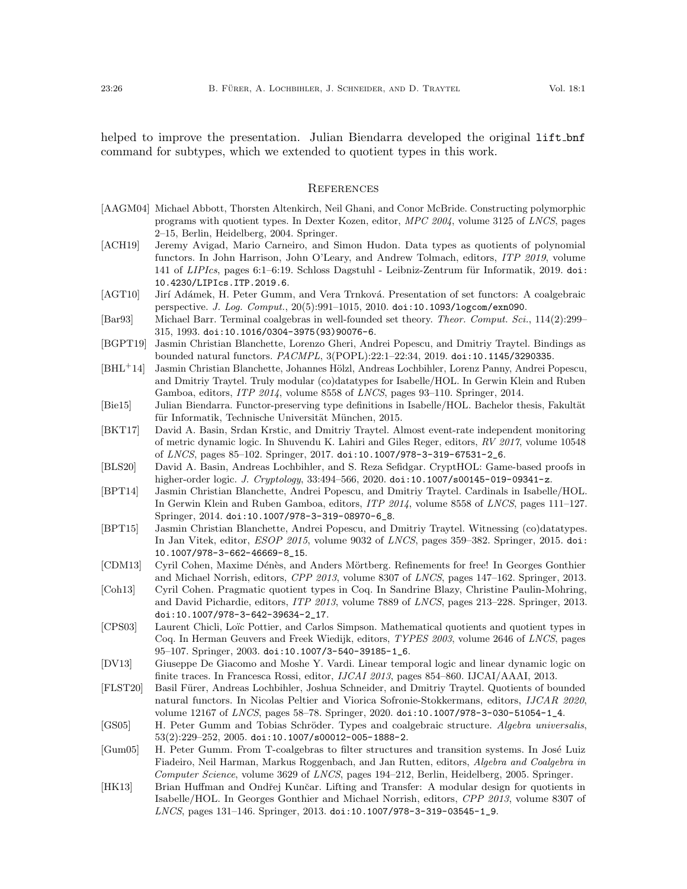helped to improve the presentation. Julian Biendarra developed the original `lift_bnf` command for subtypes, which we extended to quotient types in this work.

## References

[AAGM04] Michael Abbott, Thorsten Altenkirch, Neil Ghani, and Conor McBride. Constructing polymorphic programs with quotient types. In Dexter Kozen, editor, *MPC 2004*, volume 3125 of *LNCS*, pages 2–15, Berlin, Heidelberg, 2004. Springer.

[ACH19] Jeremy Avigad, Mario Carneiro, and Simon Hudon. Data types as quotients of polynomial functors. In John Harrison, John O'Leary, and Andrew Tolmach, editors, *ITP 2019*, volume 141 of *LIPIcs*, pages 6:1–6:19. Schloss Dagstuhl - Leibniz-Zentrum für Informatik, 2019. `doi:10.4230/LIPIcs.ITP.2019.6`.

[AGT10] Jirí Adámek, H. Peter Gumm, and Vera Trnková. Presentation of set functors: A coalgebraic perspective. *J. Log. Comput.*, 20(5):991–1015, 2010. `doi:10.1093/logcom/exn090`.

[Bar93] Michael Barr. Terminal coalgebras in well-founded set theory. *Theor. Comput. Sci.*, 114(2):299–315, 1993. `doi:10.1016/0304-3975(93)90076-6`.

[BGPT19] Jasmin Christian Blanchette, Lorenzo Gheri, Andrei Popescu, and Dmitriy Traytel. Bindings as bounded natural functors. *PACMPL*, 3(POPL):22:1–22:34, 2019. `doi:10.1145/3290335`.

[BHL+14] Jasmin Christian Blanchette, Johannes Hölzl, Andreas Lochbihler, Lorenz Panny, Andrei Popescu, and Dmitriy Traytel. Truly modular (co)datatypes for Isabelle/HOL. In Gerwin Klein and Ruben Gamboa, editors, *ITP 2014*, volume 8558 of *LNCS*, pages 93–110. Springer, 2014.

[Bie15] Julian Biendarra. Functor-preserving type definitions in Isabelle/HOL. Bachelor thesis, Fakultät für Informatik, Technische Universität München, 2015.

[BKT17] David A. Basin, Srdan Krstic, and Dmitriy Traytel. Almost event-rate independent monitoring of metric dynamic logic. In Shuvendu K. Lahiri and Giles Reger, editors, *RV 2017*, volume 10548 of *LNCS*, pages 85–102. Springer, 2017. `doi:10.1007/978-3-319-67531-2_6`.

[BLS20] David A. Basin, Andreas Lochbihler, and S. Reza Sefidgar. CryptHOL: Game-based proofs in higher-order logic. *J. Cryptology*, 33:494–566, 2020. `doi:10.1007/s00145-019-09341-z`.

[BPT14] Jasmin Christian Blanchette, Andrei Popescu, and Dmitriy Traytel. Cardinals in Isabelle/HOL. In Gerwin Klein and Ruben Gamboa, editors, *ITP 2014*, volume 8558 of *LNCS*, pages 111–127. Springer, 2014. `doi:10.1007/978-3-319-08970-6_8`.

[BPT15] Jasmin Christian Blanchette, Andrei Popescu, and Dmitriy Traytel. Witnessing (co)datatypes. In Jan Vitek, editor, *ESOP 2015*, volume 9032 of *LNCS*, pages 359–382. Springer, 2015. `doi:10.1007/978-3-662-46669-8_15`.

[CDM13] Cyril Cohen, Maxime Dénès, and Anders Mörtberg. Refinements for free! In Georges Gonthier and Michael Norrish, editors, *CPP 2013*, volume 8307 of *LNCS*, pages 147–162. Springer, 2013.

[Coh13] Cyril Cohen. Pragmatic quotient types in Coq. In Sandrine Blazy, Christine Paulin-Mohring, and David Pichardie, editors, *ITP 2013*, volume 7889 of *LNCS*, pages 213–228. Springer, 2013. `doi:10.1007/978-3-642-39634-2_17`.

[CPS03] Laurent Chicli, Loïc Pottier, and Carlos Simpson. Mathematical quotients and quotient types in Coq. In Herman Geuvers and Freek Wiedijk, editors, *TYPES 2003*, volume 2646 of *LNCS*, pages 95–107. Springer, 2003. `doi:10.1007/3-540-39185-1_6`.

[DV13] Giuseppe De Giacomo and Moshe Y. Vardi. Linear temporal logic and linear dynamic logic on finite traces. In Francesca Rossi, editor, *IJCAI 2013*, pages 854–860. IJCAI/AAAI, 2013.

[FLST20] Basil Fürer, Andreas Lochbihler, Joshua Schneider, and Dmitriy Traytel. Quotients of bounded natural functors. In Nicolas Peltier and Viorica Sofronie-Stokkermans, editors, *IJCAR 2020*, volume 12167 of *LNCS*, pages 58–78. Springer, 2020. `doi:10.1007/978-3-030-51054-1_4`.

[GS05] H. Peter Gumm and Tobias Schröder. Types and coalgebraic structure. *Algebra universalis*, 53(2):229–252, 2005. `doi:10.1007/s00012-005-1888-2`.

[Gum05] H. Peter Gumm. From T-coalgebras to filter structures and transition systems. In José Luiz Fiadeiro, Neil Harman, Markus Roggenbach, and Jan Rutten, editors, *Algebra and Coalgebra in Computer Science*, volume 3629 of *LNCS*, pages 194–212, Berlin, Heidelberg, 2005. Springer.

[HK13] Brian Huffman and Ondřej Kunčar. Lifting and Transfer: A modular design for quotients in Isabelle/HOL. In Georges Gonthier and Michael Norrish, editors, *CPP 2013*, volume 8307 of *LNCS*, pages 131–146. Springer, 2013. `doi:10.1007/978-3-319-03545-1_9`.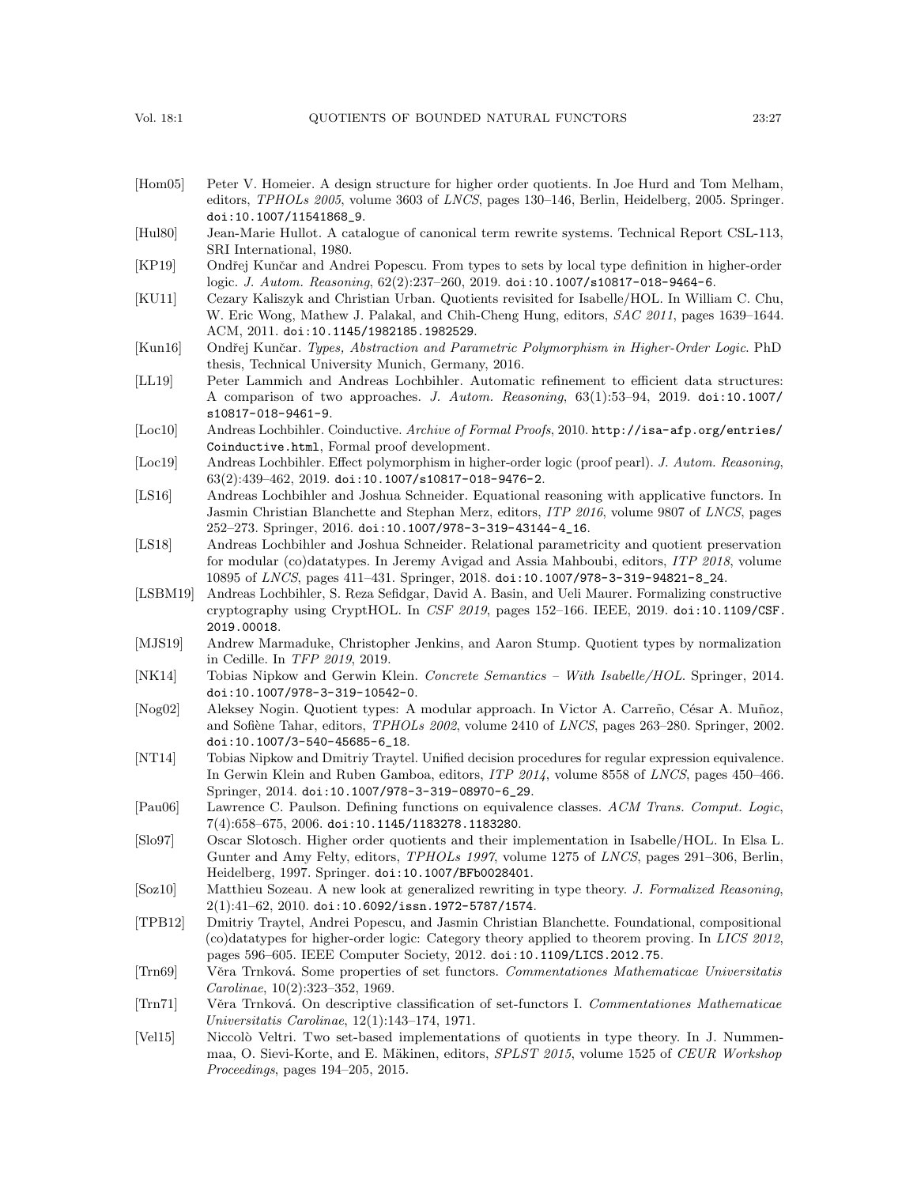[Hom05] Peter V. Homeier. A design structure for higher order quotients. In Joe Hurd and Tom Melham, editors, *TPHOLs 2005*, volume 3603 of *LNCS*, pages 130–146, Berlin, Heidelberg, 2005. Springer. doi:10.1007/11541868_9.

[Hul80] Jean-Marie Hullot. A catalogue of canonical term rewrite systems. Technical Report CSL-113, SRI International, 1980.

[KP19] Ondřej Kunčar and Andrei Popescu. From types to sets by local type definition in higher-order logic. *J. Autom. Reasoning*, 62(2):237–260, 2019. doi:10.1007/s10817-018-9464-6.

[KU11] Cezary Kaliszyk and Christian Urban. Quotients revisited for Isabelle/HOL. In William C. Chu, W. Eric Wong, Mathew J. Palakal, and Chih-Cheng Hung, editors, *SAC 2011*, pages 1639–1644. ACM, 2011. doi:10.1145/1982185.1982529.

[Kun16] Ondřej Kunčar. *Types, Abstraction and Parametric Polymorphism in Higher-Order Logic*. PhD thesis, Technical University Munich, Germany, 2016.

[LL19] Peter Lammich and Andreas Lochbihler. Automatic refinement to efficient data structures: A comparison of two approaches. *J. Autom. Reasoning*, 63(1):53–94, 2019. doi:10.1007/s10817-018-9461-9.

[Loc10] Andreas Lochbihler. Coinductive. *Archive of Formal Proofs*, 2010. http://isa-afp.org/entries/Coinductive.html, Formal proof development.

[Loc19] Andreas Lochbihler. Effect polymorphism in higher-order logic (proof pearl). *J. Autom. Reasoning*, 63(2):439–462, 2019. doi:10.1007/s10817-018-9476-2.

[LS16] Andreas Lochbihler and Joshua Schneider. Equational reasoning with applicative functors. In Jasmin Christian Blanchette and Stephan Merz, editors, *ITP 2016*, volume 9807 of *LNCS*, pages 252–273. Springer, 2016. doi:10.1007/978-3-319-43144-4_16.

[LS18] Andreas Lochbihler and Joshua Schneider. Relational parametricity and quotient preservation for modular (co)datatypes. In Jeremy Avigad and Assia Mahboubi, editors, *ITP 2018*, volume 10895 of *LNCS*, pages 411–431. Springer, 2018. doi:10.1007/978-3-319-94821-8_24.

[LSBM19] Andreas Lochbihler, S. Reza Sefidgar, David A. Basin, and Ueli Maurer. Formalizing constructive cryptography using CryptHOL. In *CSF 2019*, pages 152–166. IEEE, 2019. doi:10.1109/CSF.2019.00018.

[MJS19] Andrew Marmaduke, Christopher Jenkins, and Aaron Stump. Quotient types by normalization in Cedille. In *TFP 2019*, 2019.

[NK14] Tobias Nipkow and Gerwin Klein. *Concrete Semantics – With Isabelle/HOL*. Springer, 2014. doi:10.1007/978-3-319-10542-0.

[Nog02] Aleksey Nogin. Quotient types: A modular approach. In Victor A. Carreño, César A. Muñoz, and Sofiène Tahar, editors, *TPHOLs 2002*, volume 2410 of *LNCS*, pages 263–280. Springer, 2002. doi:10.1007/3-540-45685-6_18.

[NT14] Tobias Nipkow and Dmitriy Traytel. Unified decision procedures for regular expression equivalence. In Gerwin Klein and Ruben Gamboa, editors, *ITP 2014*, volume 8558 of *LNCS*, pages 450–466. Springer, 2014. doi:10.1007/978-3-319-08970-6_29.

[Pau06] Lawrence C. Paulson. Defining functions on equivalence classes. *ACM Trans. Comput. Logic*, 7(4):658–675, 2006. doi:10.1145/1183278.1183280.

[Slo97] Oscar Slotosch. Higher order quotients and their implementation in Isabelle/HOL. In Elsa L. Gunter and Amy Felty, editors, *TPHOLs 1997*, volume 1275 of *LNCS*, pages 291–306, Berlin, Heidelberg, 1997. Springer. doi:10.1007/BFb0028401.

[Soz10] Matthieu Sozeau. A new look at generalized rewriting in type theory. *J. Formalized Reasoning*, 2(1):41–62, 2010. doi:10.6092/issn.1972-5787/1574.

[TPB12] Dmitriy Traytel, Andrei Popescu, and Jasmin Christian Blanchette. Foundational, compositional (co)datatypes for higher-order logic: Category theory applied to theorem proving. In *LICS 2012*, pages 596–605. IEEE Computer Society, 2012. doi:10.1109/LICS.2012.75.

[Trn69] Věra Trnková. Some properties of set functors. *Commentationes Mathematicae Universitatis Carolinae*, 10(2):323–352, 1969.

[Trn71] Věra Trnková. On descriptive classification of set-functors I. *Commentationes Mathematicae Universitatis Carolinae*, 12(1):143–174, 1971.

[Vel15] Niccolò Veltri. Two set-based implementations of quotients in type theory. In J. Nummenmaa, O. Sievi-Korte, and E. Mäkinen, editors, *SPLST 2015*, volume 1525 of *CEUR Workshop Proceedings*, pages 194–205, 2015.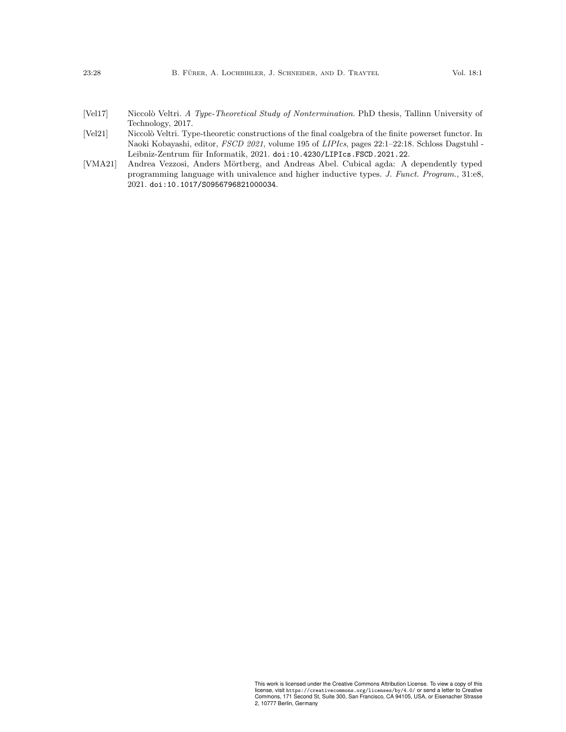[Vel17] Niccolò Veltri. *A Type-Theoretical Study of Nontermination*. PhD thesis, Tallinn University of Technology, 2017.

[Vel21] Niccolò Veltri. Type-theoretic constructions of the final coalgebra of the finite powerset functor. In Naoki Kobayashi, editor, *FSCD 2021*, volume 195 of *LIPIcs*, pages 22:1–22:18. Schloss Dagstuhl - Leibniz-Zentrum für Informatik, 2021. doi:10.4230/LIPIcs.FSCD.2021.22.

[VMA21] Andrea Vezzosi, Anders Mörtberg, and Andreas Abel. Cubical agda: A dependently typed programming language with univalence and higher inductive types. *J. Funct. Program.*, 31:e8, 2021. doi:10.1017/S0956796821000034.

This work is licensed under the Creative Commons Attribution License. To view a copy of this license, visit https://creativecommons.org/licenses/by/4.0/ or send a letter to Creative Commons, 171 Second St, Suite 300, San Francisco, CA 94105, USA, or Eisenacher Strasse 2, 10777 Berlin, Germany